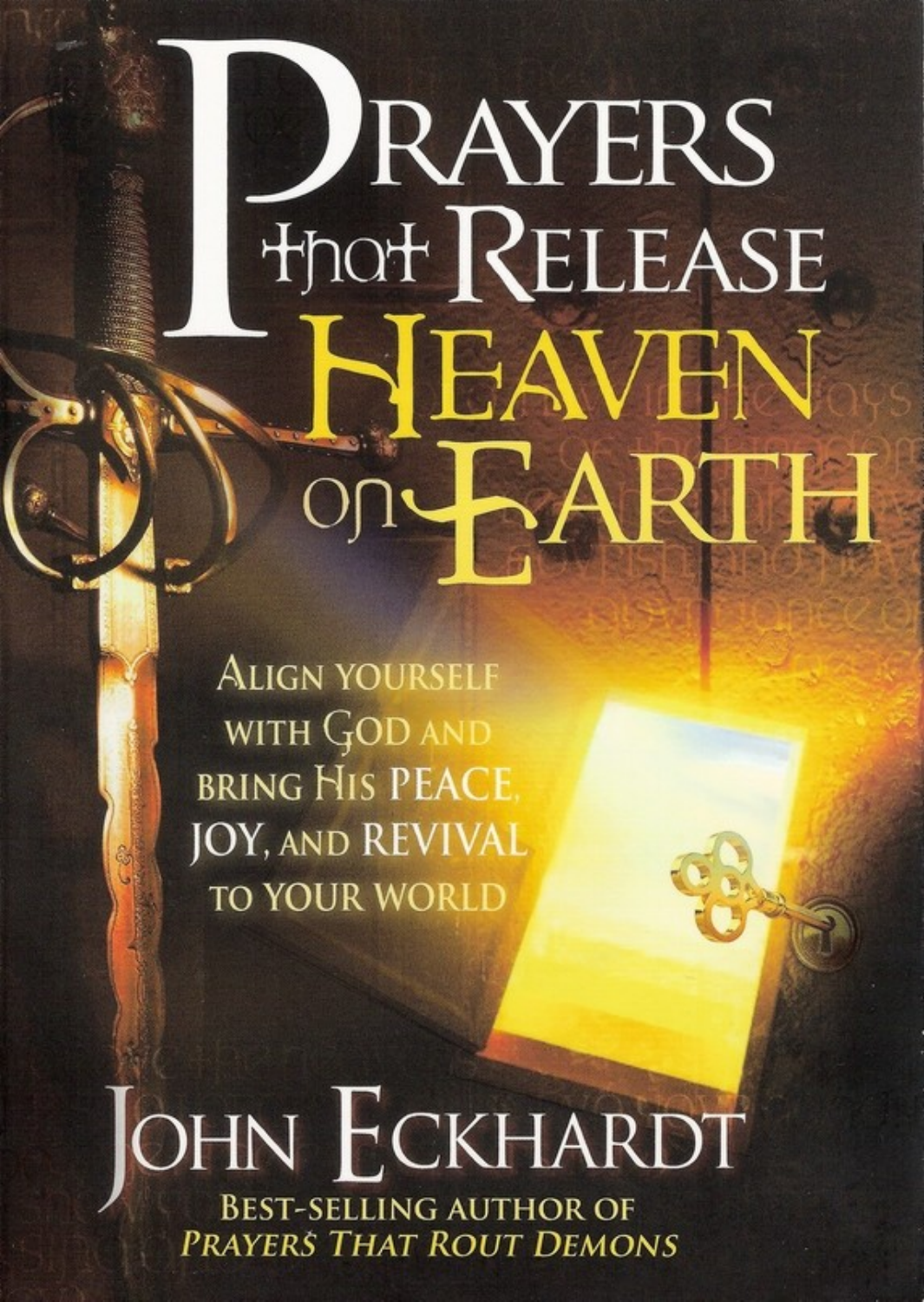# Prayers that Release Heaven on Earth

Align yourself with God and bring His peace, joy, and revival to your world

John Eckhardt

Best-selling author of *Prayers That Rout Demons*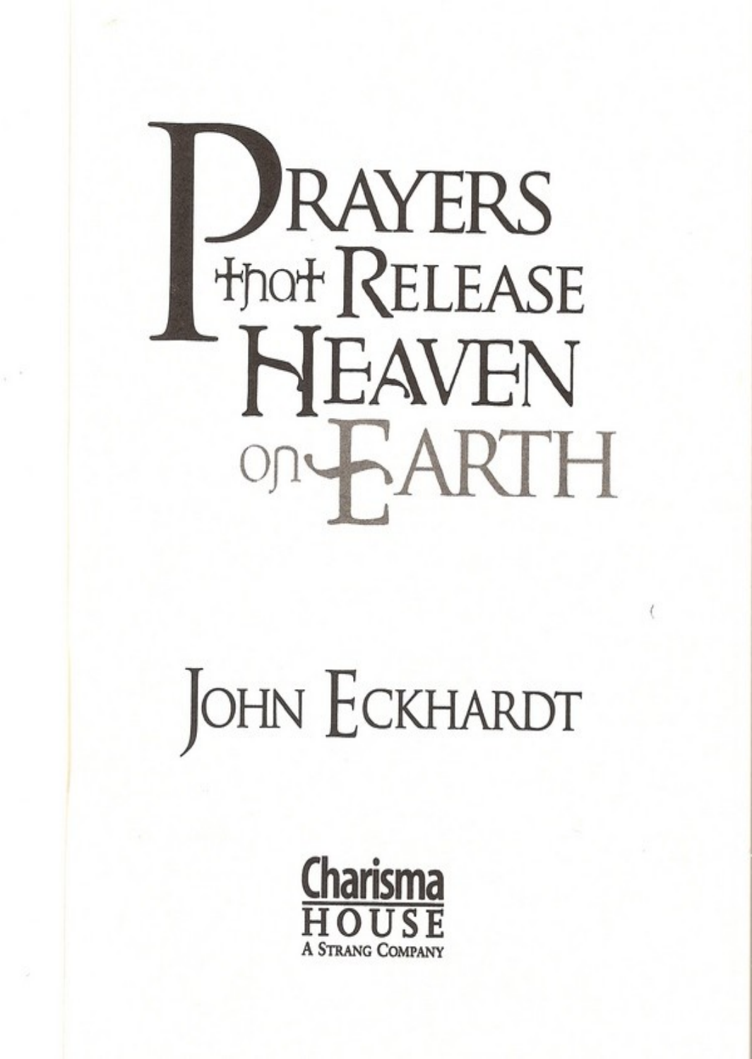# Prayers that Release Heaven on Earth

## John Eckhardt

Charisma House
A Strang Company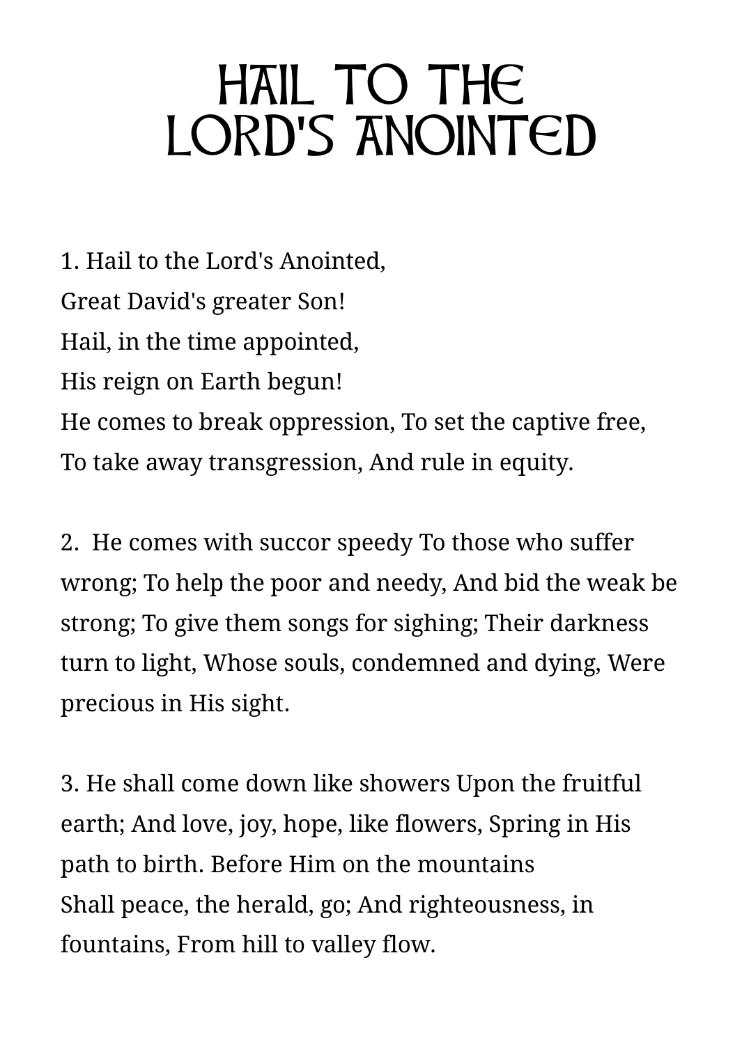# HAIL TO THE LORD'S ANOINTED

1. Hail to the Lord's Anointed,
Great David's greater Son!
Hail, in the time appointed,
His reign on Earth begun!
He comes to break oppression, To set the captive free,
To take away transgression, And rule in equity.

2. He comes with succor speedy To those who suffer wrong; To help the poor and needy, And bid the weak be strong; To give them songs for sighing; Their darkness turn to light, Whose souls, condemned and dying, Were precious in His sight.

3. He shall come down like showers Upon the fruitful earth; And love, joy, hope, like flowers, Spring in His path to birth. Before Him on the mountains
Shall peace, the herald, go; And righteousness, in fountains, From hill to valley flow.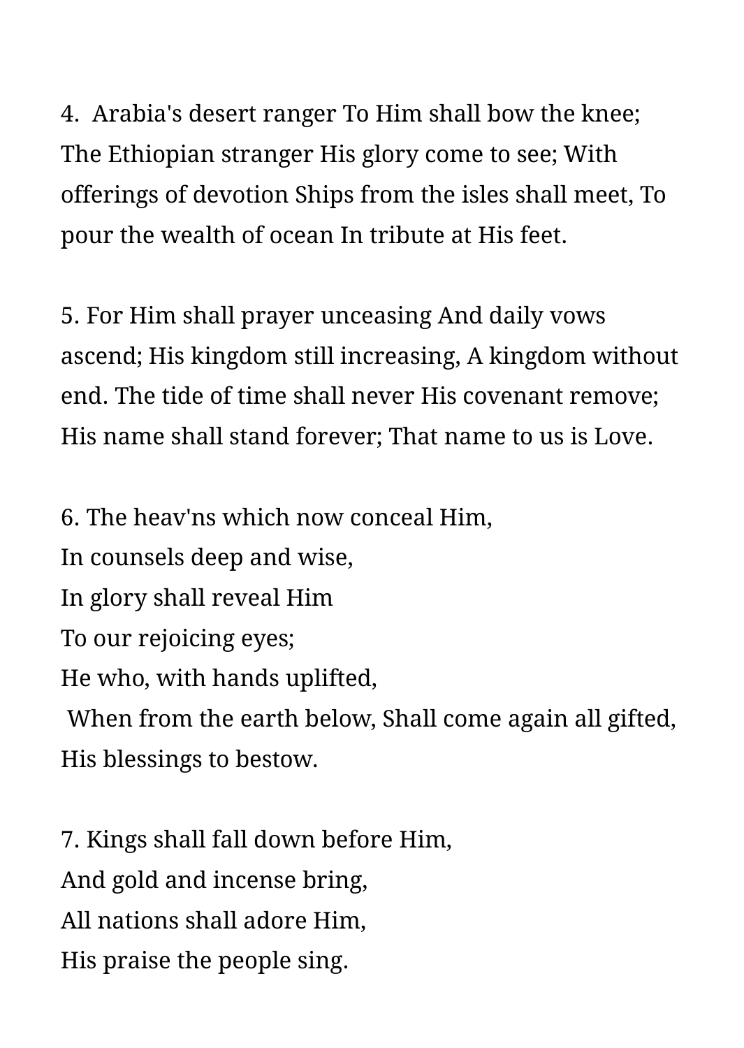4.  Arabia's desert ranger To Him shall bow the knee; The Ethiopian stranger His glory come to see; With offerings of devotion Ships from the isles shall meet, To pour the wealth of ocean In tribute at His feet.

5. For Him shall prayer unceasing And daily vows ascend; His kingdom still increasing, A kingdom without end. The tide of time shall never His covenant remove; His name shall stand forever; That name to us is Love.

6. The heav'ns which now conceal Him,  
In counsels deep and wise,  
In glory shall reveal Him  
To our rejoicing eyes;  
He who, with hands uplifted,  
When from the earth below, Shall come again all gifted,  
His blessings to bestow.

7. Kings shall fall down before Him,  
And gold and incense bring,  
All nations shall adore Him,  
His praise the people sing.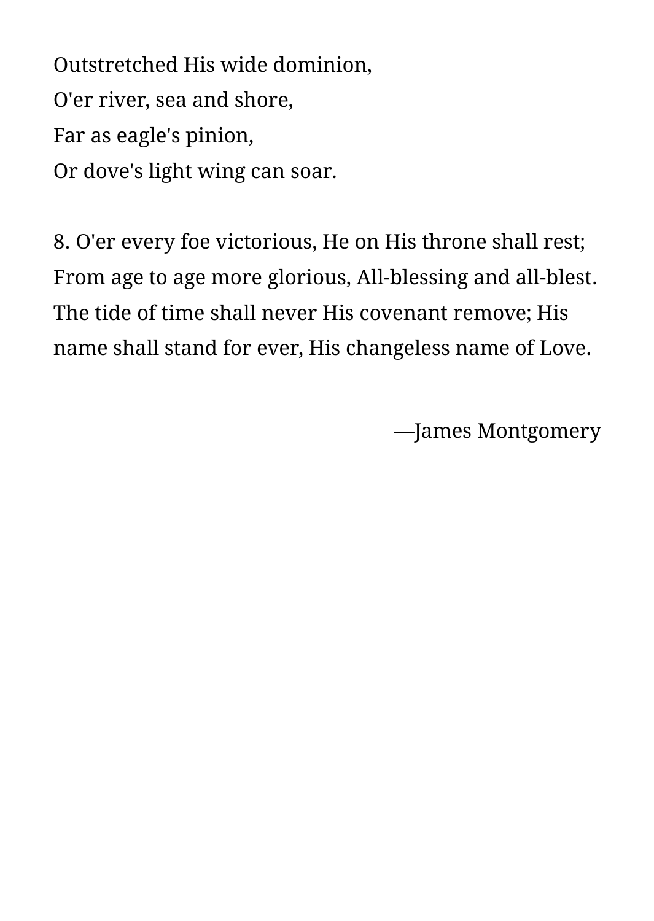Outstretched His wide dominion,  
O'er river, sea and shore,  
Far as eagle's pinion,  
Or dove's light wing can soar.

8. O'er every foe victorious, He on His throne shall rest; From age to age more glorious, All-blessing and all-blest. The tide of time shall never His covenant remove; His name shall stand for ever, His changeless name of Love.

—James Montgomery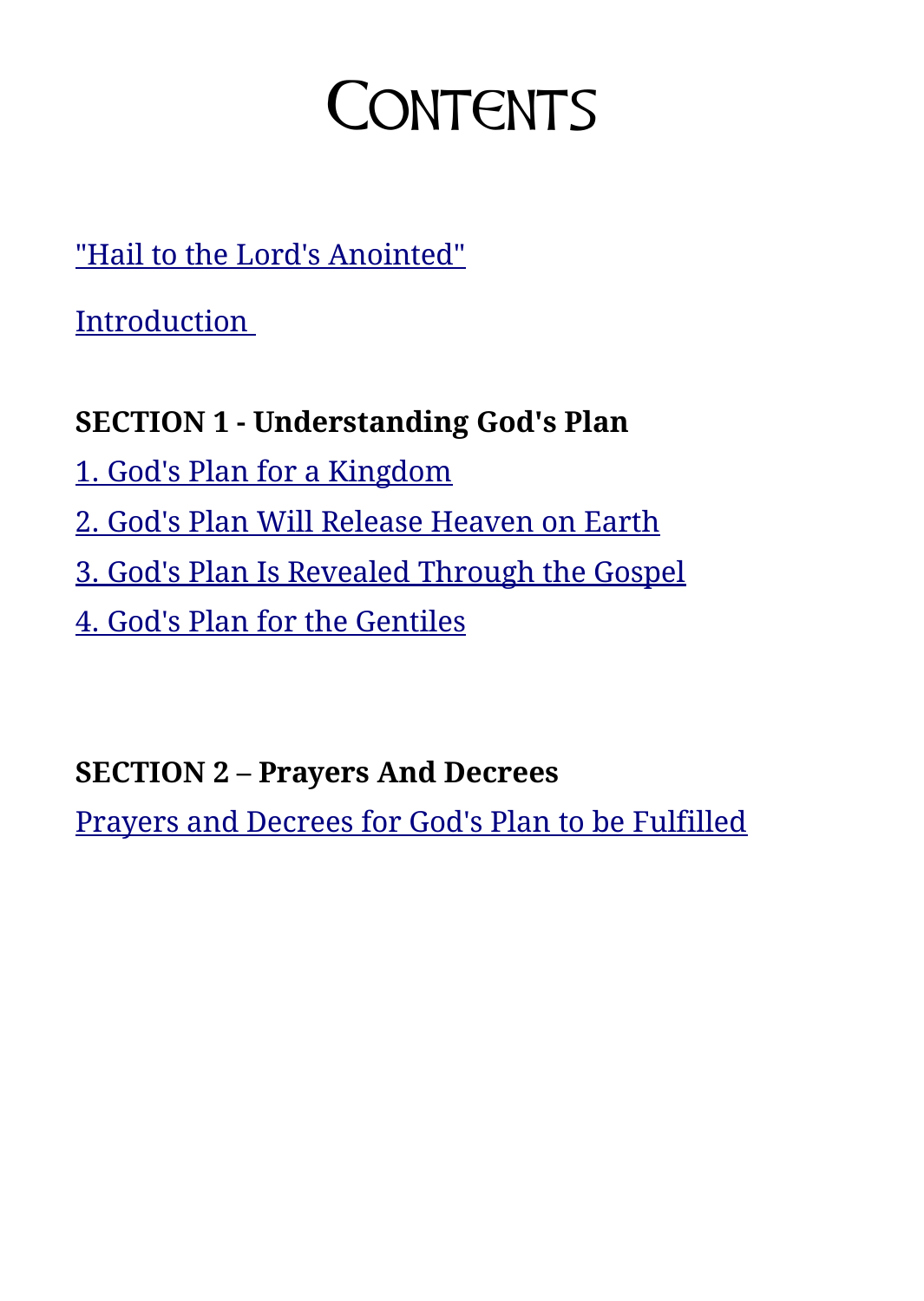# Contents

"Hail to the Lord's Anointed"

Introduction

**SECTION 1 - Understanding God's Plan**

1. God's Plan for a Kingdom

2. God's Plan Will Release Heaven on Earth

3. God's Plan Is Revealed Through the Gospel

4. God's Plan for the Gentiles

**SECTION 2 – Prayers And Decrees**

Prayers and Decrees for God's Plan to be Fulfilled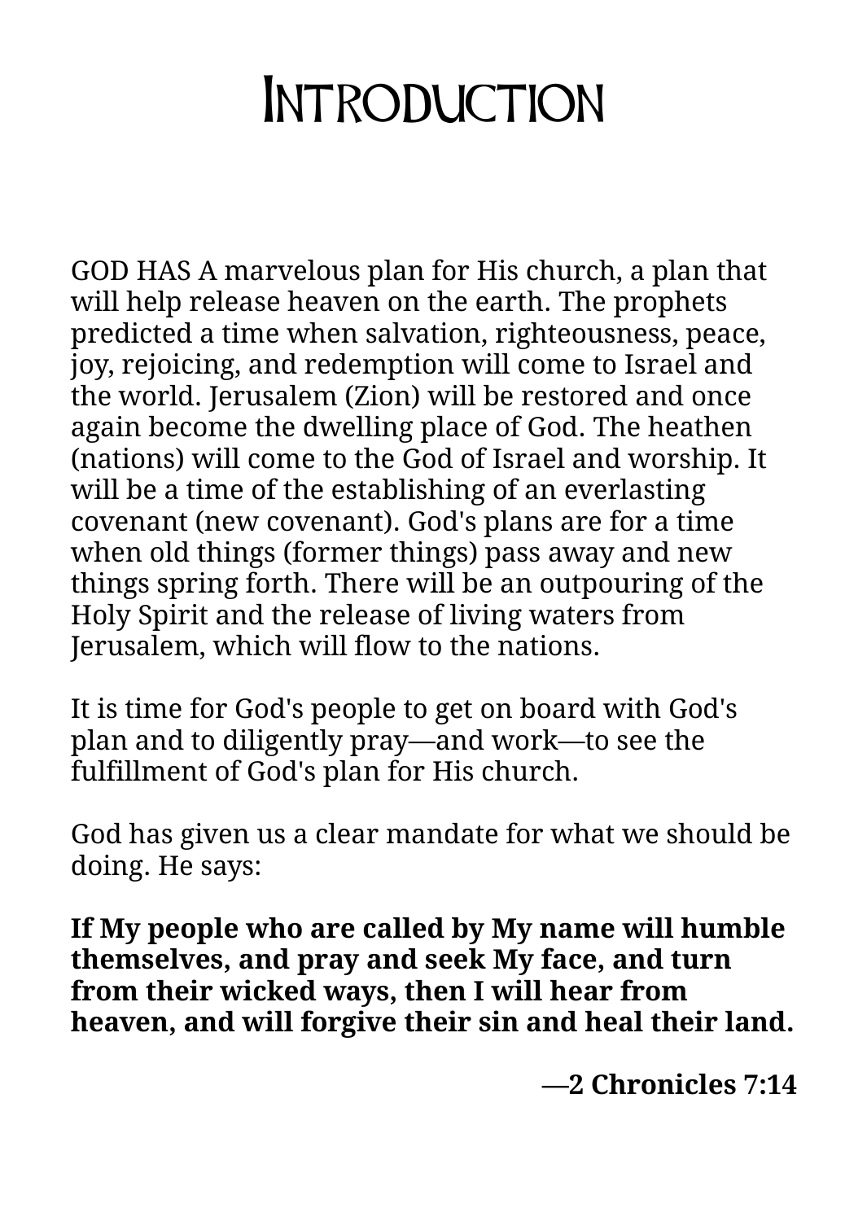# Introduction

GOD HAS A marvelous plan for His church, a plan that will help release heaven on the earth. The prophets predicted a time when salvation, righteousness, peace, joy, rejoicing, and redemption will come to Israel and the world. Jerusalem (Zion) will be restored and once again become the dwelling place of God. The heathen (nations) will come to the God of Israel and worship. It will be a time of the establishing of an everlasting covenant (new covenant). God's plans are for a time when old things (former things) pass away and new things spring forth. There will be an outpouring of the Holy Spirit and the release of living waters from Jerusalem, which will flow to the nations.

It is time for God's people to get on board with God's plan and to diligently pray—and work—to see the fulfillment of God's plan for His church.

God has given us a clear mandate for what we should be doing. He says:

**If My people who are called by My name will humble themselves, and pray and seek My face, and turn from their wicked ways, then I will hear from heaven, and will forgive their sin and heal their land.**

**—2 Chronicles 7:14**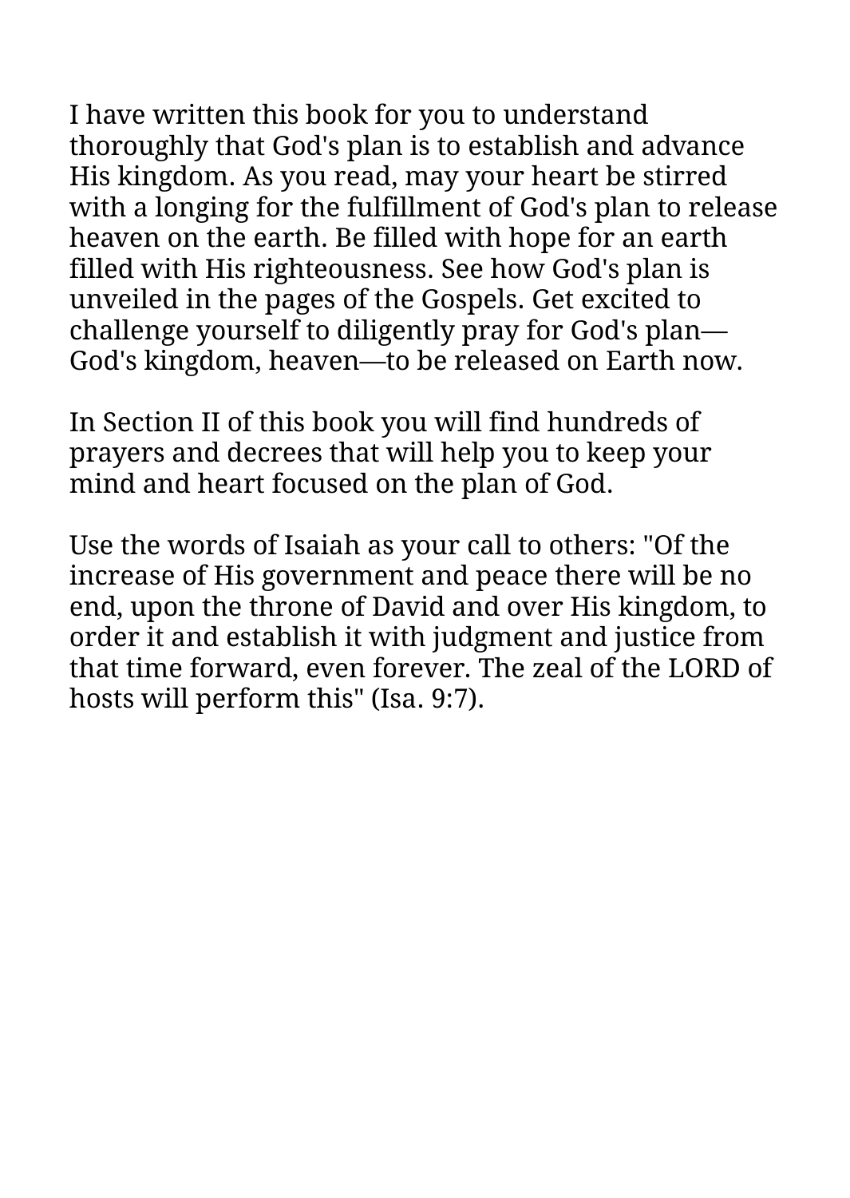I have written this book for you to understand thoroughly that God's plan is to establish and advance His kingdom. As you read, may your heart be stirred with a longing for the fulfillment of God's plan to release heaven on the earth. Be filled with hope for an earth filled with His righteousness. See how God's plan is unveiled in the pages of the Gospels. Get excited to challenge yourself to diligently pray for God's plan—God's kingdom, heaven—to be released on Earth now.

In Section II of this book you will find hundreds of prayers and decrees that will help you to keep your mind and heart focused on the plan of God.

Use the words of Isaiah as your call to others: "Of the increase of His government and peace there will be no end, upon the throne of David and over His kingdom, to order it and establish it with judgment and justice from that time forward, even forever. The zeal of the LORD of hosts will perform this" (Isa. 9:7).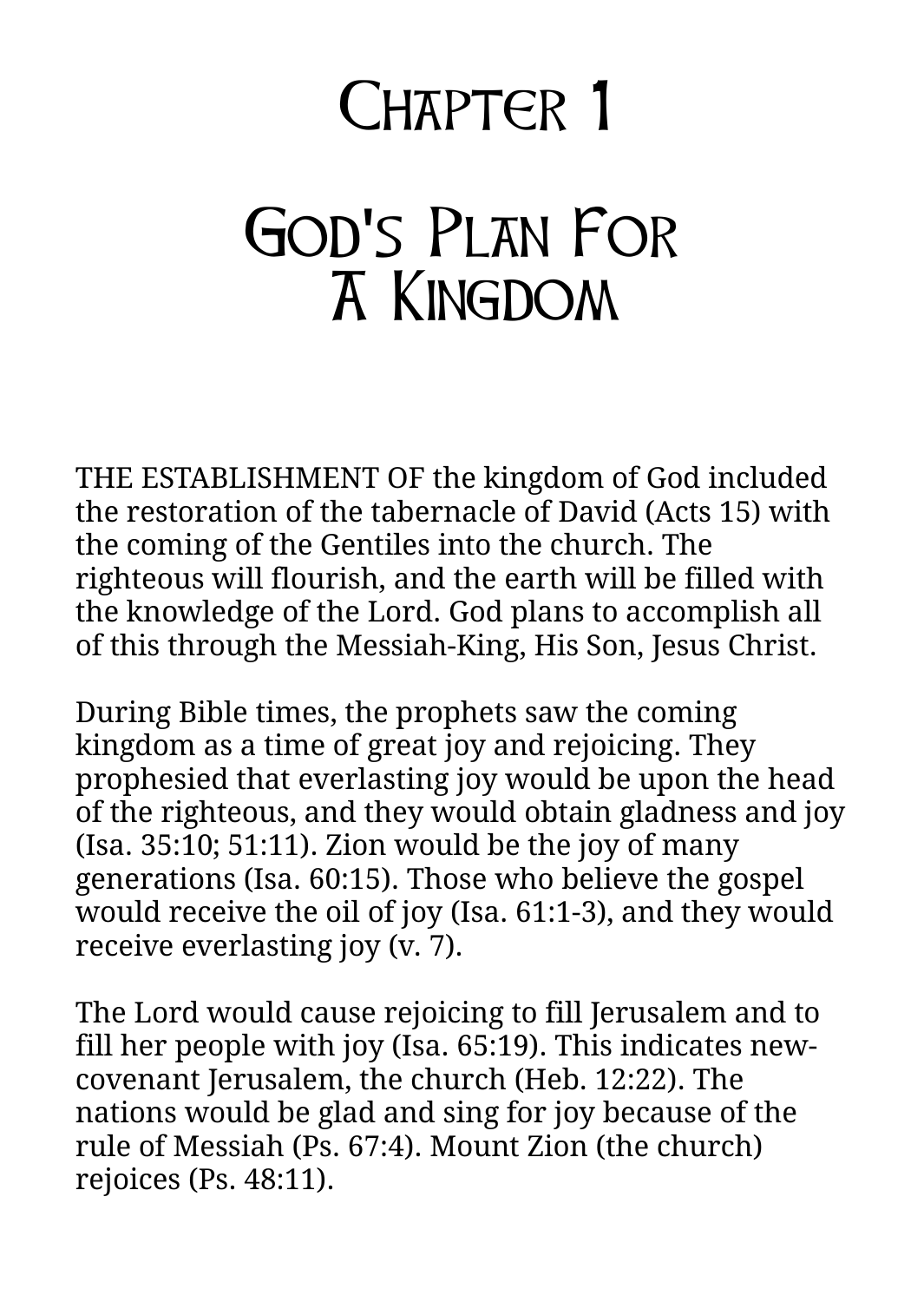# Chapter 1

# God's Plan For A Kingdom

THE ESTABLISHMENT OF the kingdom of God included the restoration of the tabernacle of David (Acts 15) with the coming of the Gentiles into the church. The righteous will flourish, and the earth will be filled with the knowledge of the Lord. God plans to accomplish all of this through the Messiah-King, His Son, Jesus Christ.

During Bible times, the prophets saw the coming kingdom as a time of great joy and rejoicing. They prophesied that everlasting joy would be upon the head of the righteous, and they would obtain gladness and joy (Isa. 35:10; 51:11). Zion would be the joy of many generations (Isa. 60:15). Those who believe the gospel would receive the oil of joy (Isa. 61:1-3), and they would receive everlasting joy (v. 7).

The Lord would cause rejoicing to fill Jerusalem and to fill her people with joy (Isa. 65:19). This indicates new-covenant Jerusalem, the church (Heb. 12:22). The nations would be glad and sing for joy because of the rule of Messiah (Ps. 67:4). Mount Zion (the church) rejoices (Ps. 48:11).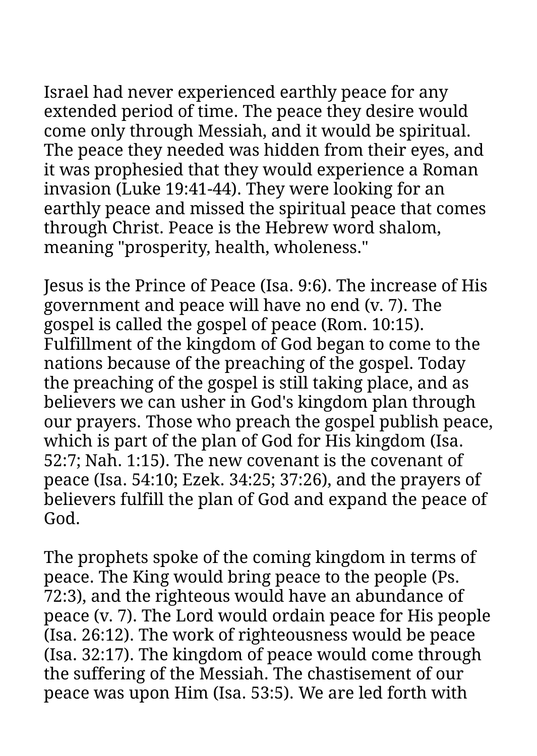Israel had never experienced earthly peace for any extended period of time. The peace they desire would come only through Messiah, and it would be spiritual. The peace they needed was hidden from their eyes, and it was prophesied that they would experience a Roman invasion (Luke 19:41-44). They were looking for an earthly peace and missed the spiritual peace that comes through Christ. Peace is the Hebrew word shalom, meaning "prosperity, health, wholeness."

Jesus is the Prince of Peace (Isa. 9:6). The increase of His government and peace will have no end (v. 7). The gospel is called the gospel of peace (Rom. 10:15). Fulfillment of the kingdom of God began to come to the nations because of the preaching of the gospel. Today the preaching of the gospel is still taking place, and as believers we can usher in God's kingdom plan through our prayers. Those who preach the gospel publish peace, which is part of the plan of God for His kingdom (Isa. 52:7; Nah. 1:15). The new covenant is the covenant of peace (Isa. 54:10; Ezek. 34:25; 37:26), and the prayers of believers fulfill the plan of God and expand the peace of God.

The prophets spoke of the coming kingdom in terms of peace. The King would bring peace to the people (Ps. 72:3), and the righteous would have an abundance of peace (v. 7). The Lord would ordain peace for His people (Isa. 26:12). The work of righteousness would be peace (Isa. 32:17). The kingdom of peace would come through the suffering of the Messiah. The chastisement of our peace was upon Him (Isa. 53:5). We are led forth with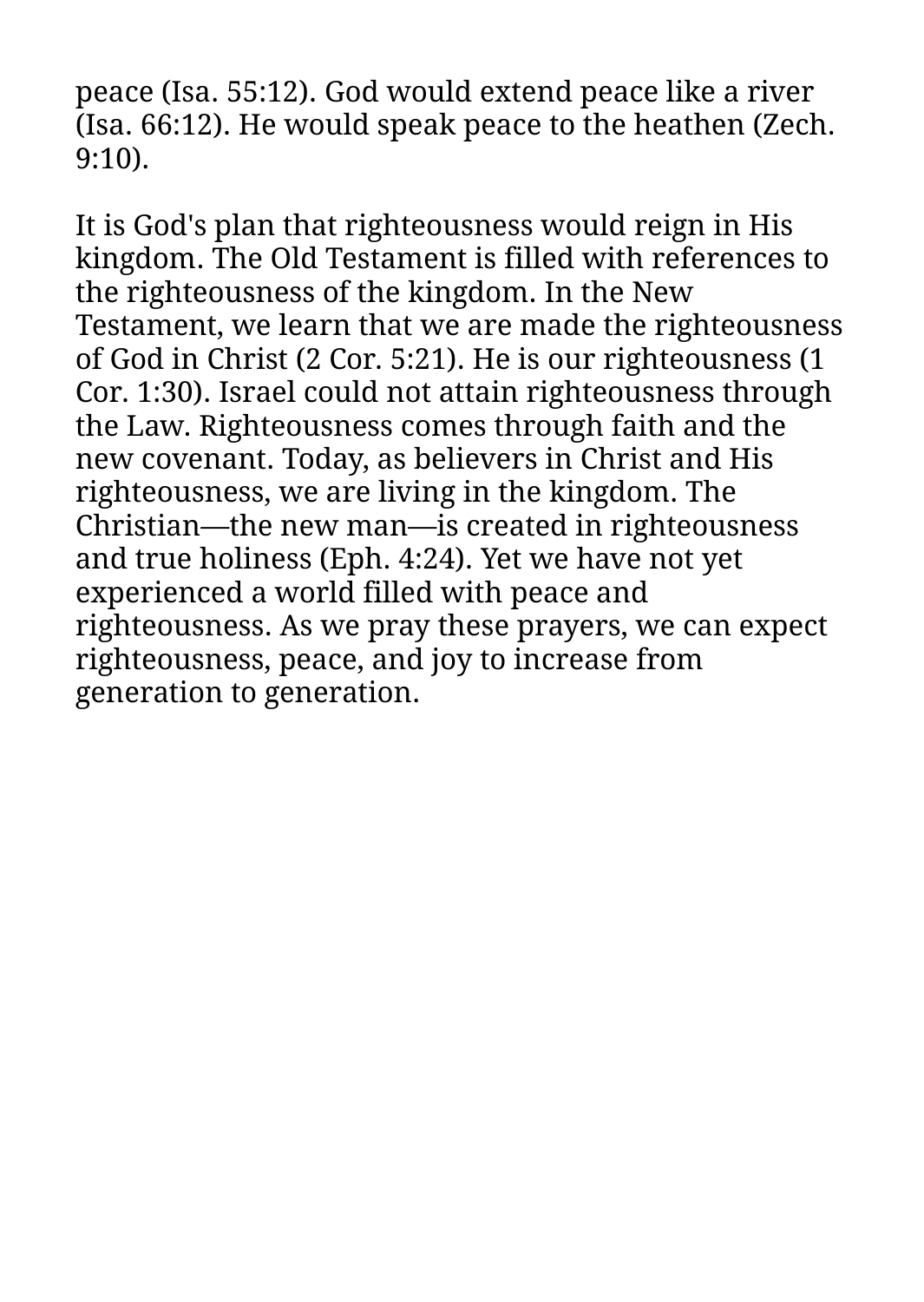peace (Isa. 55:12). God would extend peace like a river (Isa. 66:12). He would speak peace to the heathen (Zech. 9:10).

It is God's plan that righteousness would reign in His kingdom. The Old Testament is filled with references to the righteousness of the kingdom. In the New Testament, we learn that we are made the righteousness of God in Christ (2 Cor. 5:21). He is our righteousness (1 Cor. 1:30). Israel could not attain righteousness through the Law. Righteousness comes through faith and the new covenant. Today, as believers in Christ and His righteousness, we are living in the kingdom. The Christian—the new man—is created in righteousness and true holiness (Eph. 4:24). Yet we have not yet experienced a world filled with peace and righteousness. As we pray these prayers, we can expect righteousness, peace, and joy to increase from generation to generation.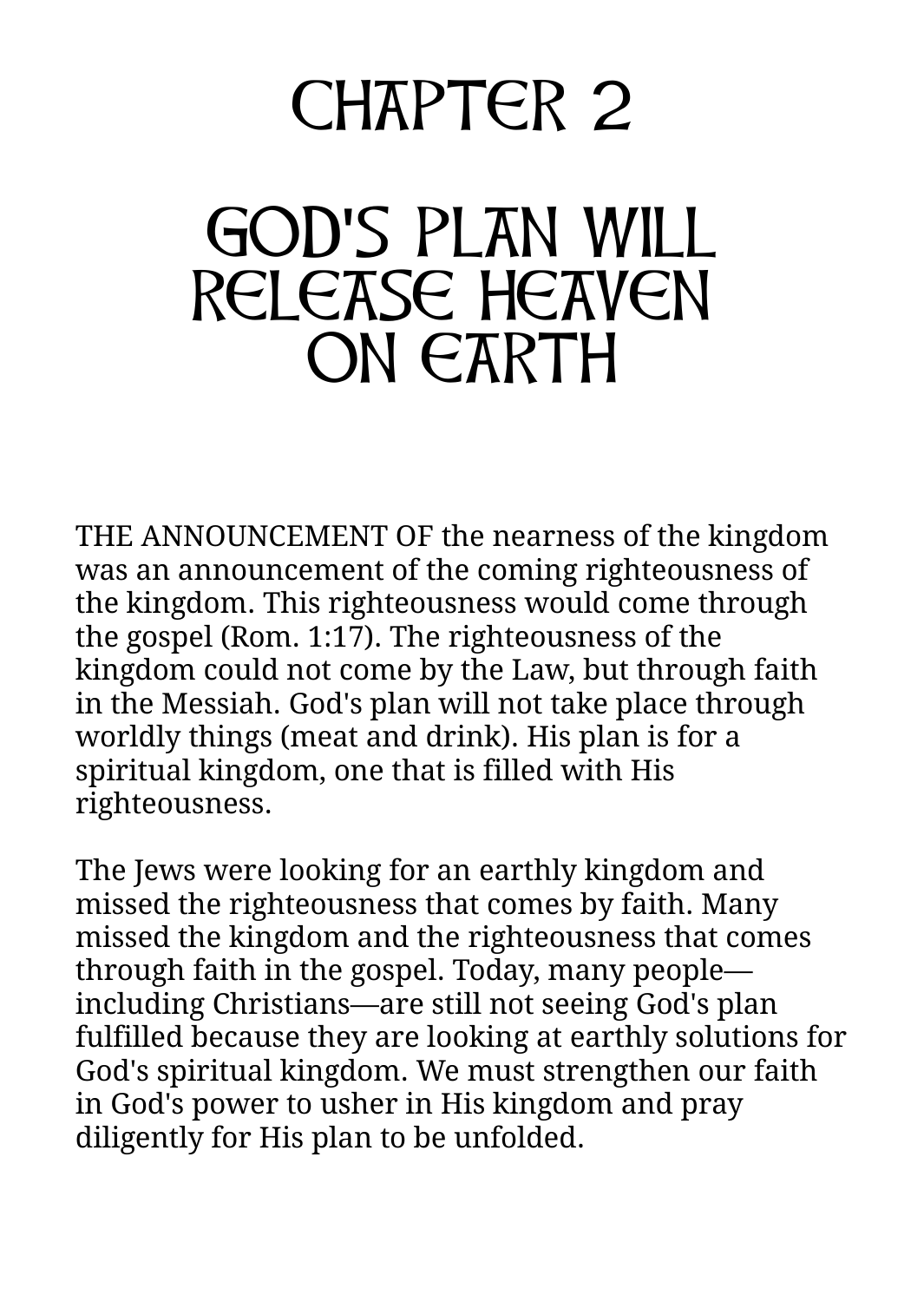# CHAPTER 2

# GOD'S PLAN WILL RELEASE HEAVEN ON EARTH

THE ANNOUNCEMENT OF the nearness of the kingdom was an announcement of the coming righteousness of the kingdom. This righteousness would come through the gospel (Rom. 1:17). The righteousness of the kingdom could not come by the Law, but through faith in the Messiah. God's plan will not take place through worldly things (meat and drink). His plan is for a spiritual kingdom, one that is filled with His righteousness.

The Jews were looking for an earthly kingdom and missed the righteousness that comes by faith. Many missed the kingdom and the righteousness that comes through faith in the gospel. Today, many people—including Christians—are still not seeing God's plan fulfilled because they are looking at earthly solutions for God's spiritual kingdom. We must strengthen our faith in God's power to usher in His kingdom and pray diligently for His plan to be unfolded.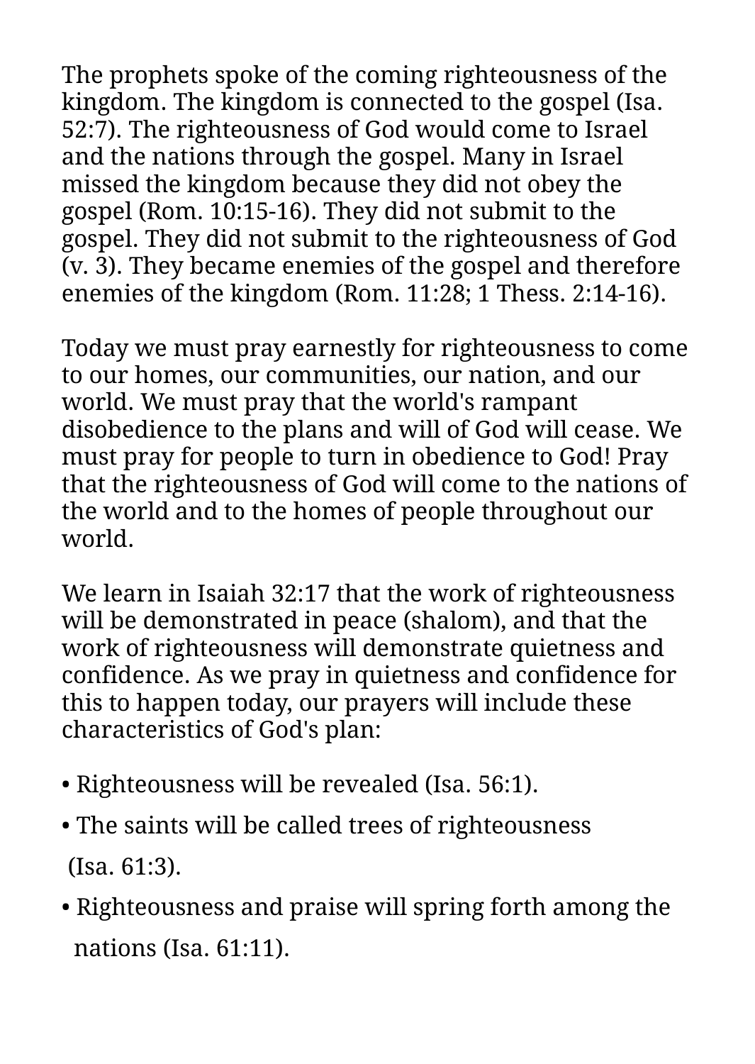The prophets spoke of the coming righteousness of the kingdom. The kingdom is connected to the gospel (Isa. 52:7). The righteousness of God would come to Israel and the nations through the gospel. Many in Israel missed the kingdom because they did not obey the gospel (Rom. 10:15-16). They did not submit to the gospel. They did not submit to the righteousness of God (v. 3). They became enemies of the gospel and therefore enemies of the kingdom (Rom. 11:28; 1 Thess. 2:14-16).

Today we must pray earnestly for righteousness to come to our homes, our communities, our nation, and our world. We must pray that the world's rampant disobedience to the plans and will of God will cease. We must pray for people to turn in obedience to God! Pray that the righteousness of God will come to the nations of the world and to the homes of people throughout our world.

We learn in Isaiah 32:17 that the work of righteousness will be demonstrated in peace (shalom), and that the work of righteousness will demonstrate quietness and confidence. As we pray in quietness and confidence for this to happen today, our prayers will include these characteristics of God's plan:

- Righteousness will be revealed (Isa. 56:1).
- The saints will be called trees of righteousness (Isa. 61:3).
- Righteousness and praise will spring forth among the nations (Isa. 61:11).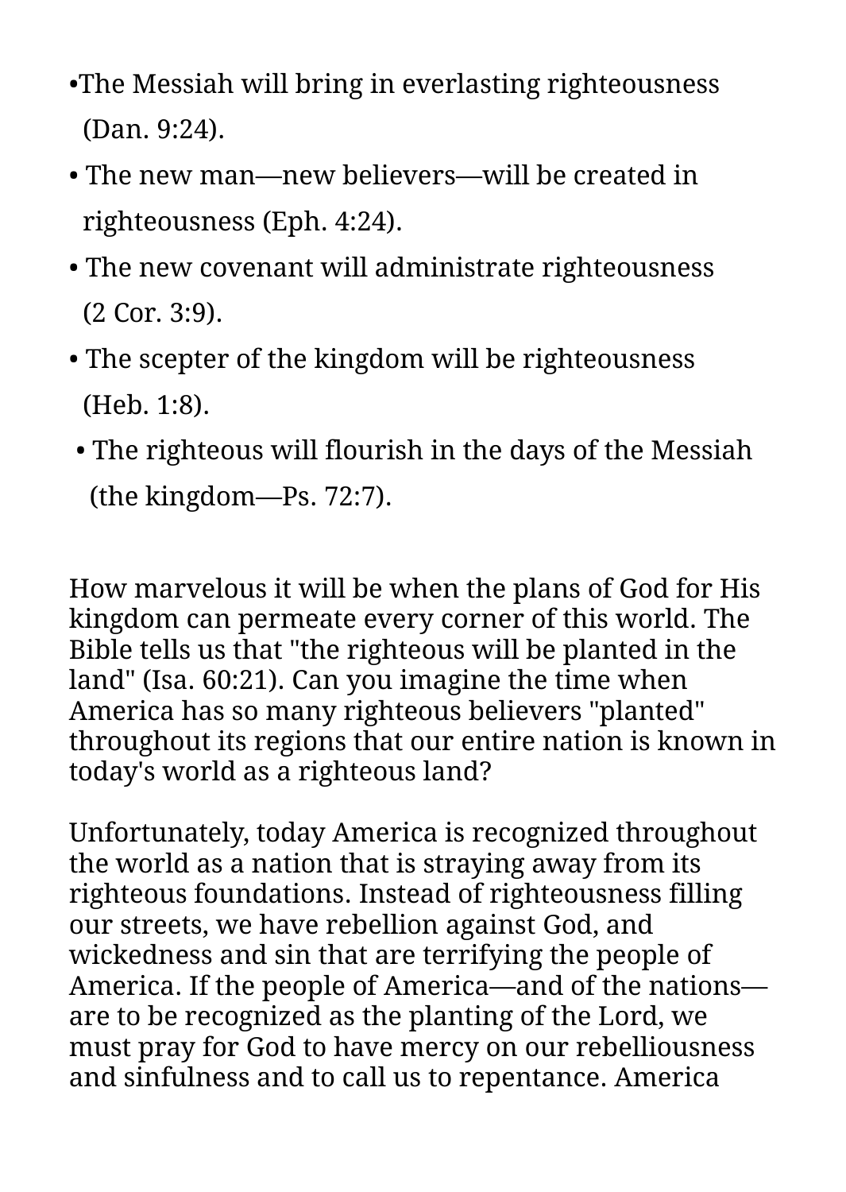- The Messiah will bring in everlasting righteousness (Dan. 9:24).
- The new man—new believers—will be created in righteousness (Eph. 4:24).
- The new covenant will administrate righteousness (2 Cor. 3:9).
- The scepter of the kingdom will be righteousness (Heb. 1:8).
- The righteous will flourish in the days of the Messiah (the kingdom—Ps. 72:7).

How marvelous it will be when the plans of God for His kingdom can permeate every corner of this world. The Bible tells us that "the righteous will be planted in the land" (Isa. 60:21). Can you imagine the time when America has so many righteous believers "planted" throughout its regions that our entire nation is known in today's world as a righteous land?

Unfortunately, today America is recognized throughout the world as a nation that is straying away from its righteous foundations. Instead of righteousness filling our streets, we have rebellion against God, and wickedness and sin that are terrifying the people of America. If the people of America—and of the nations—are to be recognized as the planting of the Lord, we must pray for God to have mercy on our rebelliousness and sinfulness and to call us to repentance. America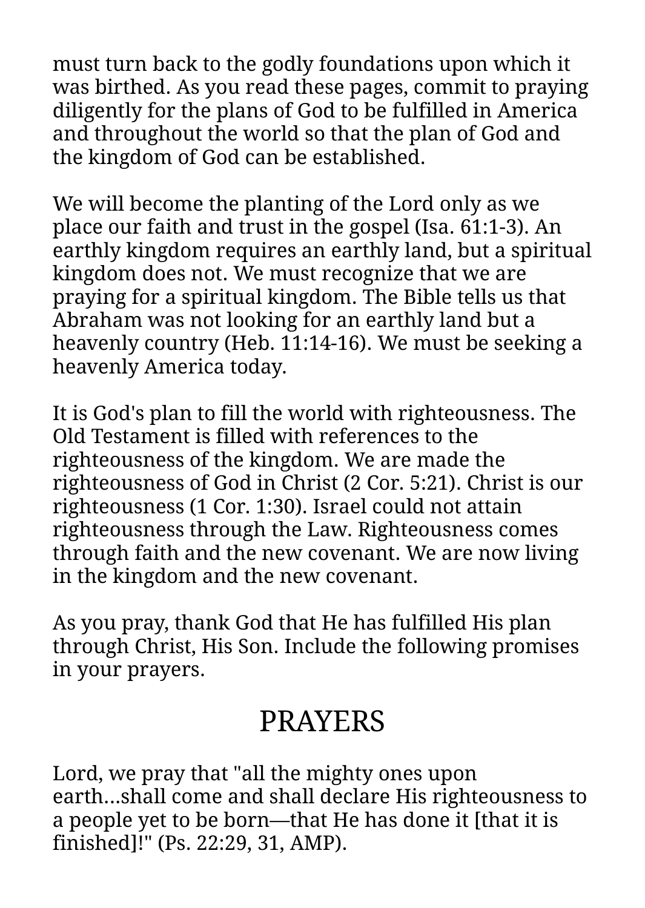must turn back to the godly foundations upon which it was birthed. As you read these pages, commit to praying diligently for the plans of God to be fulfilled in America and throughout the world so that the plan of God and the kingdom of God can be established.

We will become the planting of the Lord only as we place our faith and trust in the gospel (Isa. 61:1-3). An earthly kingdom requires an earthly land, but a spiritual kingdom does not. We must recognize that we are praying for a spiritual kingdom. The Bible tells us that Abraham was not looking for an earthly land but a heavenly country (Heb. 11:14-16). We must be seeking a heavenly America today.

It is God's plan to fill the world with righteousness. The Old Testament is filled with references to the righteousness of the kingdom. We are made the righteousness of God in Christ (2 Cor. 5:21). Christ is our righteousness (1 Cor. 1:30). Israel could not attain righteousness through the Law. Righteousness comes through faith and the new covenant. We are now living in the kingdom and the new covenant.

As you pray, thank God that He has fulfilled His plan through Christ, His Son. Include the following promises in your prayers.

## PRAYERS

Lord, we pray that "all the mighty ones upon earth…shall come and shall declare His righteousness to a people yet to be born—that He has done it [that it is finished]!" (Ps. 22:29, 31, AMP).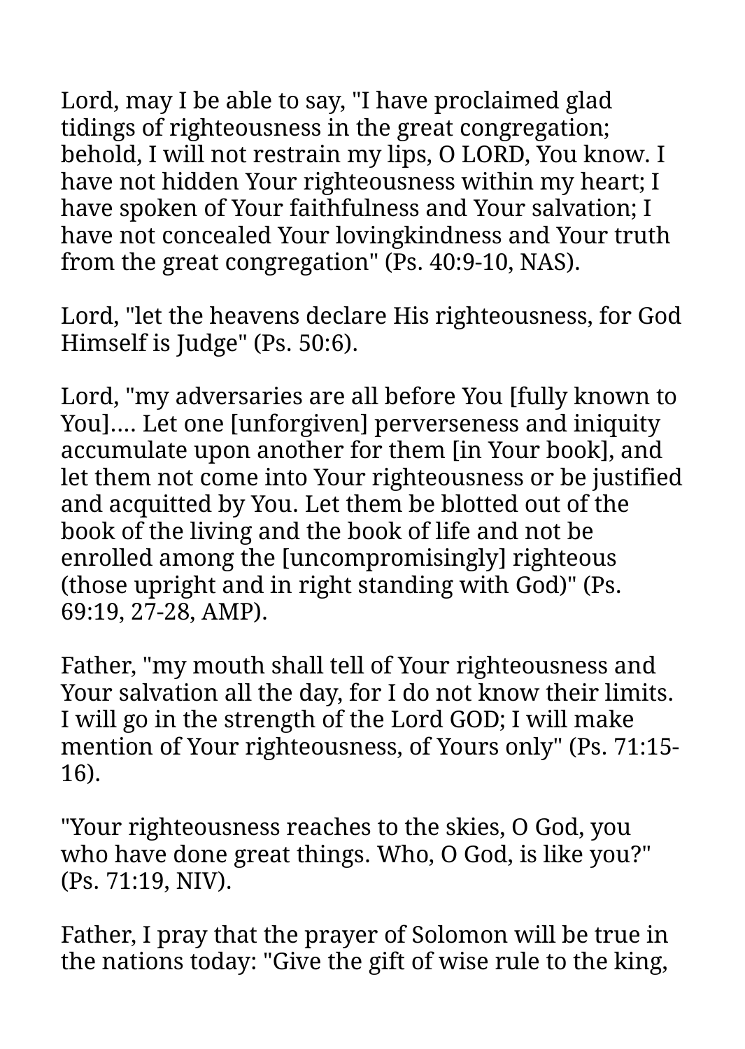Lord, may I be able to say, "I have proclaimed glad tidings of righteousness in the great congregation; behold, I will not restrain my lips, O LORD, You know. I have not hidden Your righteousness within my heart; I have spoken of Your faithfulness and Your salvation; I have not concealed Your lovingkindness and Your truth from the great congregation" (Ps. 40:9-10, NAS).

Lord, "let the heavens declare His righteousness, for God Himself is Judge" (Ps. 50:6).

Lord, "my adversaries are all before You [fully known to You].... Let one [unforgiven] perverseness and iniquity accumulate upon another for them [in Your book], and let them not come into Your righteousness or be justified and acquitted by You. Let them be blotted out of the book of the living and the book of life and not be enrolled among the [uncompromisingly] righteous (those upright and in right standing with God)" (Ps. 69:19, 27-28, AMP).

Father, "my mouth shall tell of Your righteousness and Your salvation all the day, for I do not know their limits. I will go in the strength of the Lord GOD; I will make mention of Your righteousness, of Yours only" (Ps. 71:15-16).

"Your righteousness reaches to the skies, O God, you who have done great things. Who, O God, is like you?" (Ps. 71:19, NIV).

Father, I pray that the prayer of Solomon will be true in the nations today: "Give the gift of wise rule to the king,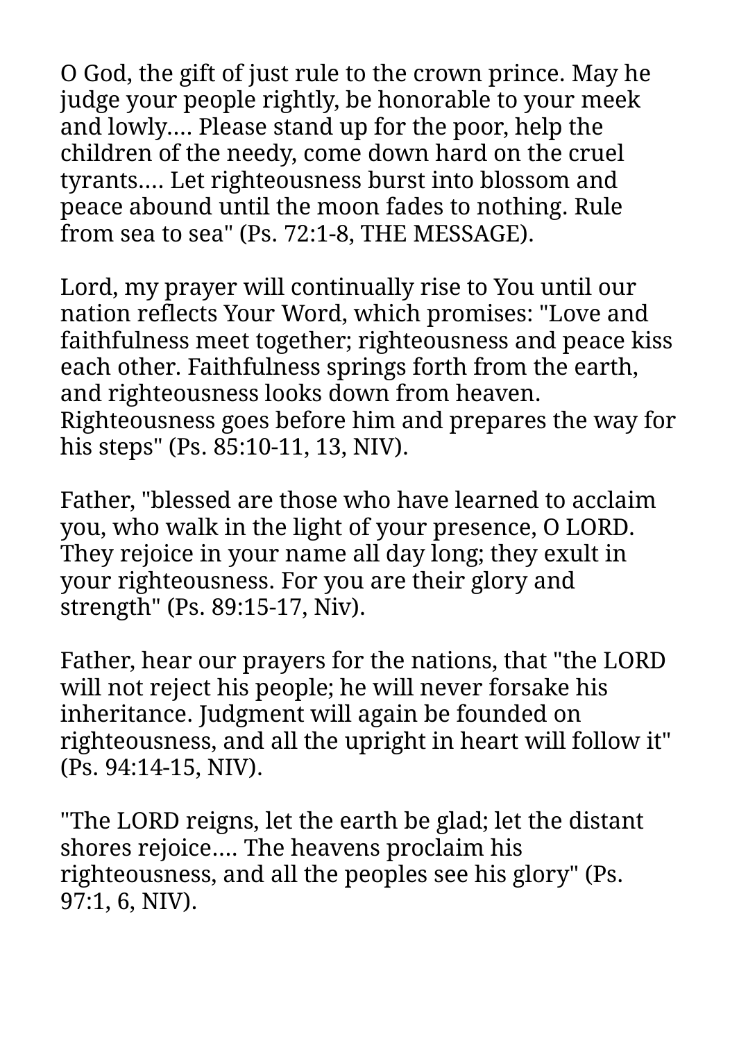O God, the gift of just rule to the crown prince. May he judge your people rightly, be honorable to your meek and lowly.... Please stand up for the poor, help the children of the needy, come down hard on the cruel tyrants.... Let righteousness burst into blossom and peace abound until the moon fades to nothing. Rule from sea to sea" (Ps. 72:1-8, THE MESSAGE).

Lord, my prayer will continually rise to You until our nation reflects Your Word, which promises: "Love and faithfulness meet together; righteousness and peace kiss each other. Faithfulness springs forth from the earth, and righteousness looks down from heaven. Righteousness goes before him and prepares the way for his steps" (Ps. 85:10-11, 13, NIV).

Father, "blessed are those who have learned to acclaim you, who walk in the light of your presence, O LORD. They rejoice in your name all day long; they exult in your righteousness. For you are their glory and strength" (Ps. 89:15-17, Niv).

Father, hear our prayers for the nations, that "the LORD will not reject his people; he will never forsake his inheritance. Judgment will again be founded on righteousness, and all the upright in heart will follow it" (Ps. 94:14-15, NIV).

"The LORD reigns, let the earth be glad; let the distant shores rejoice.... The heavens proclaim his righteousness, and all the peoples see his glory" (Ps. 97:1, 6, NIV).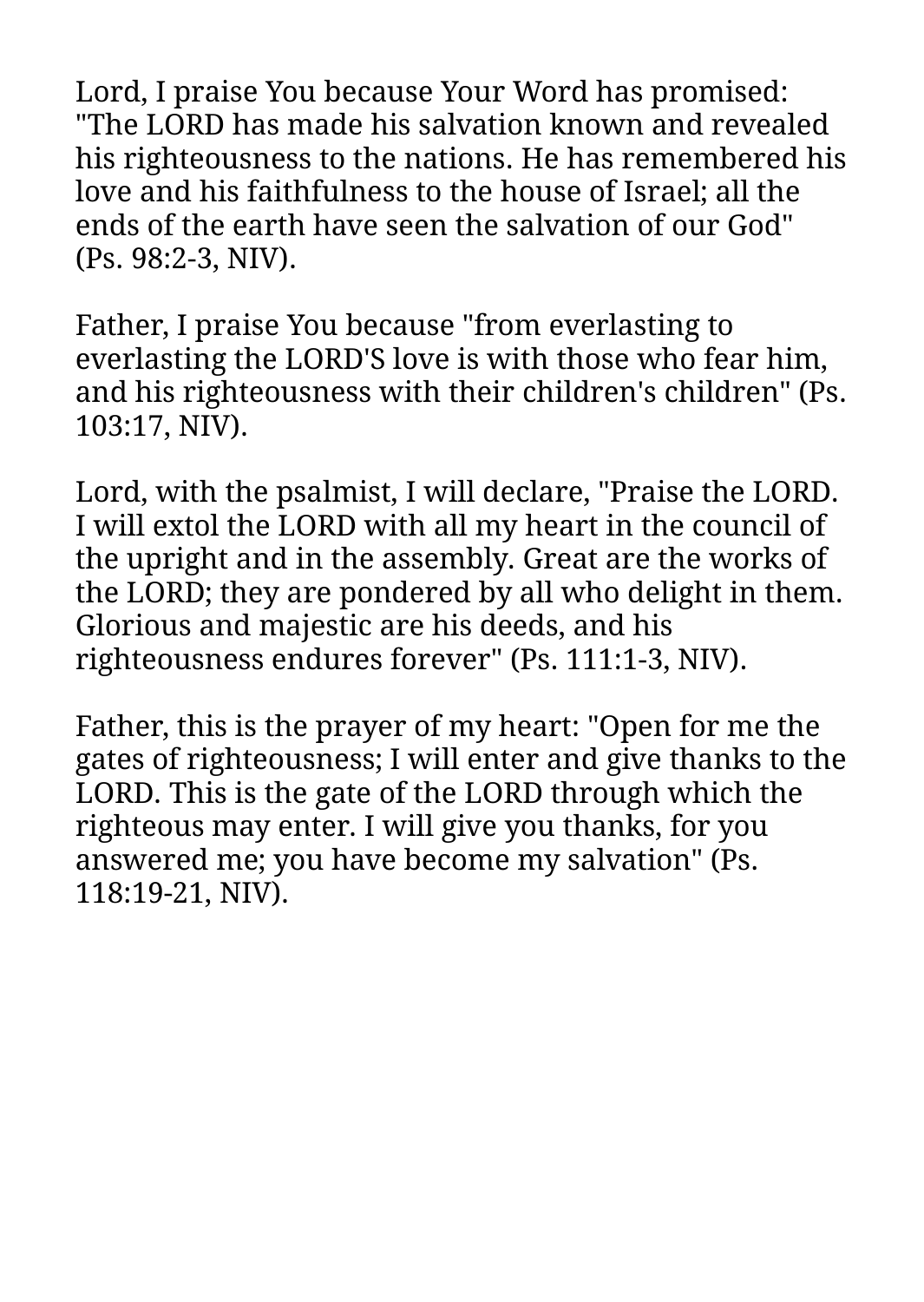Lord, I praise You because Your Word has promised: "The LORD has made his salvation known and revealed his righteousness to the nations. He has remembered his love and his faithfulness to the house of Israel; all the ends of the earth have seen the salvation of our God" (Ps. 98:2-3, NIV).

Father, I praise You because "from everlasting to everlasting the LORD'S love is with those who fear him, and his righteousness with their children's children" (Ps. 103:17, NIV).

Lord, with the psalmist, I will declare, "Praise the LORD. I will extol the LORD with all my heart in the council of the upright and in the assembly. Great are the works of the LORD; they are pondered by all who delight in them. Glorious and majestic are his deeds, and his righteousness endures forever" (Ps. 111:1-3, NIV).

Father, this is the prayer of my heart: "Open for me the gates of righteousness; I will enter and give thanks to the LORD. This is the gate of the LORD through which the righteous may enter. I will give you thanks, for you answered me; you have become my salvation" (Ps. 118:19-21, NIV).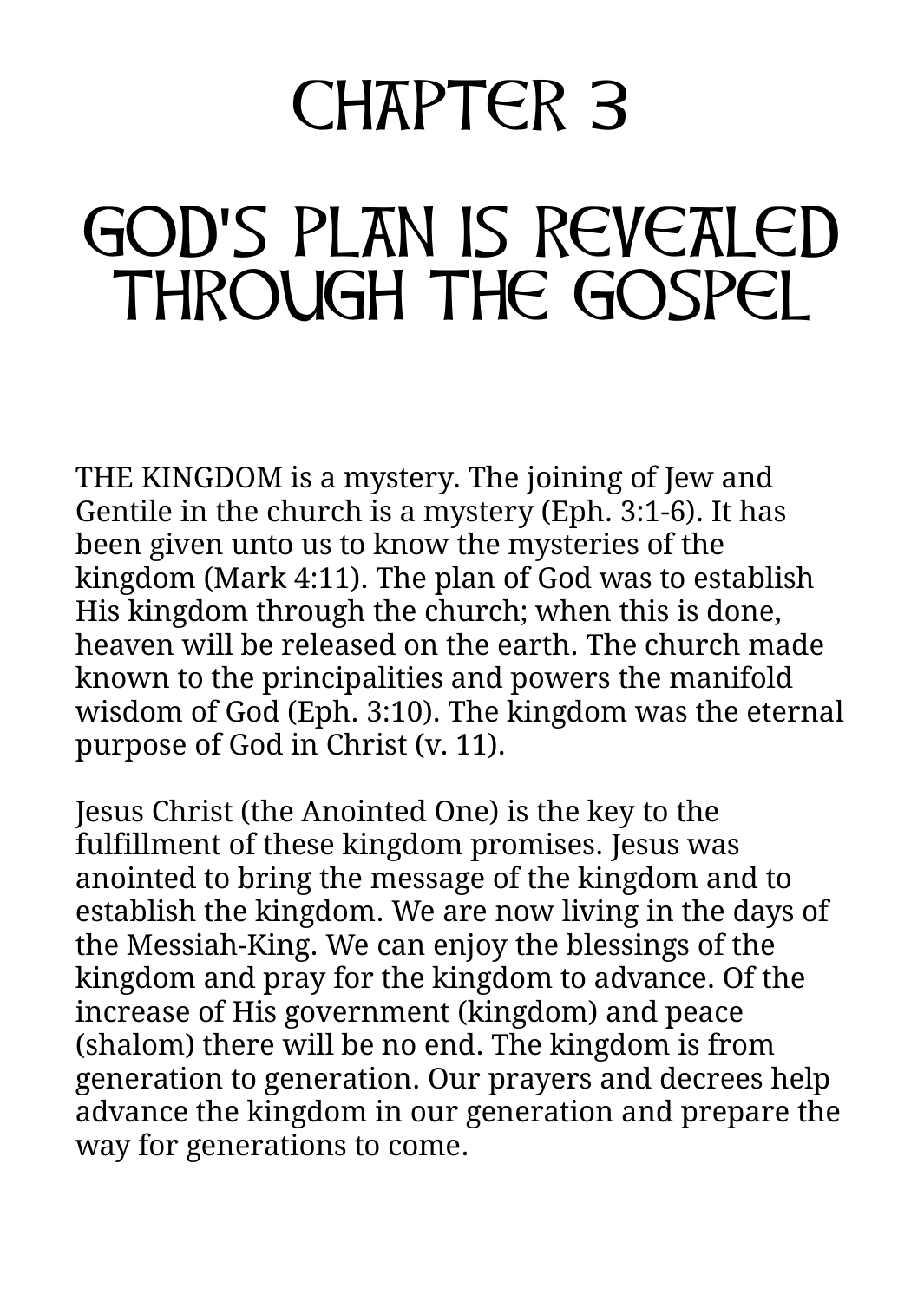# CHAPTER 3

# GOD'S PLAN IS REVEALED THROUGH THE GOSPEL

THE KINGDOM is a mystery. The joining of Jew and Gentile in the church is a mystery (Eph. 3:1-6). It has been given unto us to know the mysteries of the kingdom (Mark 4:11). The plan of God was to establish His kingdom through the church; when this is done, heaven will be released on the earth. The church made known to the principalities and powers the manifold wisdom of God (Eph. 3:10). The kingdom was the eternal purpose of God in Christ (v. 11).

Jesus Christ (the Anointed One) is the key to the fulfillment of these kingdom promises. Jesus was anointed to bring the message of the kingdom and to establish the kingdom. We are now living in the days of the Messiah-King. We can enjoy the blessings of the kingdom and pray for the kingdom to advance. Of the increase of His government (kingdom) and peace (shalom) there will be no end. The kingdom is from generation to generation. Our prayers and decrees help advance the kingdom in our generation and prepare the way for generations to come.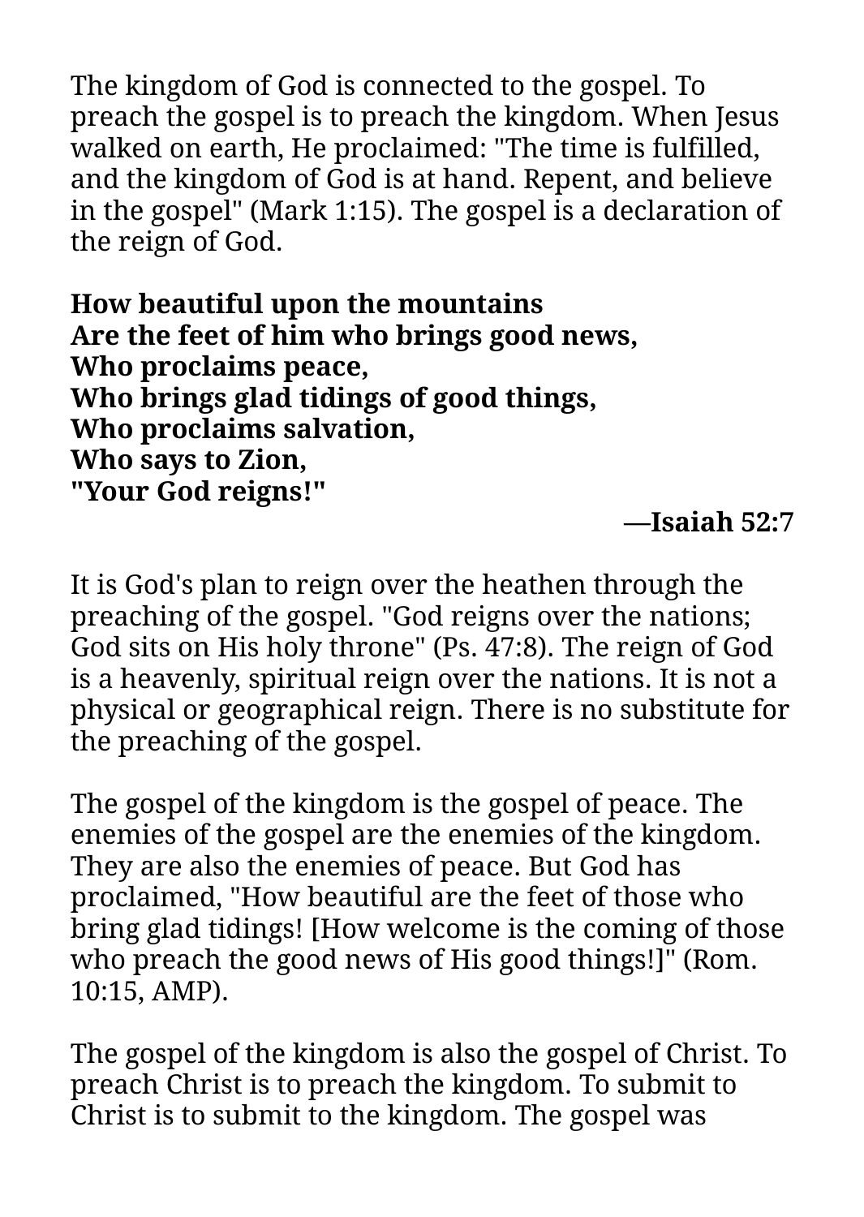The kingdom of God is connected to the gospel. To preach the gospel is to preach the kingdom. When Jesus walked on earth, He proclaimed: "The time is fulfilled, and the kingdom of God is at hand. Repent, and believe in the gospel" (Mark 1:15). The gospel is a declaration of the reign of God.

**How beautiful upon the mountains**
**Are the feet of him who brings good news,**
**Who proclaims peace,**
**Who brings glad tidings of good things,**
**Who proclaims salvation,**
**Who says to Zion,**
**"Your God reigns!"**

**—Isaiah 52:7**

It is God's plan to reign over the heathen through the preaching of the gospel. "God reigns over the nations; God sits on His holy throne" (Ps. 47:8). The reign of God is a heavenly, spiritual reign over the nations. It is not a physical or geographical reign. There is no substitute for the preaching of the gospel.

The gospel of the kingdom is the gospel of peace. The enemies of the gospel are the enemies of the kingdom. They are also the enemies of peace. But God has proclaimed, "How beautiful are the feet of those who bring glad tidings! [How welcome is the coming of those who preach the good news of His good things!]" (Rom. 10:15, AMP).

The gospel of the kingdom is also the gospel of Christ. To preach Christ is to preach the kingdom. To submit to Christ is to submit to the kingdom. The gospel was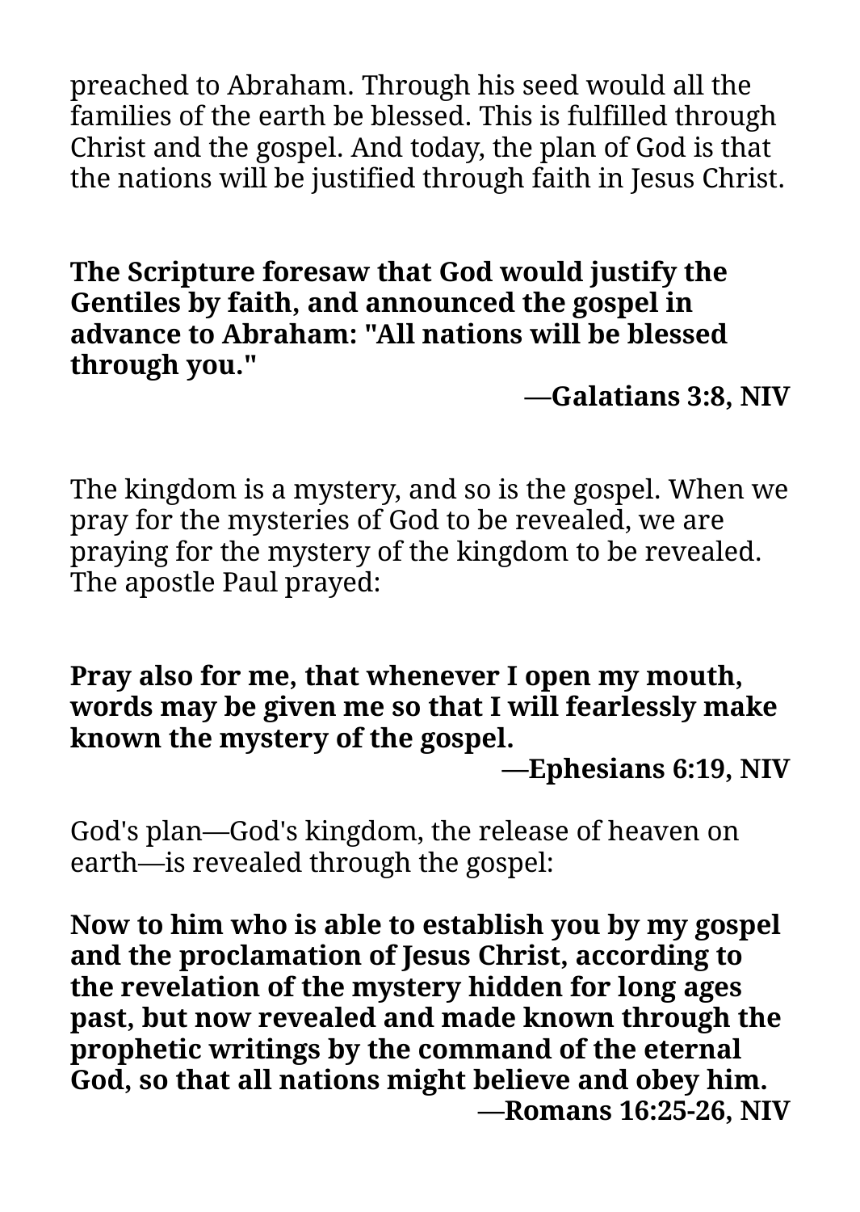preached to Abraham. Through his seed would all the families of the earth be blessed. This is fulfilled through Christ and the gospel. And today, the plan of God is that the nations will be justified through faith in Jesus Christ.

**The Scripture foresaw that God would justify the Gentiles by faith, and announced the gospel in advance to Abraham: "All nations will be blessed through you."**

**—Galatians 3:8, NIV**

The kingdom is a mystery, and so is the gospel. When we pray for the mysteries of God to be revealed, we are praying for the mystery of the kingdom to be revealed. The apostle Paul prayed:

**Pray also for me, that whenever I open my mouth, words may be given me so that I will fearlessly make known the mystery of the gospel.**

**—Ephesians 6:19, NIV**

God's plan—God's kingdom, the release of heaven on earth—is revealed through the gospel:

**Now to him who is able to establish you by my gospel and the proclamation of Jesus Christ, according to the revelation of the mystery hidden for long ages past, but now revealed and made known through the prophetic writings by the command of the eternal God, so that all nations might believe and obey him.**

**—Romans 16:25-26, NIV**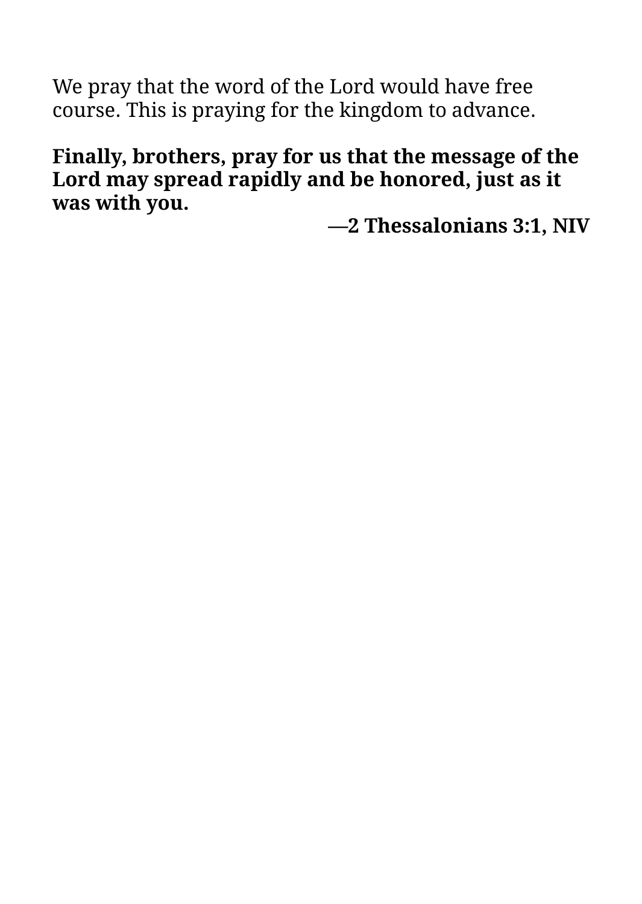We pray that the word of the Lord would have free course. This is praying for the kingdom to advance.

**Finally, brothers, pray for us that the message of the Lord may spread rapidly and be honored, just as it was with you.**

**—2 Thessalonians 3:1, NIV**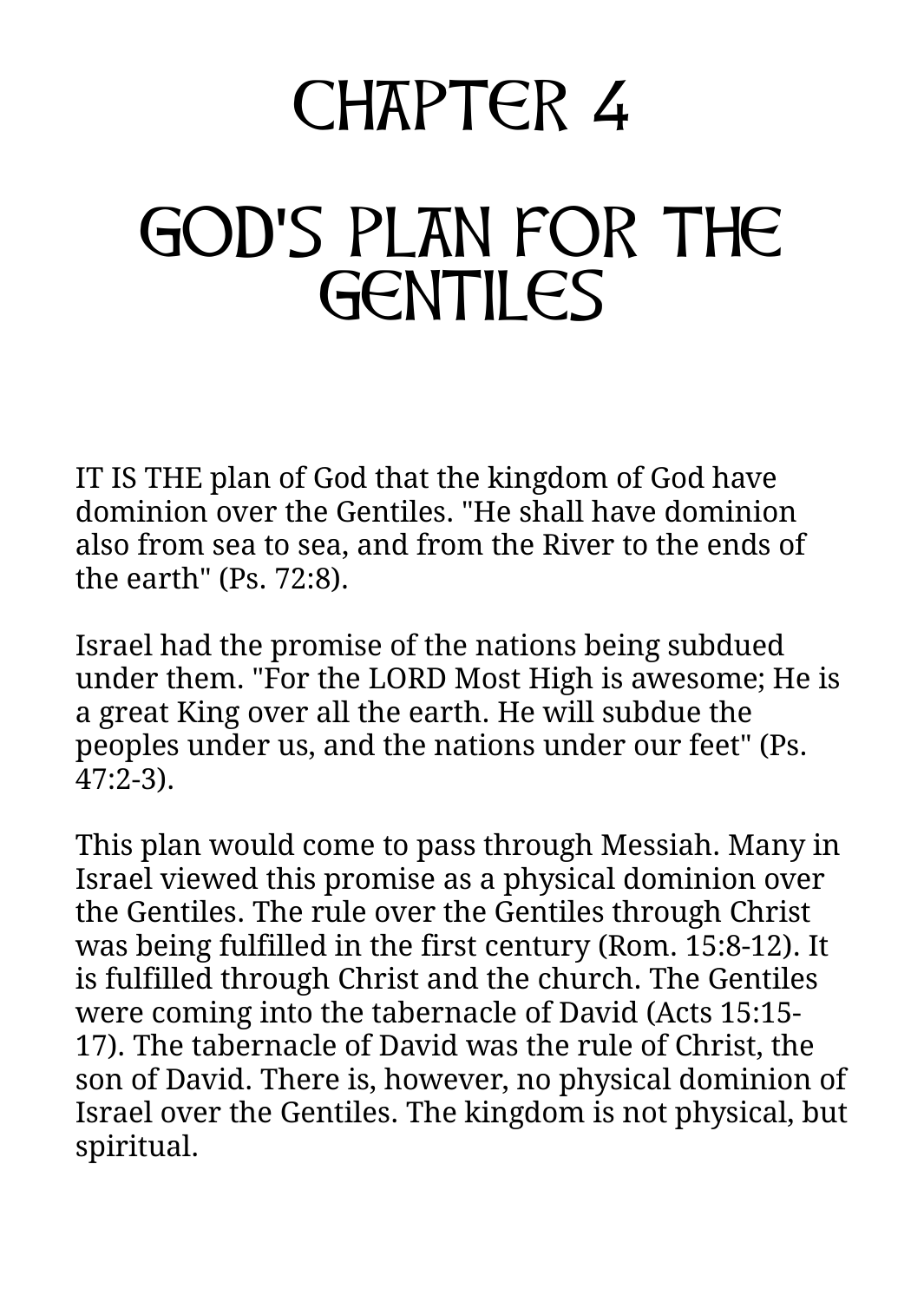# CHAPTER 4

# GOD'S PLAN FOR THE GENTILES

IT IS THE plan of God that the kingdom of God have dominion over the Gentiles. "He shall have dominion also from sea to sea, and from the River to the ends of the earth" (Ps. 72:8).

Israel had the promise of the nations being subdued under them. "For the LORD Most High is awesome; He is a great King over all the earth. He will subdue the peoples under us, and the nations under our feet" (Ps. 47:2-3).

This plan would come to pass through Messiah. Many in Israel viewed this promise as a physical dominion over the Gentiles. The rule over the Gentiles through Christ was being fulfilled in the first century (Rom. 15:8-12). It is fulfilled through Christ and the church. The Gentiles were coming into the tabernacle of David (Acts 15:15-17). The tabernacle of David was the rule of Christ, the son of David. There is, however, no physical dominion of Israel over the Gentiles. The kingdom is not physical, but spiritual.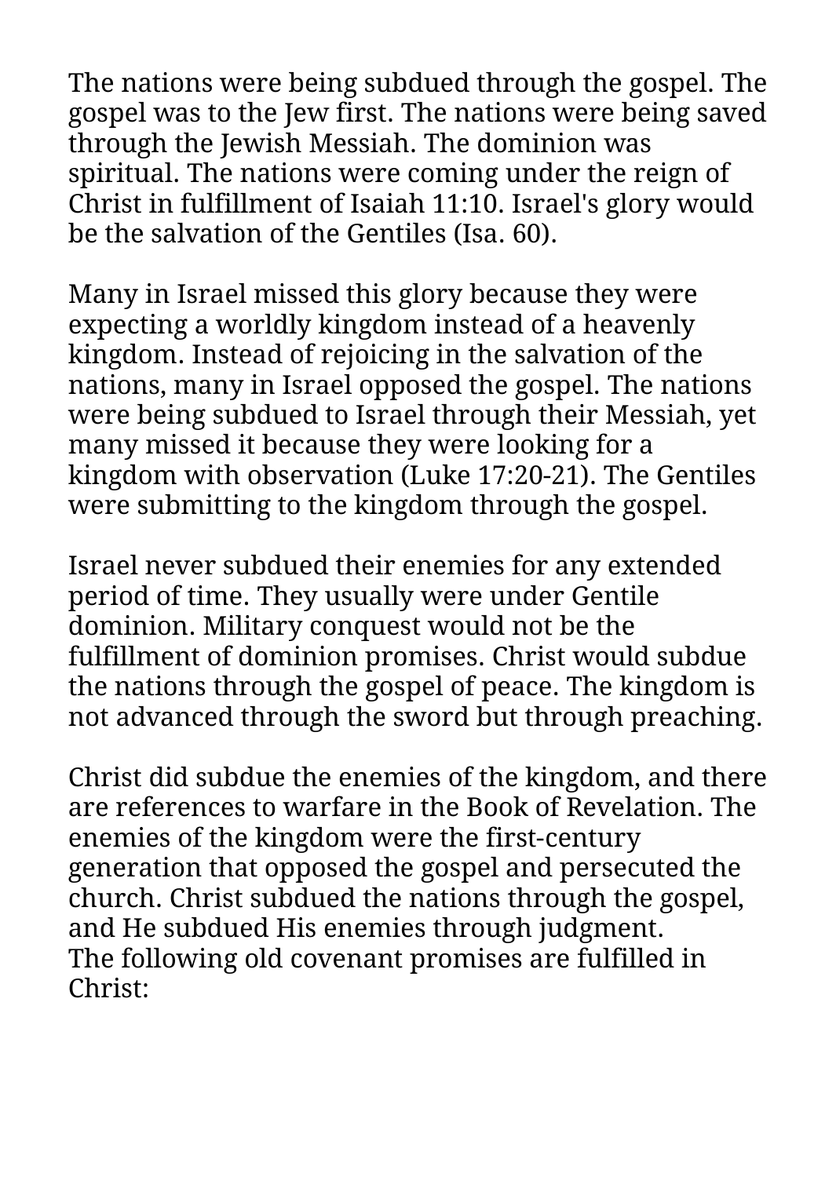The nations were being subdued through the gospel. The gospel was to the Jew first. The nations were being saved through the Jewish Messiah. The dominion was spiritual. The nations were coming under the reign of Christ in fulfillment of Isaiah 11:10. Israel's glory would be the salvation of the Gentiles (Isa. 60).

Many in Israel missed this glory because they were expecting a worldly kingdom instead of a heavenly kingdom. Instead of rejoicing in the salvation of the nations, many in Israel opposed the gospel. The nations were being subdued to Israel through their Messiah, yet many missed it because they were looking for a kingdom with observation (Luke 17:20-21). The Gentiles were submitting to the kingdom through the gospel.

Israel never subdued their enemies for any extended period of time. They usually were under Gentile dominion. Military conquest would not be the fulfillment of dominion promises. Christ would subdue the nations through the gospel of peace. The kingdom is not advanced through the sword but through preaching.

Christ did subdue the enemies of the kingdom, and there are references to warfare in the Book of Revelation. The enemies of the kingdom were the first-century generation that opposed the gospel and persecuted the church. Christ subdued the nations through the gospel, and He subdued His enemies through judgment.
The following old covenant promises are fulfilled in Christ: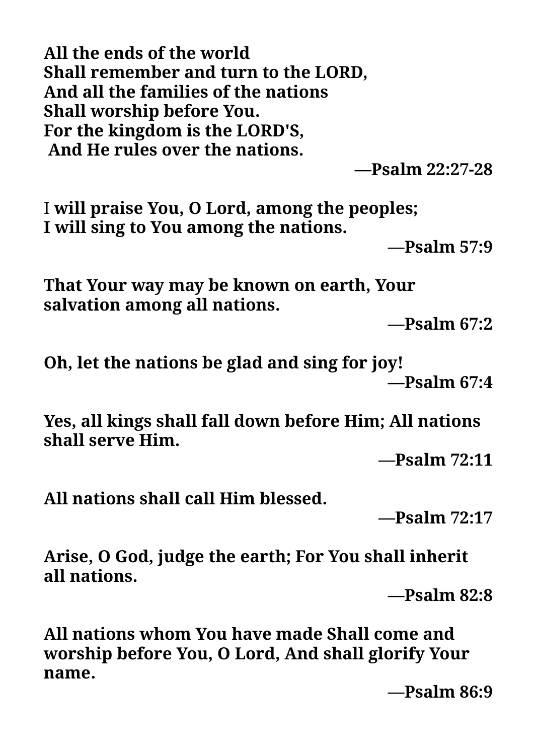**All the ends of the world**
**Shall remember and turn to the LORD,**
**And all the families of the nations**
**Shall worship before You.**
**For the kingdom is the LORD'S,**
**And He rules over the nations.**

**—Psalm 22:27-28**

I **will praise You, O Lord, among the peoples;**
**I will sing to You among the nations.**

**—Psalm 57:9**

**That Your way may be known on earth, Your salvation among all nations.**

**—Psalm 67:2**

**Oh, let the nations be glad and sing for joy!**

**—Psalm 67:4**

**Yes, all kings shall fall down before Him; All nations shall serve Him.**

**—Psalm 72:11**

**All nations shall call Him blessed.**

**—Psalm 72:17**

**Arise, O God, judge the earth; For You shall inherit all nations.**

**—Psalm 82:8**

**All nations whom You have made Shall come and worship before You, O Lord, And shall glorify Your name.**

**—Psalm 86:9**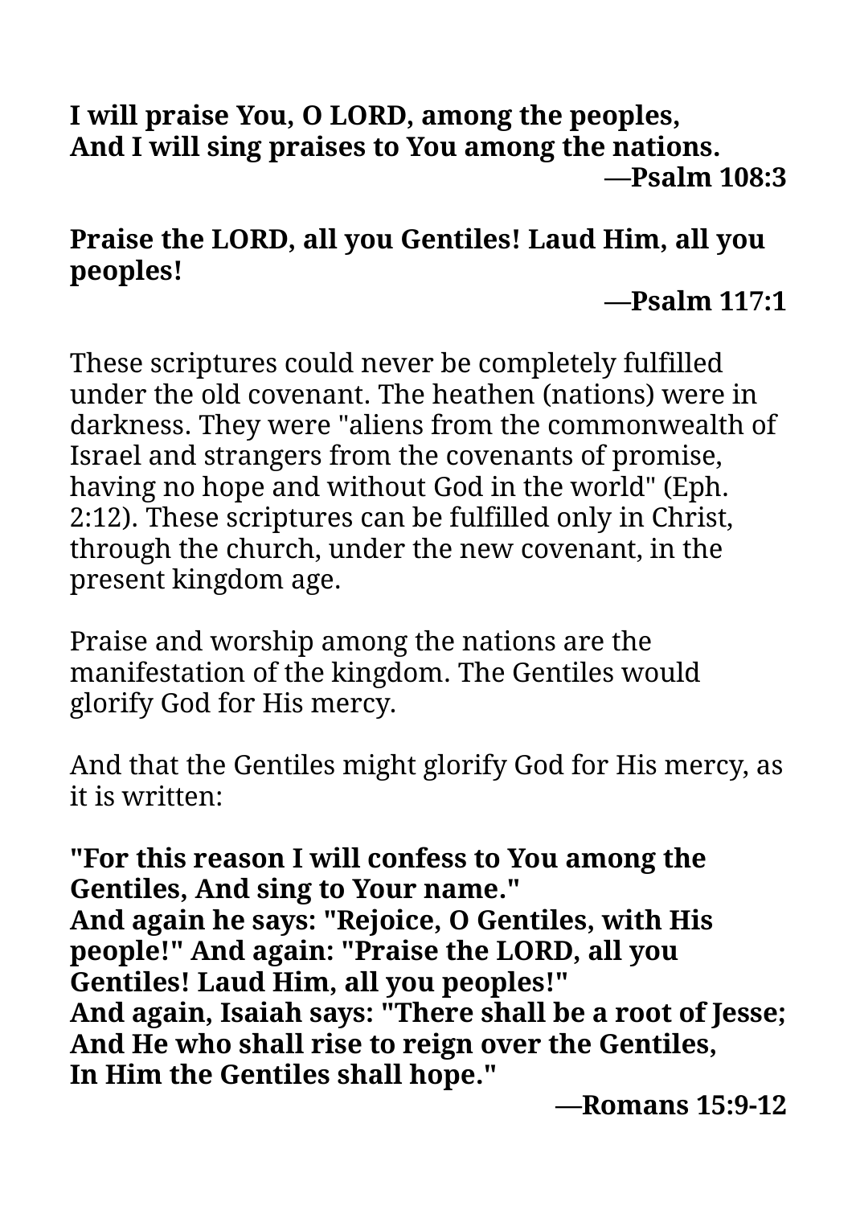**I will praise You, O LORD, among the peoples,**
**And I will sing praises to You among the nations.**

**—Psalm 108:3**

**Praise the LORD, all you Gentiles! Laud Him, all you peoples!**

**—Psalm 117:1**

These scriptures could never be completely fulfilled under the old covenant. The heathen (nations) were in darkness. They were "aliens from the commonwealth of Israel and strangers from the covenants of promise, having no hope and without God in the world" (Eph. 2:12). These scriptures can be fulfilled only in Christ, through the church, under the new covenant, in the present kingdom age.

Praise and worship among the nations are the manifestation of the kingdom. The Gentiles would glorify God for His mercy.

And that the Gentiles might glorify God for His mercy, as it is written:

**"For this reason I will confess to You among the Gentiles, And sing to Your name."**
**And again he says: "Rejoice, O Gentiles, with His people!" And again: "Praise the LORD, all you Gentiles! Laud Him, all you peoples!"**
**And again, Isaiah says: "There shall be a root of Jesse; And He who shall rise to reign over the Gentiles,**
**In Him the Gentiles shall hope."**

**—Romans 15:9-12**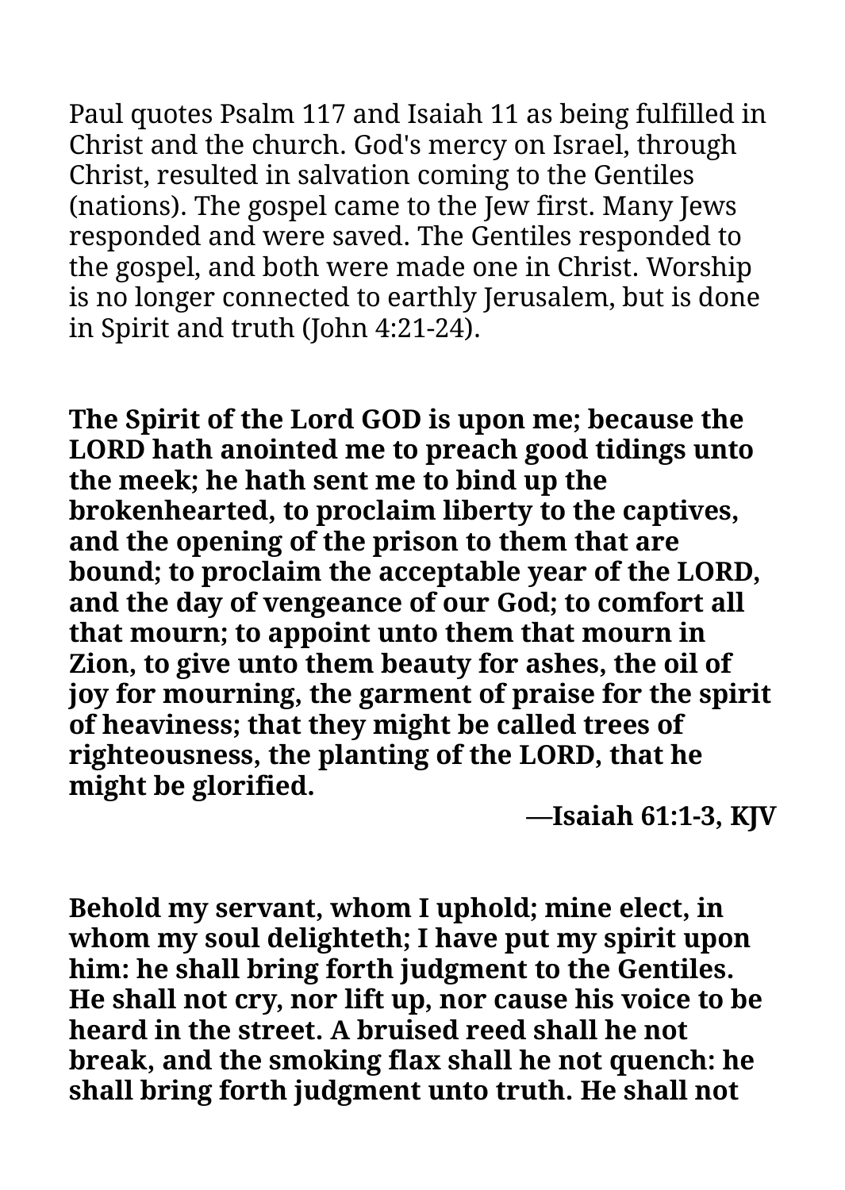Paul quotes Psalm 117 and Isaiah 11 as being fulfilled in Christ and the church. God's mercy on Israel, through Christ, resulted in salvation coming to the Gentiles (nations). The gospel came to the Jew first. Many Jews responded and were saved. The Gentiles responded to the gospel, and both were made one in Christ. Worship is no longer connected to earthly Jerusalem, but is done in Spirit and truth (John 4:21-24).

**The Spirit of the Lord GOD is upon me; because the LORD hath anointed me to preach good tidings unto the meek; he hath sent me to bind up the brokenhearted, to proclaim liberty to the captives, and the opening of the prison to them that are bound; to proclaim the acceptable year of the LORD, and the day of vengeance of our God; to comfort all that mourn; to appoint unto them that mourn in Zion, to give unto them beauty for ashes, the oil of joy for mourning, the garment of praise for the spirit of heaviness; that they might be called trees of righteousness, the planting of the LORD, that he might be glorified.**

**—Isaiah 61:1-3, KJV**

**Behold my servant, whom I uphold; mine elect, in whom my soul delighteth; I have put my spirit upon him: he shall bring forth judgment to the Gentiles. He shall not cry, nor lift up, nor cause his voice to be heard in the street. A bruised reed shall he not break, and the smoking flax shall he not quench: he shall bring forth judgment unto truth. He shall not**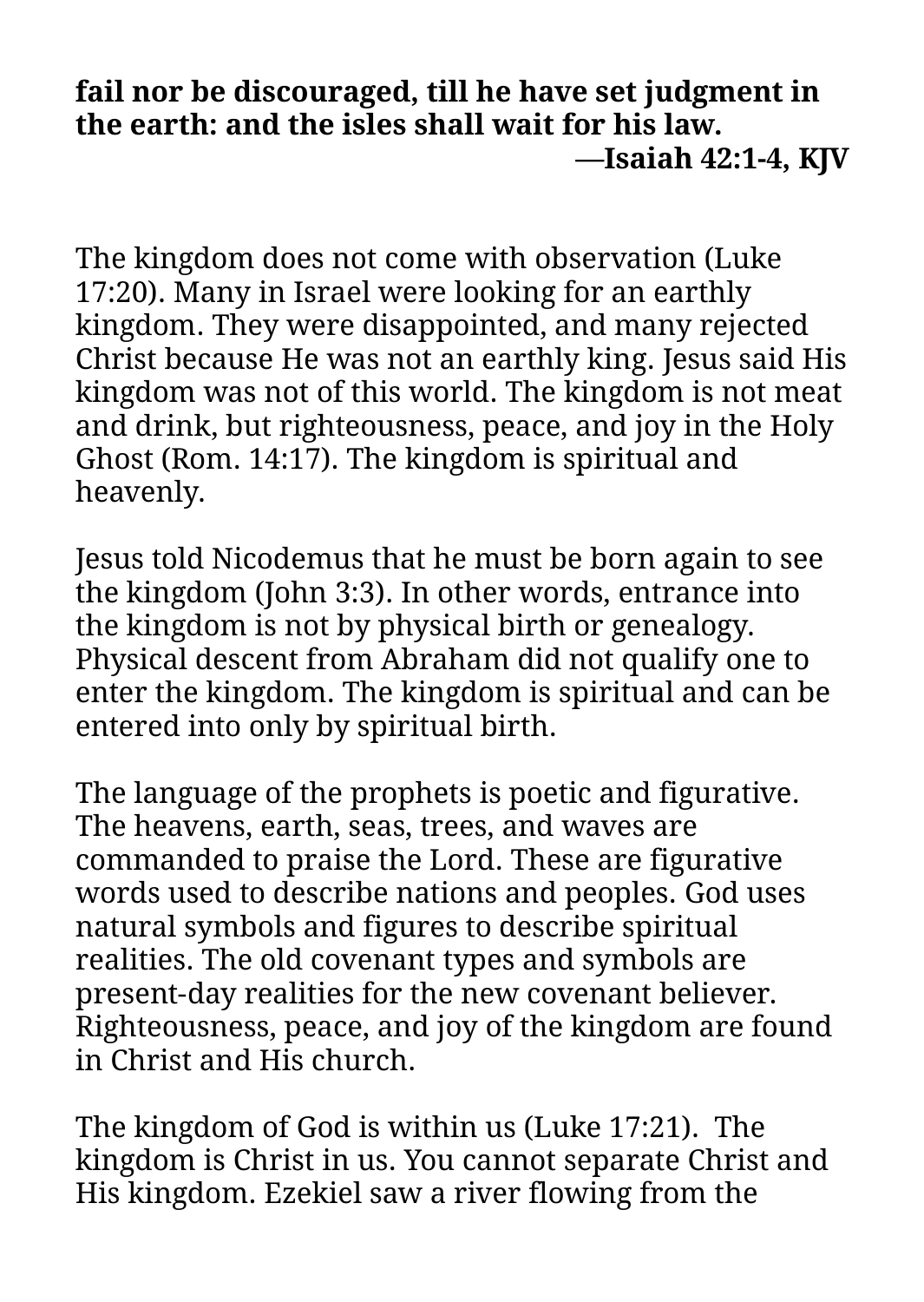**fail nor be discouraged, till he have set judgment in the earth: and the isles shall wait for his law.**

**—Isaiah 42:1-4, KJV**

The kingdom does not come with observation (Luke 17:20). Many in Israel were looking for an earthly kingdom. They were disappointed, and many rejected Christ because He was not an earthly king. Jesus said His kingdom was not of this world. The kingdom is not meat and drink, but righteousness, peace, and joy in the Holy Ghost (Rom. 14:17). The kingdom is spiritual and heavenly.

Jesus told Nicodemus that he must be born again to see the kingdom (John 3:3). In other words, entrance into the kingdom is not by physical birth or genealogy. Physical descent from Abraham did not qualify one to enter the kingdom. The kingdom is spiritual and can be entered into only by spiritual birth.

The language of the prophets is poetic and figurative. The heavens, earth, seas, trees, and waves are commanded to praise the Lord. These are figurative words used to describe nations and peoples. God uses natural symbols and figures to describe spiritual realities. The old covenant types and symbols are present-day realities for the new covenant believer. Righteousness, peace, and joy of the kingdom are found in Christ and His church.

The kingdom of God is within us (Luke 17:21). The kingdom is Christ in us. You cannot separate Christ and His kingdom. Ezekiel saw a river flowing from the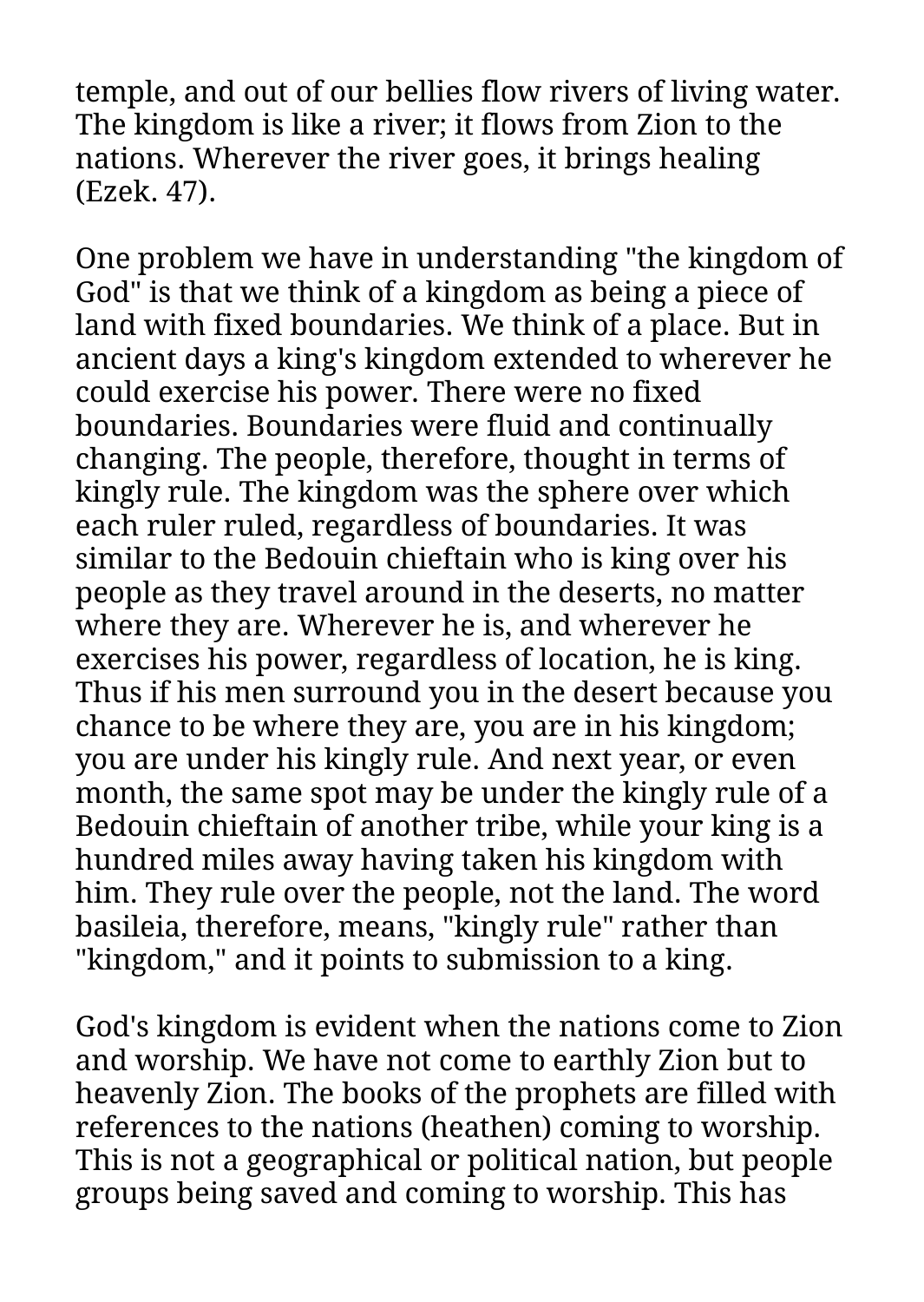temple, and out of our bellies flow rivers of living water. The kingdom is like a river; it flows from Zion to the nations. Wherever the river goes, it brings healing (Ezek. 47).

One problem we have in understanding "the kingdom of God" is that we think of a kingdom as being a piece of land with fixed boundaries. We think of a place. But in ancient days a king's kingdom extended to wherever he could exercise his power. There were no fixed boundaries. Boundaries were fluid and continually changing. The people, therefore, thought in terms of kingly rule. The kingdom was the sphere over which each ruler ruled, regardless of boundaries. It was similar to the Bedouin chieftain who is king over his people as they travel around in the deserts, no matter where they are. Wherever he is, and wherever he exercises his power, regardless of location, he is king. Thus if his men surround you in the desert because you chance to be where they are, you are in his kingdom; you are under his kingly rule. And next year, or even month, the same spot may be under the kingly rule of a Bedouin chieftain of another tribe, while your king is a hundred miles away having taken his kingdom with him. They rule over the people, not the land. The word basileia, therefore, means, "kingly rule" rather than "kingdom," and it points to submission to a king.

God's kingdom is evident when the nations come to Zion and worship. We have not come to earthly Zion but to heavenly Zion. The books of the prophets are filled with references to the nations (heathen) coming to worship. This is not a geographical or political nation, but people groups being saved and coming to worship. This has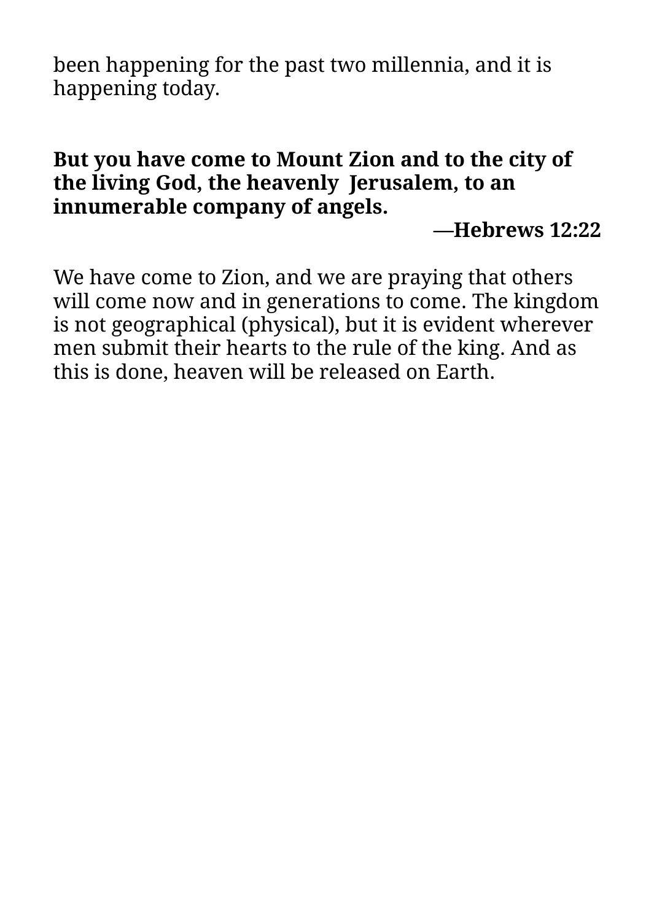been happening for the past two millennia, and it is happening today.

**But you have come to Mount Zion and to the city of the living God, the heavenly Jerusalem, to an innumerable company of angels.**

**—Hebrews 12:22**

We have come to Zion, and we are praying that others will come now and in generations to come. The kingdom is not geographical (physical), but it is evident wherever men submit their hearts to the rule of the king. And as this is done, heaven will be released on Earth.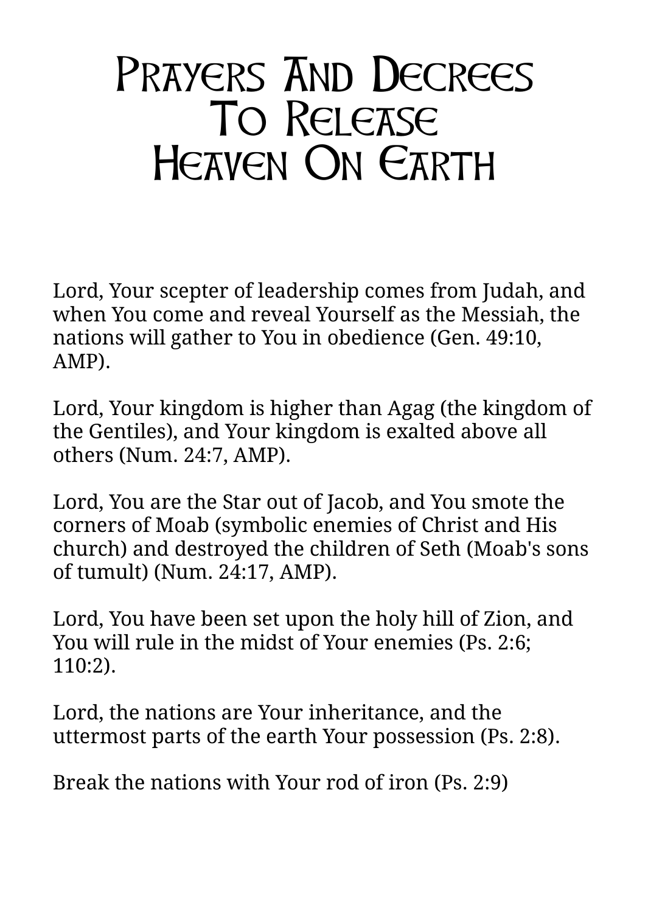# Prayers And Decrees To Release Heaven On Earth

Lord, Your scepter of leadership comes from Judah, and when You come and reveal Yourself as the Messiah, the nations will gather to You in obedience (Gen. 49:10, AMP).

Lord, Your kingdom is higher than Agag (the kingdom of the Gentiles), and Your kingdom is exalted above all others (Num. 24:7, AMP).

Lord, You are the Star out of Jacob, and You smote the corners of Moab (symbolic enemies of Christ and His church) and destroyed the children of Seth (Moab's sons of tumult) (Num. 24:17, AMP).

Lord, You have been set upon the holy hill of Zion, and You will rule in the midst of Your enemies (Ps. 2:6; 110:2).

Lord, the nations are Your inheritance, and the uttermost parts of the earth Your possession (Ps. 2:8).

Break the nations with Your rod of iron (Ps. 2:9)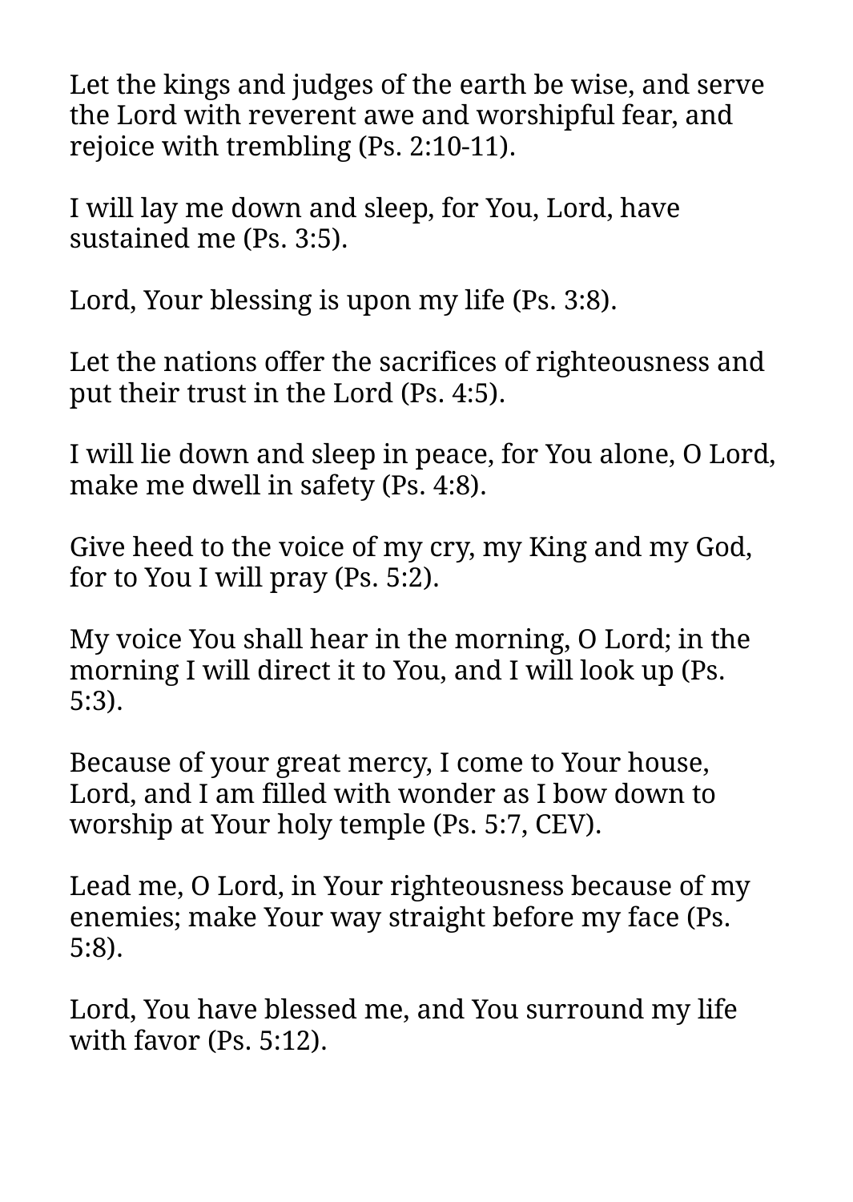Let the kings and judges of the earth be wise, and serve the Lord with reverent awe and worshipful fear, and rejoice with trembling (Ps. 2:10-11).

I will lay me down and sleep, for You, Lord, have sustained me (Ps. 3:5).

Lord, Your blessing is upon my life (Ps. 3:8).

Let the nations offer the sacrifices of righteousness and put their trust in the Lord (Ps. 4:5).

I will lie down and sleep in peace, for You alone, O Lord, make me dwell in safety (Ps. 4:8).

Give heed to the voice of my cry, my King and my God, for to You I will pray (Ps. 5:2).

My voice You shall hear in the morning, O Lord; in the morning I will direct it to You, and I will look up (Ps. 5:3).

Because of your great mercy, I come to Your house, Lord, and I am filled with wonder as I bow down to worship at Your holy temple (Ps. 5:7, CEV).

Lead me, O Lord, in Your righteousness because of my enemies; make Your way straight before my face (Ps. 5:8).

Lord, You have blessed me, and You surround my life with favor (Ps. 5:12).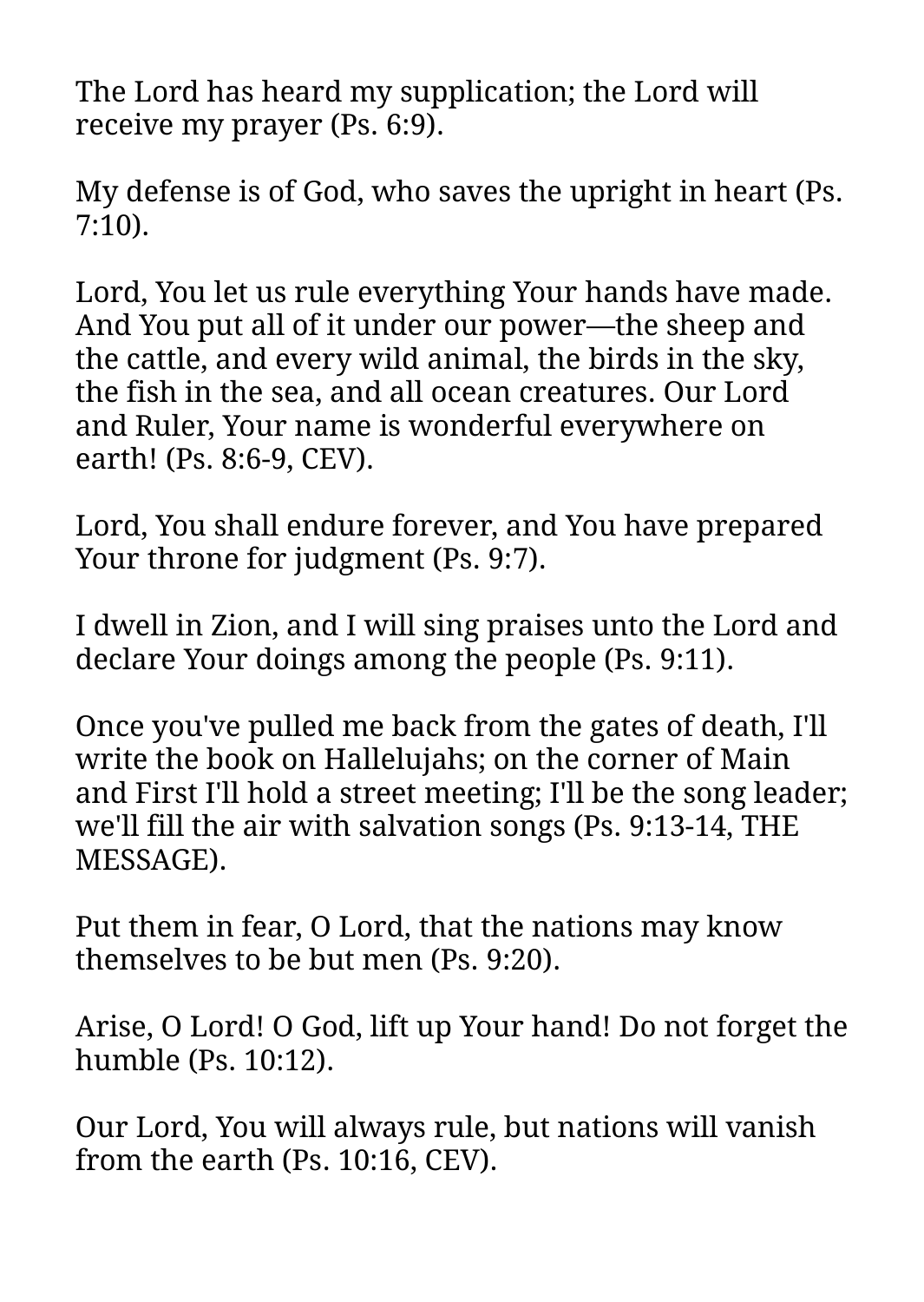The Lord has heard my supplication; the Lord will receive my prayer (Ps. 6:9).

My defense is of God, who saves the upright in heart (Ps. 7:10).

Lord, You let us rule everything Your hands have made. And You put all of it under our power—the sheep and the cattle, and every wild animal, the birds in the sky, the fish in the sea, and all ocean creatures. Our Lord and Ruler, Your name is wonderful everywhere on earth! (Ps. 8:6-9, CEV).

Lord, You shall endure forever, and You have prepared Your throne for judgment (Ps. 9:7).

I dwell in Zion, and I will sing praises unto the Lord and declare Your doings among the people (Ps. 9:11).

Once you've pulled me back from the gates of death, I'll write the book on Hallelujahs; on the corner of Main and First I'll hold a street meeting; I'll be the song leader; we'll fill the air with salvation songs (Ps. 9:13-14, THE MESSAGE).

Put them in fear, O Lord, that the nations may know themselves to be but men (Ps. 9:20).

Arise, O Lord! O God, lift up Your hand! Do not forget the humble (Ps. 10:12).

Our Lord, You will always rule, but nations will vanish from the earth (Ps. 10:16, CEV).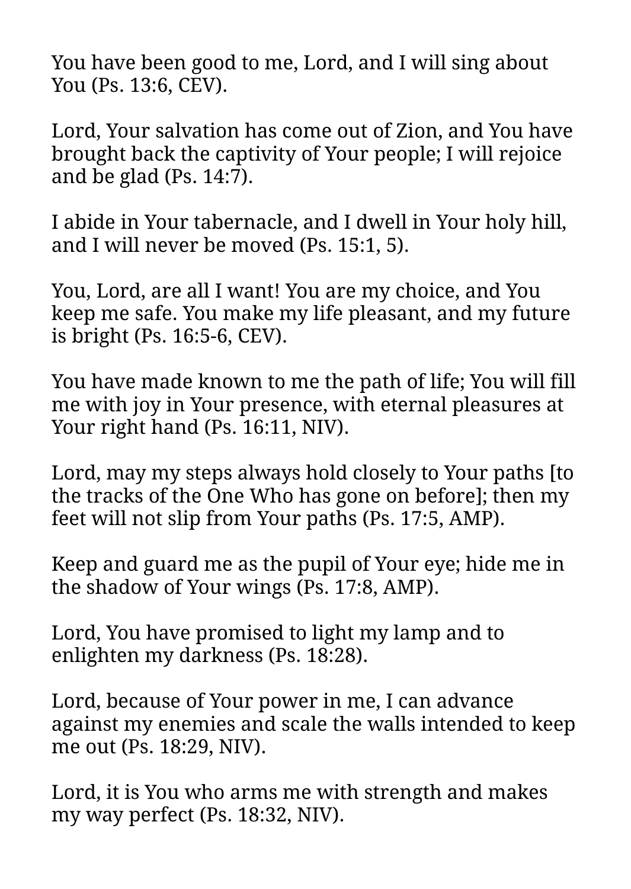You have been good to me, Lord, and I will sing about You (Ps. 13:6, CEV).

Lord, Your salvation has come out of Zion, and You have brought back the captivity of Your people; I will rejoice and be glad (Ps. 14:7).

I abide in Your tabernacle, and I dwell in Your holy hill, and I will never be moved (Ps. 15:1, 5).

You, Lord, are all I want! You are my choice, and You keep me safe. You make my life pleasant, and my future is bright (Ps. 16:5-6, CEV).

You have made known to me the path of life; You will fill me with joy in Your presence, with eternal pleasures at Your right hand (Ps. 16:11, NIV).

Lord, may my steps always hold closely to Your paths [to the tracks of the One Who has gone on before]; then my feet will not slip from Your paths (Ps. 17:5, AMP).

Keep and guard me as the pupil of Your eye; hide me in the shadow of Your wings (Ps. 17:8, AMP).

Lord, You have promised to light my lamp and to enlighten my darkness (Ps. 18:28).

Lord, because of Your power in me, I can advance against my enemies and scale the walls intended to keep me out (Ps. 18:29, NIV).

Lord, it is You who arms me with strength and makes my way perfect (Ps. 18:32, NIV).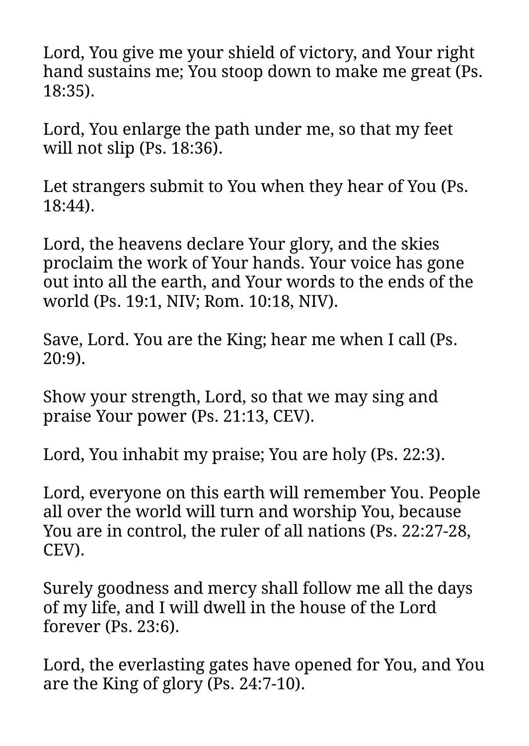Lord, You give me your shield of victory, and Your right hand sustains me; You stoop down to make me great (Ps. 18:35).

Lord, You enlarge the path under me, so that my feet will not slip (Ps. 18:36).

Let strangers submit to You when they hear of You (Ps. 18:44).

Lord, the heavens declare Your glory, and the skies proclaim the work of Your hands. Your voice has gone out into all the earth, and Your words to the ends of the world (Ps. 19:1, NIV; Rom. 10:18, NIV).

Save, Lord. You are the King; hear me when I call (Ps. 20:9).

Show your strength, Lord, so that we may sing and praise Your power (Ps. 21:13, CEV).

Lord, You inhabit my praise; You are holy (Ps. 22:3).

Lord, everyone on this earth will remember You. People all over the world will turn and worship You, because You are in control, the ruler of all nations (Ps. 22:27-28, CEV).

Surely goodness and mercy shall follow me all the days of my life, and I will dwell in the house of the Lord forever (Ps. 23:6).

Lord, the everlasting gates have opened for You, and You are the King of glory (Ps. 24:7-10).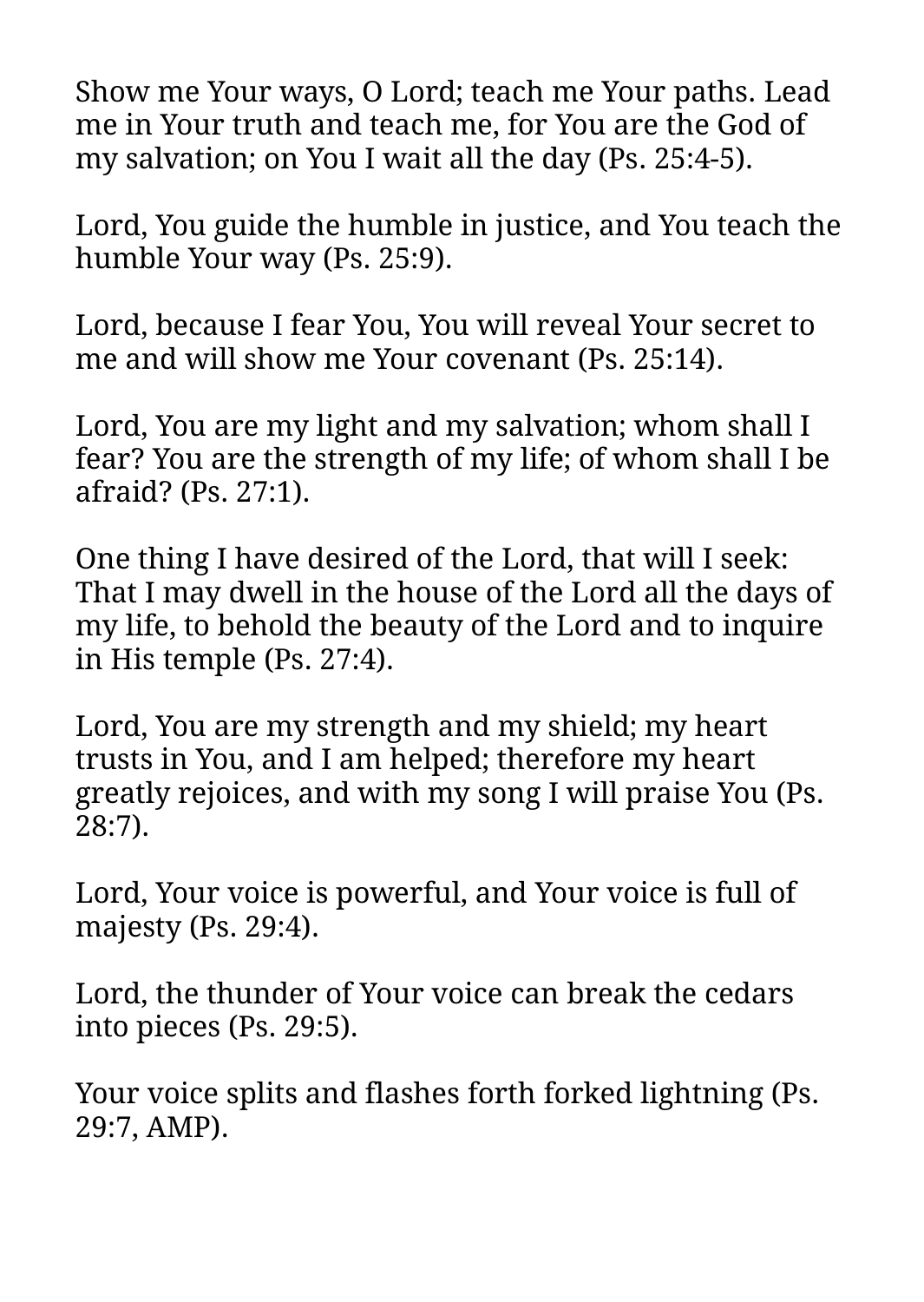Show me Your ways, O Lord; teach me Your paths. Lead me in Your truth and teach me, for You are the God of my salvation; on You I wait all the day (Ps. 25:4-5).

Lord, You guide the humble in justice, and You teach the humble Your way (Ps. 25:9).

Lord, because I fear You, You will reveal Your secret to me and will show me Your covenant (Ps. 25:14).

Lord, You are my light and my salvation; whom shall I fear? You are the strength of my life; of whom shall I be afraid? (Ps. 27:1).

One thing I have desired of the Lord, that will I seek: That I may dwell in the house of the Lord all the days of my life, to behold the beauty of the Lord and to inquire in His temple (Ps. 27:4).

Lord, You are my strength and my shield; my heart trusts in You, and I am helped; therefore my heart greatly rejoices, and with my song I will praise You (Ps. 28:7).

Lord, Your voice is powerful, and Your voice is full of majesty (Ps. 29:4).

Lord, the thunder of Your voice can break the cedars into pieces (Ps. 29:5).

Your voice splits and flashes forth forked lightning (Ps. 29:7, AMP).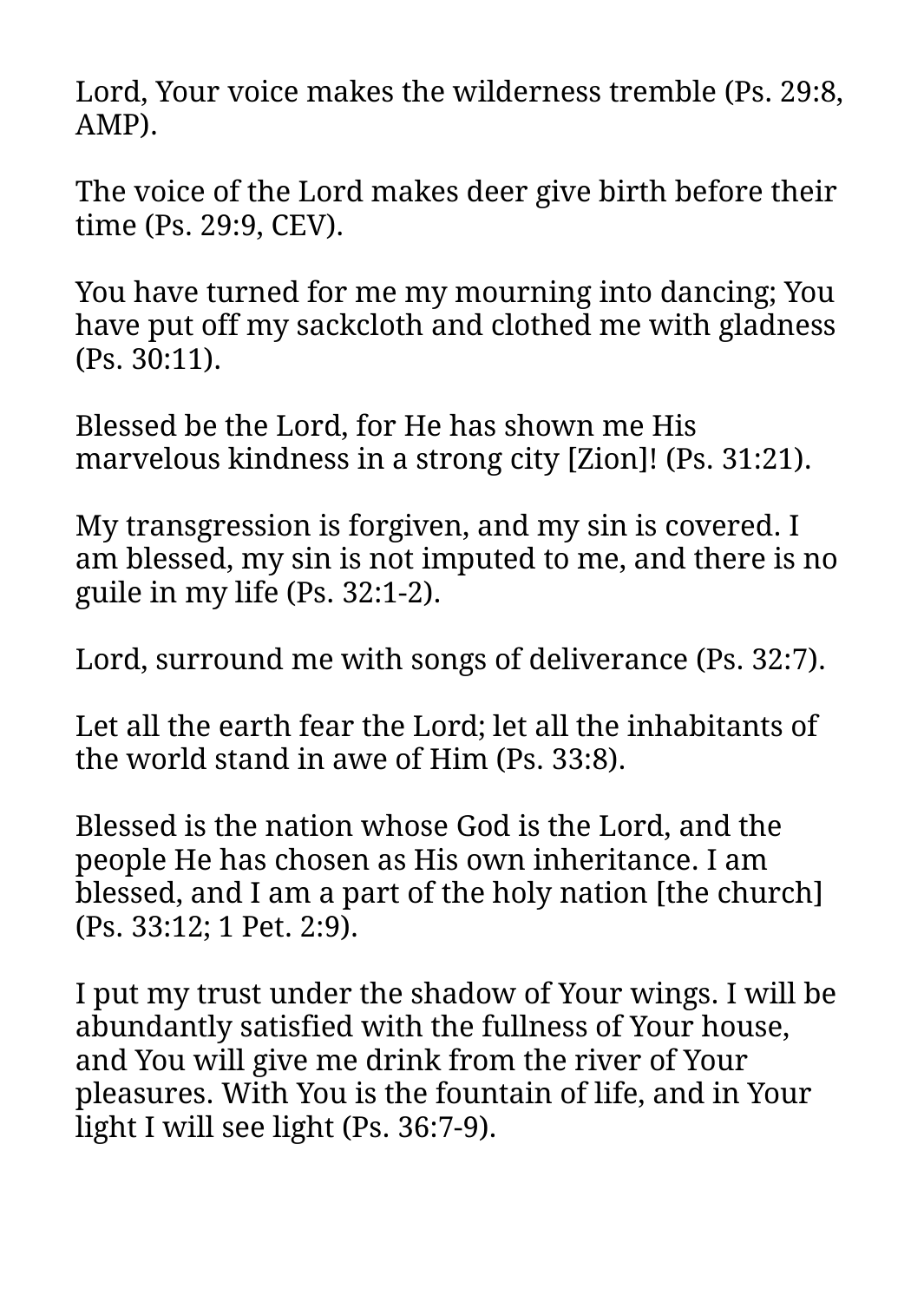Lord, Your voice makes the wilderness tremble (Ps. 29:8, AMP).

The voice of the Lord makes deer give birth before their time (Ps. 29:9, CEV).

You have turned for me my mourning into dancing; You have put off my sackcloth and clothed me with gladness (Ps. 30:11).

Blessed be the Lord, for He has shown me His marvelous kindness in a strong city [Zion]! (Ps. 31:21).

My transgression is forgiven, and my sin is covered. I am blessed, my sin is not imputed to me, and there is no guile in my life (Ps. 32:1-2).

Lord, surround me with songs of deliverance (Ps. 32:7).

Let all the earth fear the Lord; let all the inhabitants of the world stand in awe of Him (Ps. 33:8).

Blessed is the nation whose God is the Lord, and the people He has chosen as His own inheritance. I am blessed, and I am a part of the holy nation [the church] (Ps. 33:12; 1 Pet. 2:9).

I put my trust under the shadow of Your wings. I will be abundantly satisfied with the fullness of Your house, and You will give me drink from the river of Your pleasures. With You is the fountain of life, and in Your light I will see light (Ps. 36:7-9).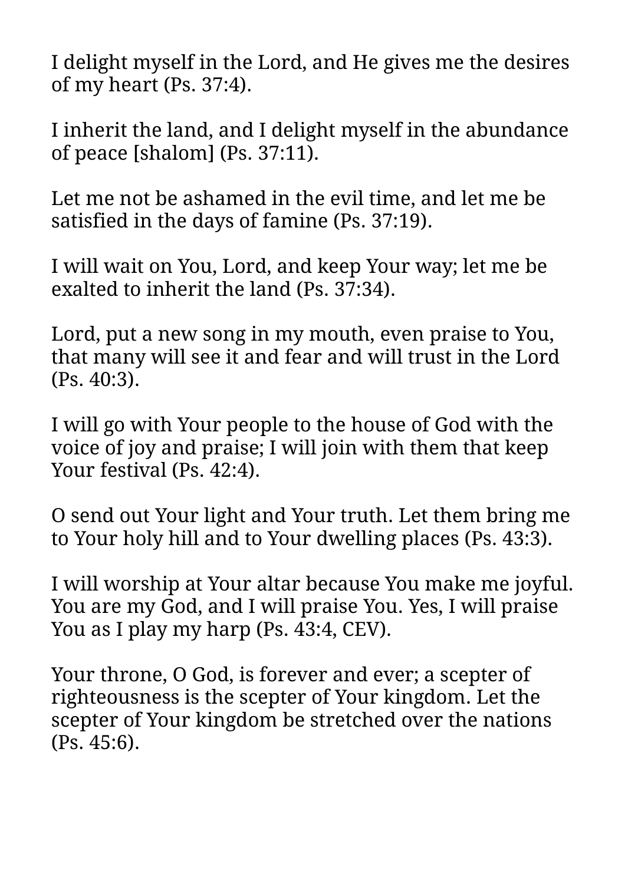I delight myself in the Lord, and He gives me the desires of my heart (Ps. 37:4).

I inherit the land, and I delight myself in the abundance of peace [shalom] (Ps. 37:11).

Let me not be ashamed in the evil time, and let me be satisfied in the days of famine (Ps. 37:19).

I will wait on You, Lord, and keep Your way; let me be exalted to inherit the land (Ps. 37:34).

Lord, put a new song in my mouth, even praise to You, that many will see it and fear and will trust in the Lord (Ps. 40:3).

I will go with Your people to the house of God with the voice of joy and praise; I will join with them that keep Your festival (Ps. 42:4).

O send out Your light and Your truth. Let them bring me to Your holy hill and to Your dwelling places (Ps. 43:3).

I will worship at Your altar because You make me joyful. You are my God, and I will praise You. Yes, I will praise You as I play my harp (Ps. 43:4, CEV).

Your throne, O God, is forever and ever; a scepter of righteousness is the scepter of Your kingdom. Let the scepter of Your kingdom be stretched over the nations (Ps. 45:6).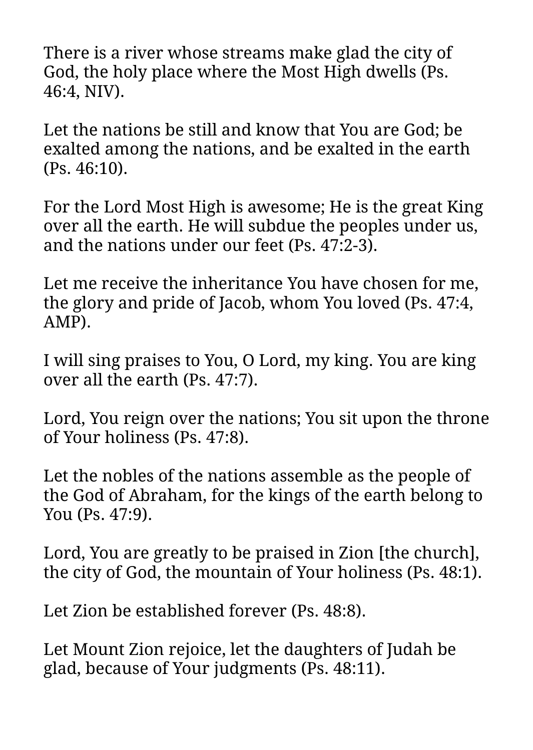There is a river whose streams make glad the city of God, the holy place where the Most High dwells (Ps. 46:4, NIV).

Let the nations be still and know that You are God; be exalted among the nations, and be exalted in the earth (Ps. 46:10).

For the Lord Most High is awesome; He is the great King over all the earth. He will subdue the peoples under us, and the nations under our feet (Ps. 47:2-3).

Let me receive the inheritance You have chosen for me, the glory and pride of Jacob, whom You loved (Ps. 47:4, AMP).

I will sing praises to You, O Lord, my king. You are king over all the earth (Ps. 47:7).

Lord, You reign over the nations; You sit upon the throne of Your holiness (Ps. 47:8).

Let the nobles of the nations assemble as the people of the God of Abraham, for the kings of the earth belong to You (Ps. 47:9).

Lord, You are greatly to be praised in Zion [the church], the city of God, the mountain of Your holiness (Ps. 48:1).

Let Zion be established forever (Ps. 48:8).

Let Mount Zion rejoice, let the daughters of Judah be glad, because of Your judgments (Ps. 48:11).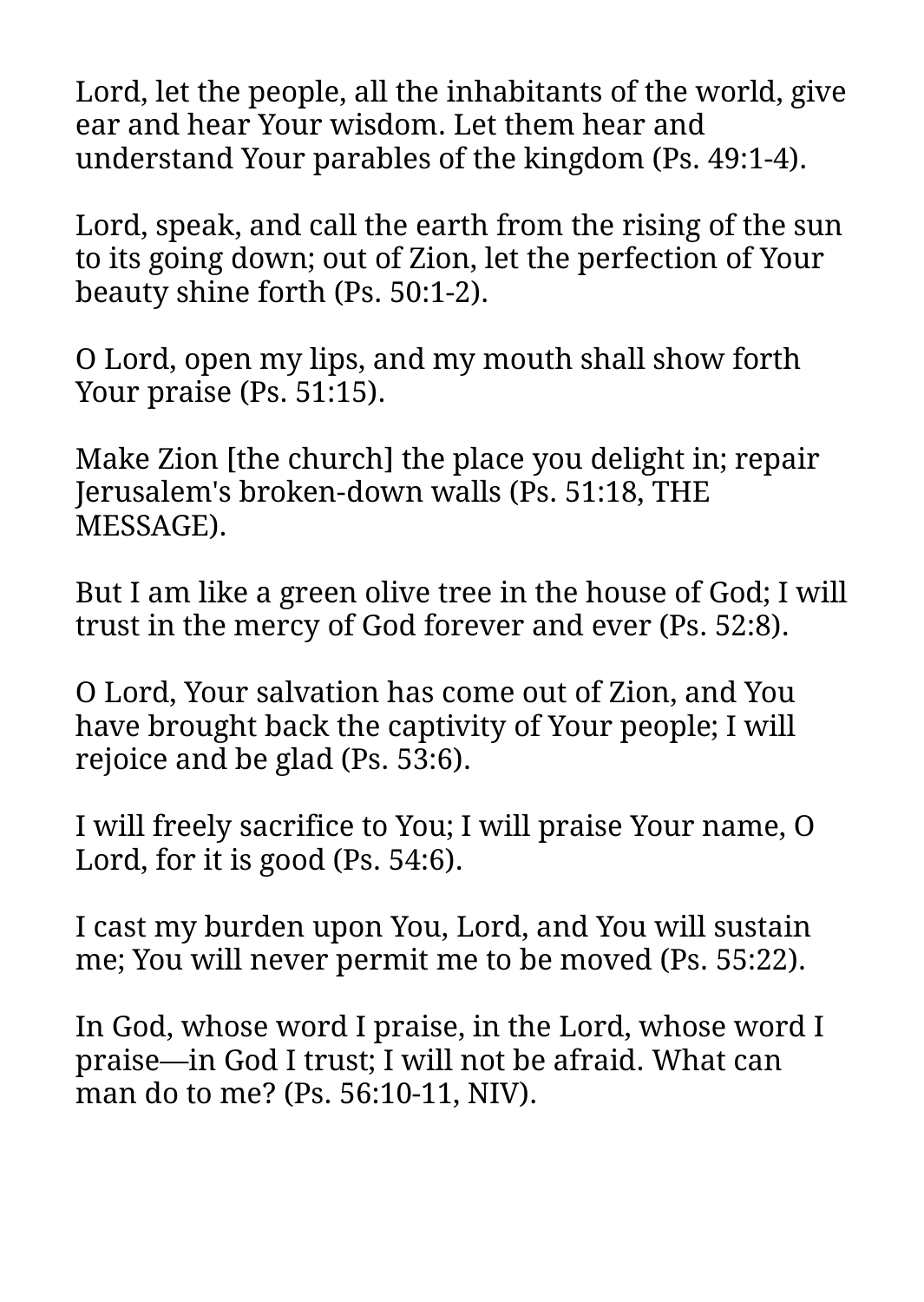Lord, let the people, all the inhabitants of the world, give ear and hear Your wisdom. Let them hear and understand Your parables of the kingdom (Ps. 49:1-4).

Lord, speak, and call the earth from the rising of the sun to its going down; out of Zion, let the perfection of Your beauty shine forth (Ps. 50:1-2).

O Lord, open my lips, and my mouth shall show forth Your praise (Ps. 51:15).

Make Zion [the church] the place you delight in; repair Jerusalem's broken-down walls (Ps. 51:18, THE MESSAGE).

But I am like a green olive tree in the house of God; I will trust in the mercy of God forever and ever (Ps. 52:8).

O Lord, Your salvation has come out of Zion, and You have brought back the captivity of Your people; I will rejoice and be glad (Ps. 53:6).

I will freely sacrifice to You; I will praise Your name, O Lord, for it is good (Ps. 54:6).

I cast my burden upon You, Lord, and You will sustain me; You will never permit me to be moved (Ps. 55:22).

In God, whose word I praise, in the Lord, whose word I praise—in God I trust; I will not be afraid. What can man do to me? (Ps. 56:10-11, NIV).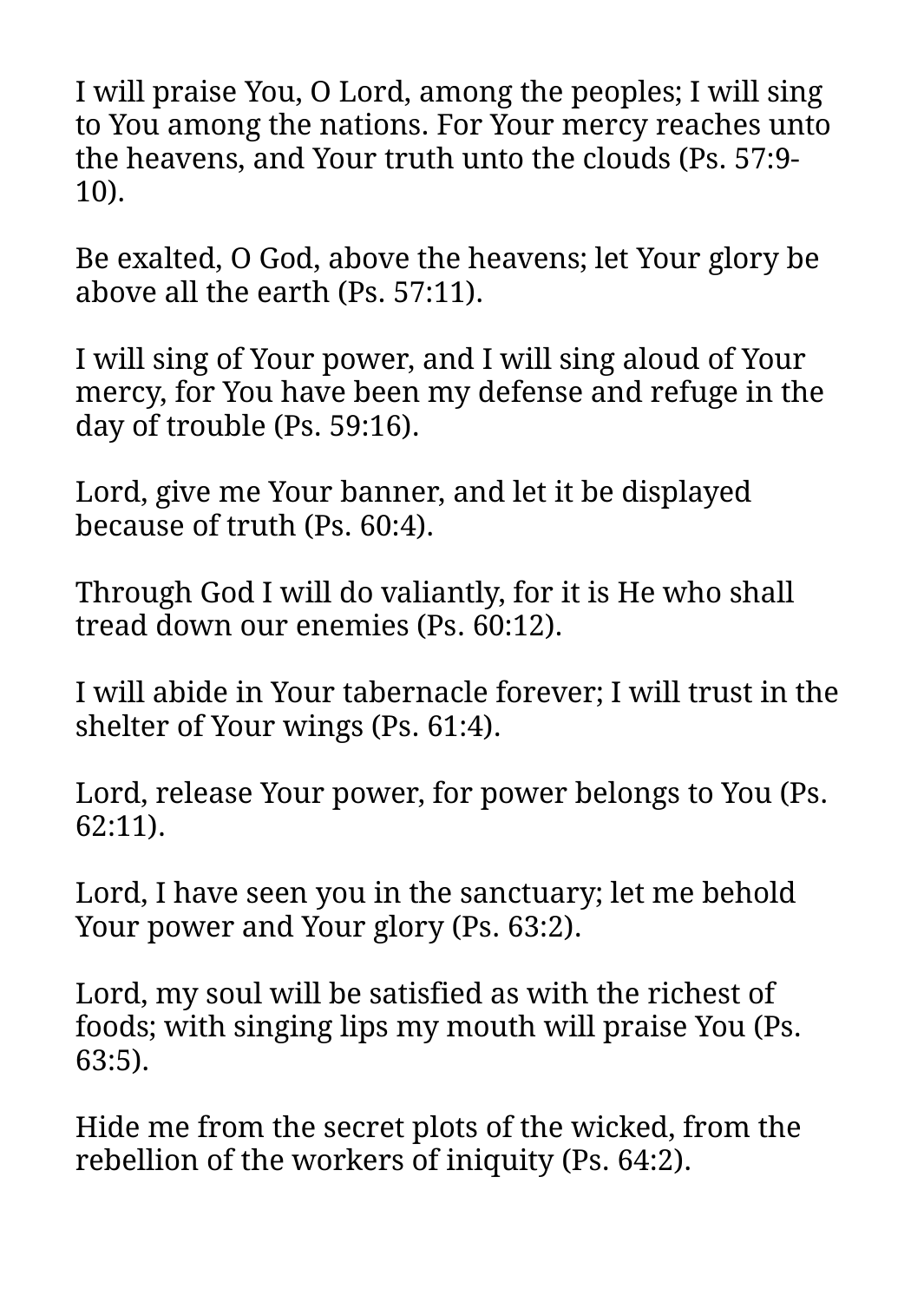I will praise You, O Lord, among the peoples; I will sing to You among the nations. For Your mercy reaches unto the heavens, and Your truth unto the clouds (Ps. 57:9-10).

Be exalted, O God, above the heavens; let Your glory be above all the earth (Ps. 57:11).

I will sing of Your power, and I will sing aloud of Your mercy, for You have been my defense and refuge in the day of trouble (Ps. 59:16).

Lord, give me Your banner, and let it be displayed because of truth (Ps. 60:4).

Through God I will do valiantly, for it is He who shall tread down our enemies (Ps. 60:12).

I will abide in Your tabernacle forever; I will trust in the shelter of Your wings (Ps. 61:4).

Lord, release Your power, for power belongs to You (Ps. 62:11).

Lord, I have seen you in the sanctuary; let me behold Your power and Your glory (Ps. 63:2).

Lord, my soul will be satisfied as with the richest of foods; with singing lips my mouth will praise You (Ps. 63:5).

Hide me from the secret plots of the wicked, from the rebellion of the workers of iniquity (Ps. 64:2).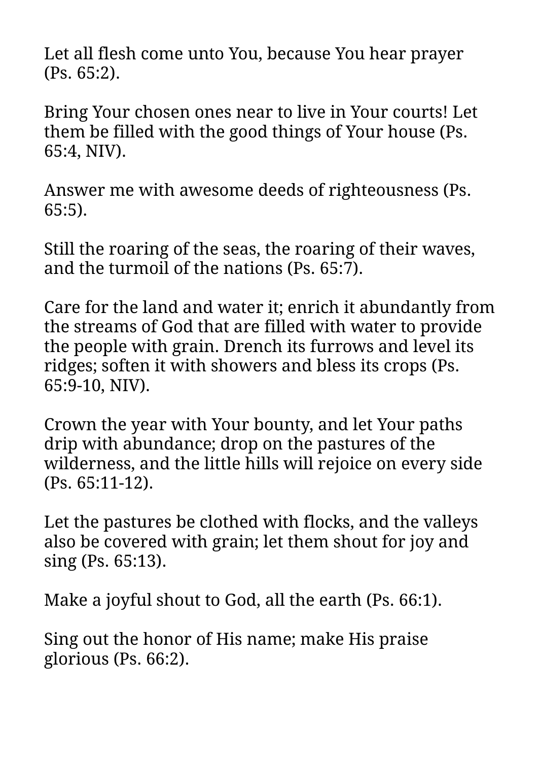Let all flesh come unto You, because You hear prayer (Ps. 65:2).

Bring Your chosen ones near to live in Your courts! Let them be filled with the good things of Your house (Ps. 65:4, NIV).

Answer me with awesome deeds of righteousness (Ps. 65:5).

Still the roaring of the seas, the roaring of their waves, and the turmoil of the nations (Ps. 65:7).

Care for the land and water it; enrich it abundantly from the streams of God that are filled with water to provide the people with grain. Drench its furrows and level its ridges; soften it with showers and bless its crops (Ps. 65:9-10, NIV).

Crown the year with Your bounty, and let Your paths drip with abundance; drop on the pastures of the wilderness, and the little hills will rejoice on every side (Ps. 65:11-12).

Let the pastures be clothed with flocks, and the valleys also be covered with grain; let them shout for joy and sing (Ps. 65:13).

Make a joyful shout to God, all the earth (Ps. 66:1).

Sing out the honor of His name; make His praise glorious (Ps. 66:2).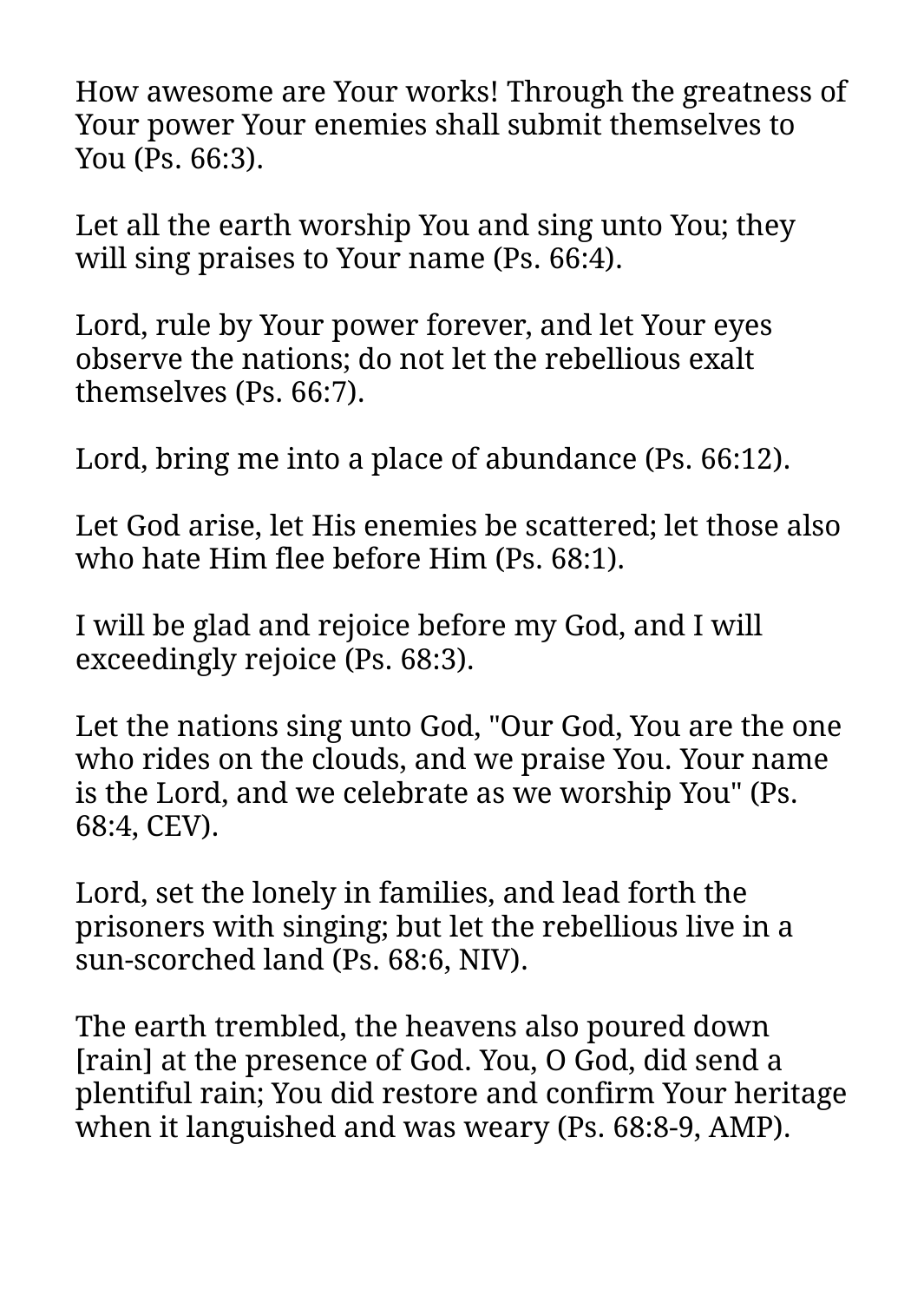How awesome are Your works! Through the greatness of Your power Your enemies shall submit themselves to You (Ps. 66:3).

Let all the earth worship You and sing unto You; they will sing praises to Your name (Ps. 66:4).

Lord, rule by Your power forever, and let Your eyes observe the nations; do not let the rebellious exalt themselves (Ps. 66:7).

Lord, bring me into a place of abundance (Ps. 66:12).

Let God arise, let His enemies be scattered; let those also who hate Him flee before Him (Ps. 68:1).

I will be glad and rejoice before my God, and I will exceedingly rejoice (Ps. 68:3).

Let the nations sing unto God, "Our God, You are the one who rides on the clouds, and we praise You. Your name is the Lord, and we celebrate as we worship You" (Ps. 68:4, CEV).

Lord, set the lonely in families, and lead forth the prisoners with singing; but let the rebellious live in a sun-scorched land (Ps. 68:6, NIV).

The earth trembled, the heavens also poured down [rain] at the presence of God. You, O God, did send a plentiful rain; You did restore and confirm Your heritage when it languished and was weary (Ps. 68:8-9, AMP).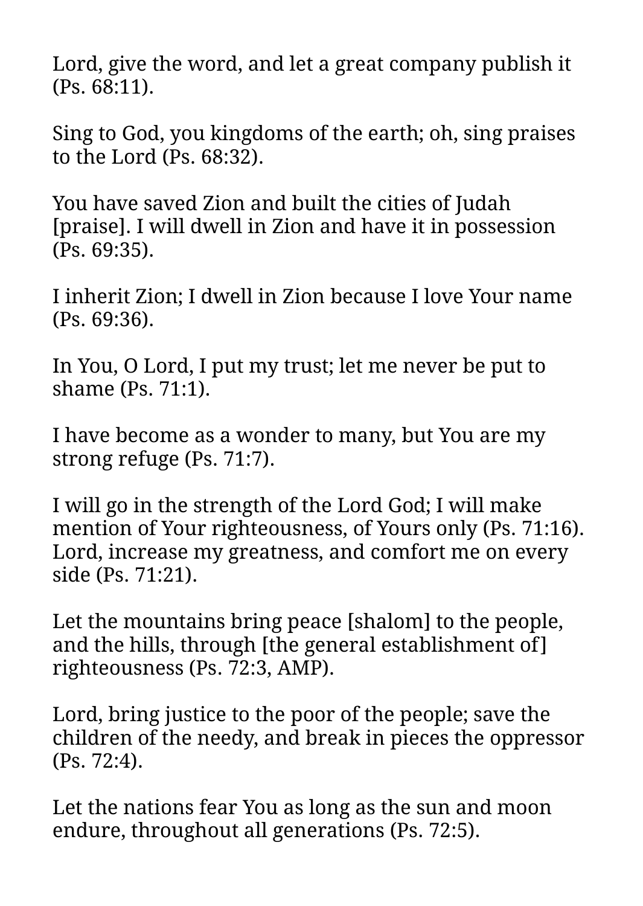Lord, give the word, and let a great company publish it (Ps. 68:11).

Sing to God, you kingdoms of the earth; oh, sing praises to the Lord (Ps. 68:32).

You have saved Zion and built the cities of Judah [praise]. I will dwell in Zion and have it in possession (Ps. 69:35).

I inherit Zion; I dwell in Zion because I love Your name (Ps. 69:36).

In You, O Lord, I put my trust; let me never be put to shame (Ps. 71:1).

I have become as a wonder to many, but You are my strong refuge (Ps. 71:7).

I will go in the strength of the Lord God; I will make mention of Your righteousness, of Yours only (Ps. 71:16). Lord, increase my greatness, and comfort me on every side (Ps. 71:21).

Let the mountains bring peace [shalom] to the people, and the hills, through [the general establishment of] righteousness (Ps. 72:3, AMP).

Lord, bring justice to the poor of the people; save the children of the needy, and break in pieces the oppressor (Ps. 72:4).

Let the nations fear You as long as the sun and moon endure, throughout all generations (Ps. 72:5).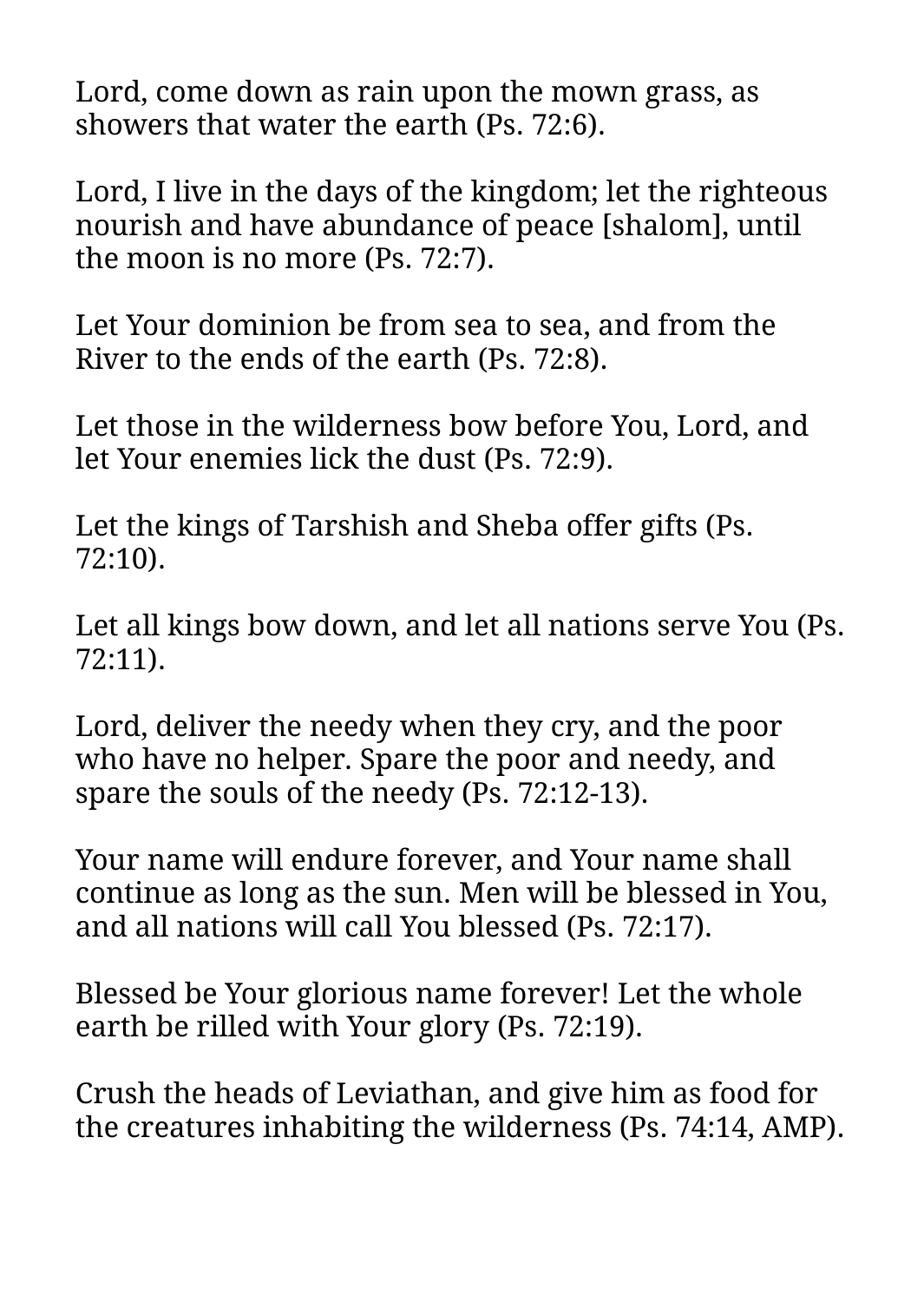Lord, come down as rain upon the mown grass, as showers that water the earth (Ps. 72:6).

Lord, I live in the days of the kingdom; let the righteous nourish and have abundance of peace [shalom], until the moon is no more (Ps. 72:7).

Let Your dominion be from sea to sea, and from the River to the ends of the earth (Ps. 72:8).

Let those in the wilderness bow before You, Lord, and let Your enemies lick the dust (Ps. 72:9).

Let the kings of Tarshish and Sheba offer gifts (Ps. 72:10).

Let all kings bow down, and let all nations serve You (Ps. 72:11).

Lord, deliver the needy when they cry, and the poor who have no helper. Spare the poor and needy, and spare the souls of the needy (Ps. 72:12-13).

Your name will endure forever, and Your name shall continue as long as the sun. Men will be blessed in You, and all nations will call You blessed (Ps. 72:17).

Blessed be Your glorious name forever! Let the whole earth be rilled with Your glory (Ps. 72:19).

Crush the heads of Leviathan, and give him as food for the creatures inhabiting the wilderness (Ps. 74:14, AMP).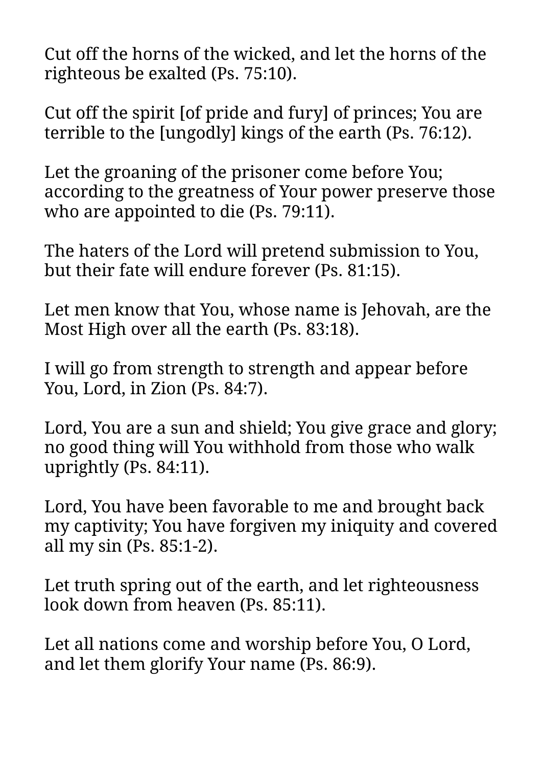Cut off the horns of the wicked, and let the horns of the righteous be exalted (Ps. 75:10).

Cut off the spirit [of pride and fury] of princes; You are terrible to the [ungodly] kings of the earth (Ps. 76:12).

Let the groaning of the prisoner come before You; according to the greatness of Your power preserve those who are appointed to die (Ps. 79:11).

The haters of the Lord will pretend submission to You, but their fate will endure forever (Ps. 81:15).

Let men know that You, whose name is Jehovah, are the Most High over all the earth (Ps. 83:18).

I will go from strength to strength and appear before You, Lord, in Zion (Ps. 84:7).

Lord, You are a sun and shield; You give grace and glory; no good thing will You withhold from those who walk uprightly (Ps. 84:11).

Lord, You have been favorable to me and brought back my captivity; You have forgiven my iniquity and covered all my sin (Ps. 85:1-2).

Let truth spring out of the earth, and let righteousness look down from heaven (Ps. 85:11).

Let all nations come and worship before You, O Lord, and let them glorify Your name (Ps. 86:9).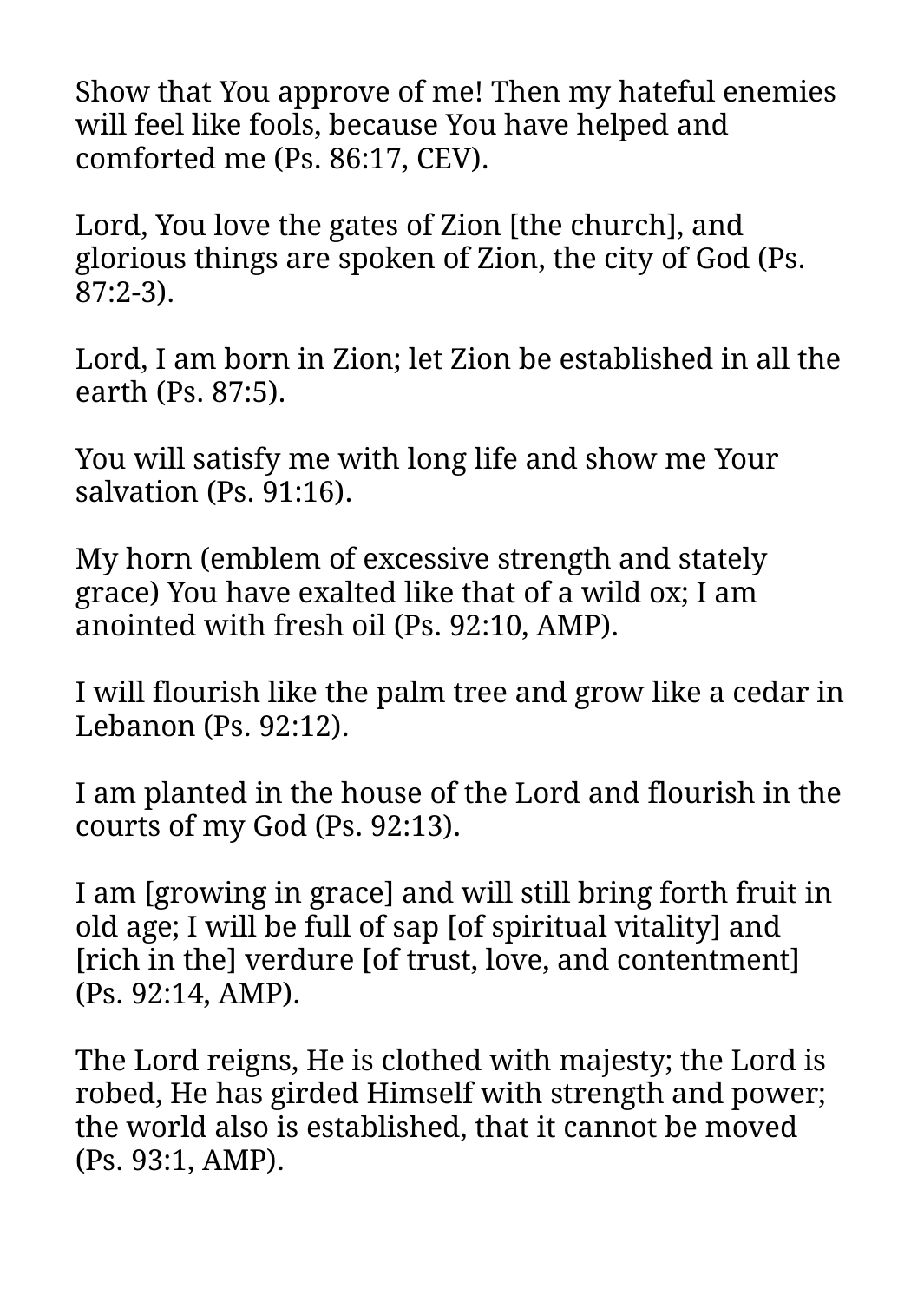Show that You approve of me! Then my hateful enemies will feel like fools, because You have helped and comforted me (Ps. 86:17, CEV).

Lord, You love the gates of Zion [the church], and glorious things are spoken of Zion, the city of God (Ps. 87:2-3).

Lord, I am born in Zion; let Zion be established in all the earth (Ps. 87:5).

You will satisfy me with long life and show me Your salvation (Ps. 91:16).

My horn (emblem of excessive strength and stately grace) You have exalted like that of a wild ox; I am anointed with fresh oil (Ps. 92:10, AMP).

I will flourish like the palm tree and grow like a cedar in Lebanon (Ps. 92:12).

I am planted in the house of the Lord and flourish in the courts of my God (Ps. 92:13).

I am [growing in grace] and will still bring forth fruit in old age; I will be full of sap [of spiritual vitality] and [rich in the] verdure [of trust, love, and contentment] (Ps. 92:14, AMP).

The Lord reigns, He is clothed with majesty; the Lord is robed, He has girded Himself with strength and power; the world also is established, that it cannot be moved (Ps. 93:1, AMP).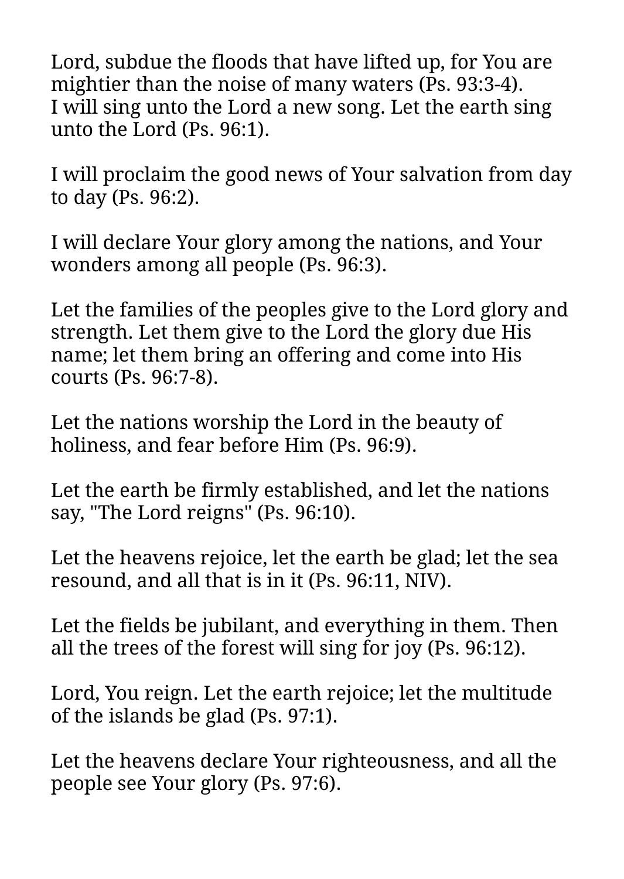Lord, subdue the floods that have lifted up, for You are mightier than the noise of many waters (Ps. 93:3-4).
I will sing unto the Lord a new song. Let the earth sing unto the Lord (Ps. 96:1).

I will proclaim the good news of Your salvation from day to day (Ps. 96:2).

I will declare Your glory among the nations, and Your wonders among all people (Ps. 96:3).

Let the families of the peoples give to the Lord glory and strength. Let them give to the Lord the glory due His name; let them bring an offering and come into His courts (Ps. 96:7-8).

Let the nations worship the Lord in the beauty of holiness, and fear before Him (Ps. 96:9).

Let the earth be firmly established, and let the nations say, "The Lord reigns" (Ps. 96:10).

Let the heavens rejoice, let the earth be glad; let the sea resound, and all that is in it (Ps. 96:11, NIV).

Let the fields be jubilant, and everything in them. Then all the trees of the forest will sing for joy (Ps. 96:12).

Lord, You reign. Let the earth rejoice; let the multitude of the islands be glad (Ps. 97:1).

Let the heavens declare Your righteousness, and all the people see Your glory (Ps. 97:6).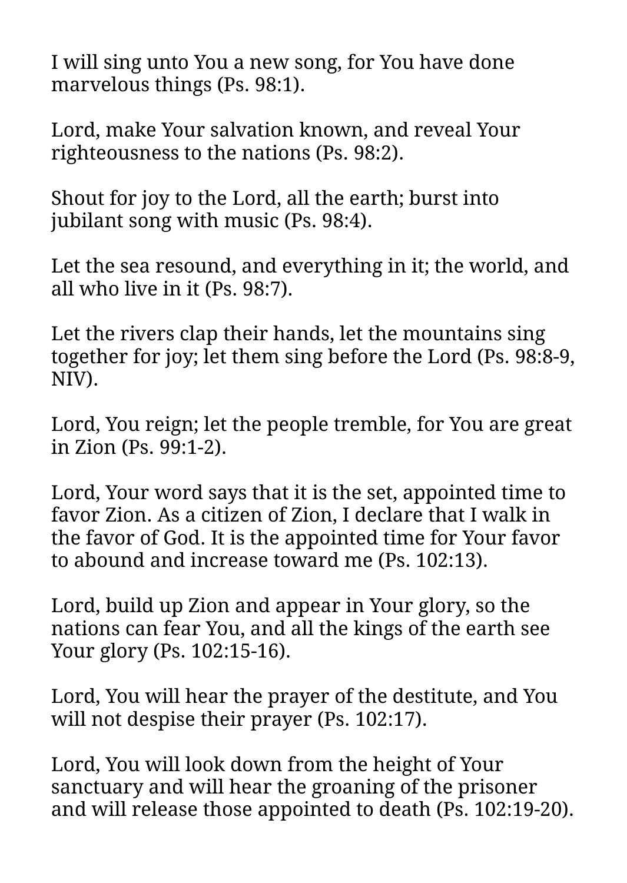I will sing unto You a new song, for You have done marvelous things (Ps. 98:1).

Lord, make Your salvation known, and reveal Your righteousness to the nations (Ps. 98:2).

Shout for joy to the Lord, all the earth; burst into jubilant song with music (Ps. 98:4).

Let the sea resound, and everything in it; the world, and all who live in it (Ps. 98:7).

Let the rivers clap their hands, let the mountains sing together for joy; let them sing before the Lord (Ps. 98:8-9, NIV).

Lord, You reign; let the people tremble, for You are great in Zion (Ps. 99:1-2).

Lord, Your word says that it is the set, appointed time to favor Zion. As a citizen of Zion, I declare that I walk in the favor of God. It is the appointed time for Your favor to abound and increase toward me (Ps. 102:13).

Lord, build up Zion and appear in Your glory, so the nations can fear You, and all the kings of the earth see Your glory (Ps. 102:15-16).

Lord, You will hear the prayer of the destitute, and You will not despise their prayer (Ps. 102:17).

Lord, You will look down from the height of Your sanctuary and will hear the groaning of the prisoner and will release those appointed to death (Ps. 102:19-20).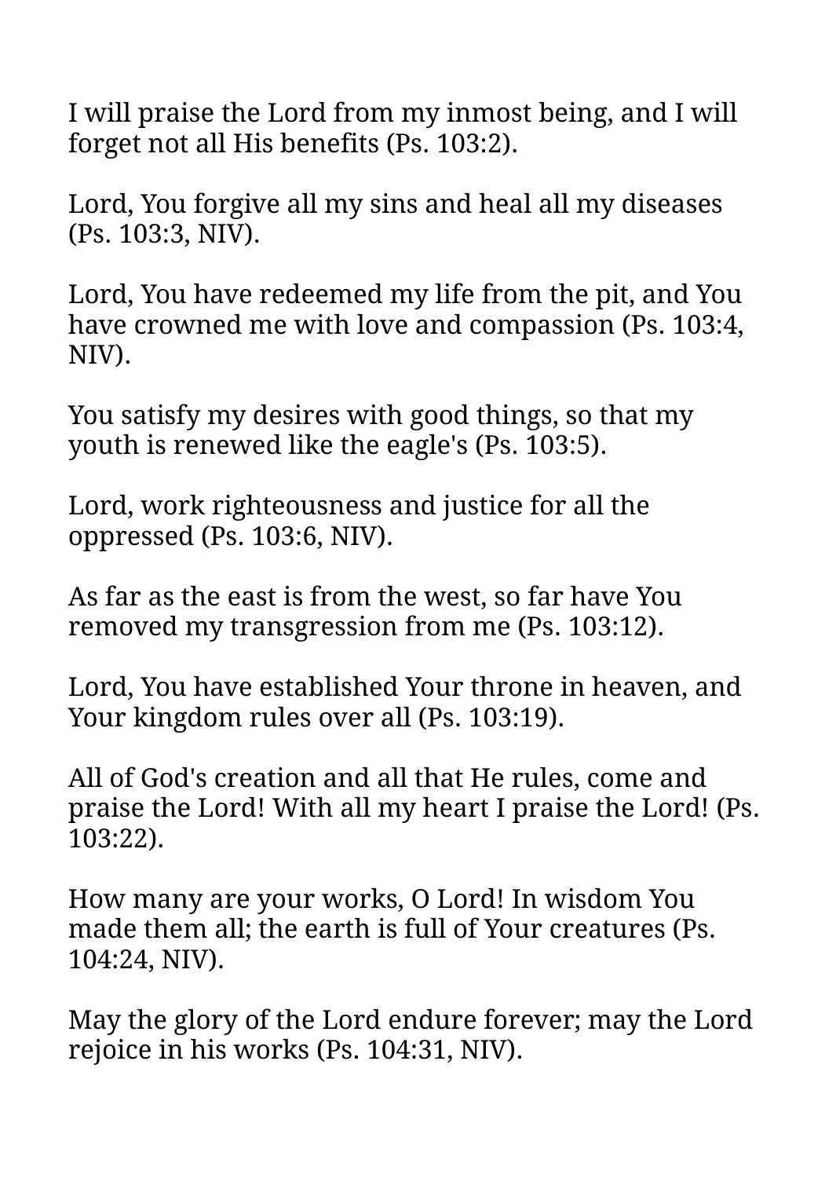I will praise the Lord from my inmost being, and I will forget not all His benefits (Ps. 103:2).

Lord, You forgive all my sins and heal all my diseases (Ps. 103:3, NIV).

Lord, You have redeemed my life from the pit, and You have crowned me with love and compassion (Ps. 103:4, NIV).

You satisfy my desires with good things, so that my youth is renewed like the eagle's (Ps. 103:5).

Lord, work righteousness and justice for all the oppressed (Ps. 103:6, NIV).

As far as the east is from the west, so far have You removed my transgression from me (Ps. 103:12).

Lord, You have established Your throne in heaven, and Your kingdom rules over all (Ps. 103:19).

All of God's creation and all that He rules, come and praise the Lord! With all my heart I praise the Lord! (Ps. 103:22).

How many are your works, O Lord! In wisdom You made them all; the earth is full of Your creatures (Ps. 104:24, NIV).

May the glory of the Lord endure forever; may the Lord rejoice in his works (Ps. 104:31, NIV).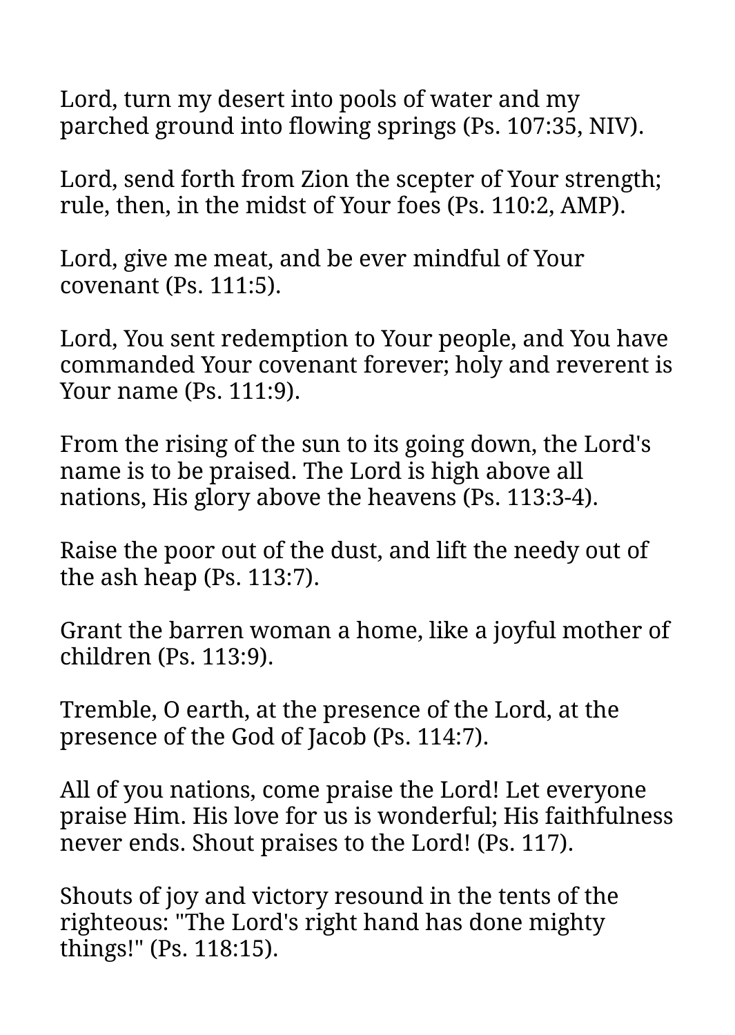Lord, turn my desert into pools of water and my parched ground into flowing springs (Ps. 107:35, NIV).

Lord, send forth from Zion the scepter of Your strength; rule, then, in the midst of Your foes (Ps. 110:2, AMP).

Lord, give me meat, and be ever mindful of Your covenant (Ps. 111:5).

Lord, You sent redemption to Your people, and You have commanded Your covenant forever; holy and reverent is Your name (Ps. 111:9).

From the rising of the sun to its going down, the Lord's name is to be praised. The Lord is high above all nations, His glory above the heavens (Ps. 113:3-4).

Raise the poor out of the dust, and lift the needy out of the ash heap (Ps. 113:7).

Grant the barren woman a home, like a joyful mother of children (Ps. 113:9).

Tremble, O earth, at the presence of the Lord, at the presence of the God of Jacob (Ps. 114:7).

All of you nations, come praise the Lord! Let everyone praise Him. His love for us is wonderful; His faithfulness never ends. Shout praises to the Lord! (Ps. 117).

Shouts of joy and victory resound in the tents of the righteous: "The Lord's right hand has done mighty things!" (Ps. 118:15).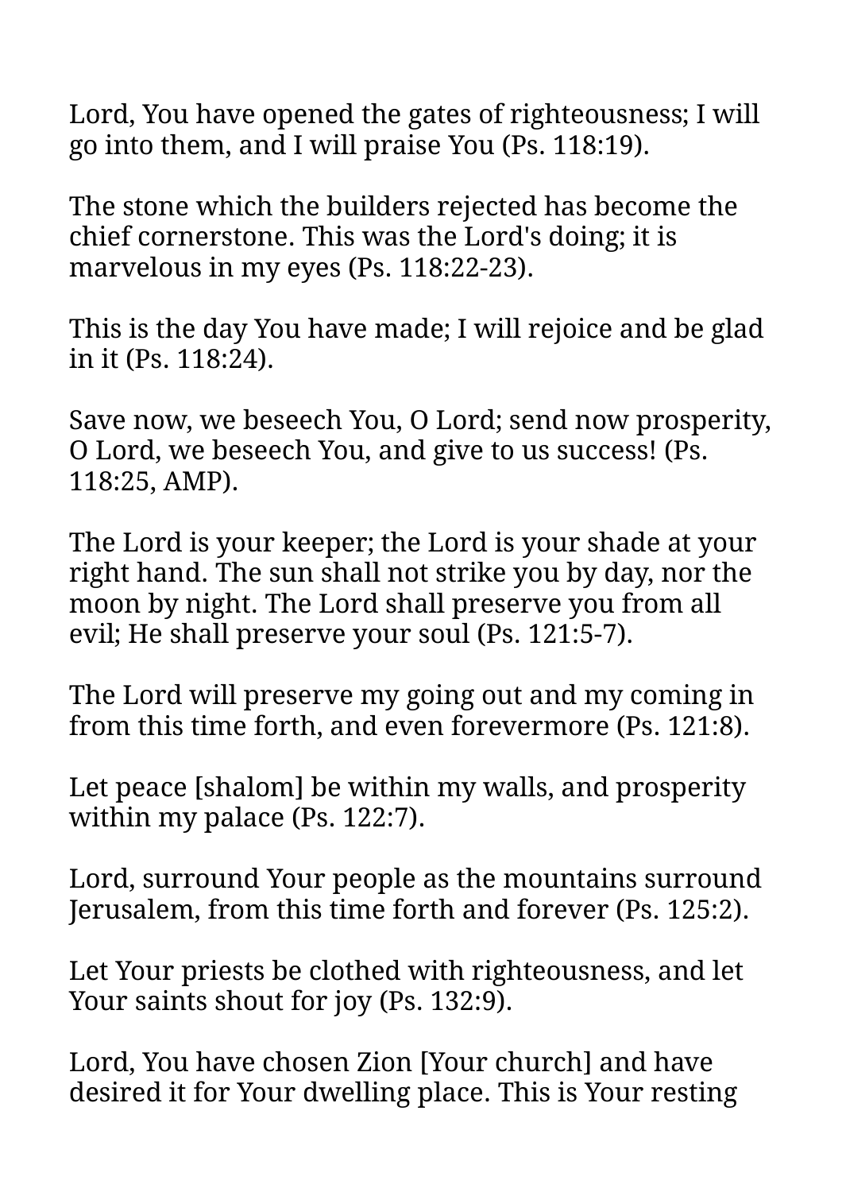Lord, You have opened the gates of righteousness; I will go into them, and I will praise You (Ps. 118:19).

The stone which the builders rejected has become the chief cornerstone. This was the Lord's doing; it is marvelous in my eyes (Ps. 118:22-23).

This is the day You have made; I will rejoice and be glad in it (Ps. 118:24).

Save now, we beseech You, O Lord; send now prosperity, O Lord, we beseech You, and give to us success! (Ps. 118:25, AMP).

The Lord is your keeper; the Lord is your shade at your right hand. The sun shall not strike you by day, nor the moon by night. The Lord shall preserve you from all evil; He shall preserve your soul (Ps. 121:5-7).

The Lord will preserve my going out and my coming in from this time forth, and even forevermore (Ps. 121:8).

Let peace [shalom] be within my walls, and prosperity within my palace (Ps. 122:7).

Lord, surround Your people as the mountains surround Jerusalem, from this time forth and forever (Ps. 125:2).

Let Your priests be clothed with righteousness, and let Your saints shout for joy (Ps. 132:9).

Lord, You have chosen Zion [Your church] and have desired it for Your dwelling place. This is Your resting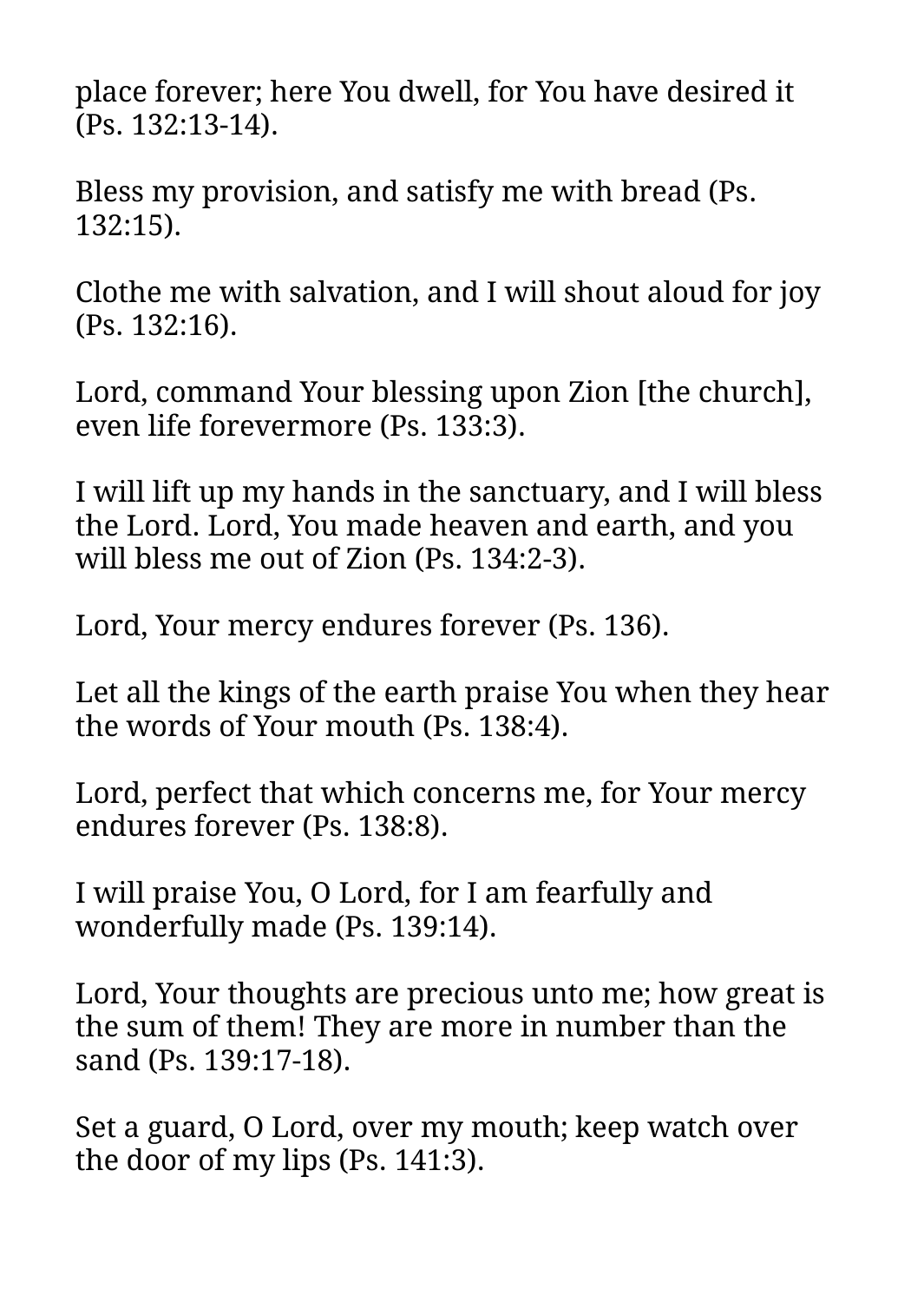place forever; here You dwell, for You have desired it (Ps. 132:13-14).

Bless my provision, and satisfy me with bread (Ps. 132:15).

Clothe me with salvation, and I will shout aloud for joy (Ps. 132:16).

Lord, command Your blessing upon Zion [the church], even life forevermore (Ps. 133:3).

I will lift up my hands in the sanctuary, and I will bless the Lord. Lord, You made heaven and earth, and you will bless me out of Zion (Ps. 134:2-3).

Lord, Your mercy endures forever (Ps. 136).

Let all the kings of the earth praise You when they hear the words of Your mouth (Ps. 138:4).

Lord, perfect that which concerns me, for Your mercy endures forever (Ps. 138:8).

I will praise You, O Lord, for I am fearfully and wonderfully made (Ps. 139:14).

Lord, Your thoughts are precious unto me; how great is the sum of them! They are more in number than the sand (Ps. 139:17-18).

Set a guard, O Lord, over my mouth; keep watch over the door of my lips (Ps. 141:3).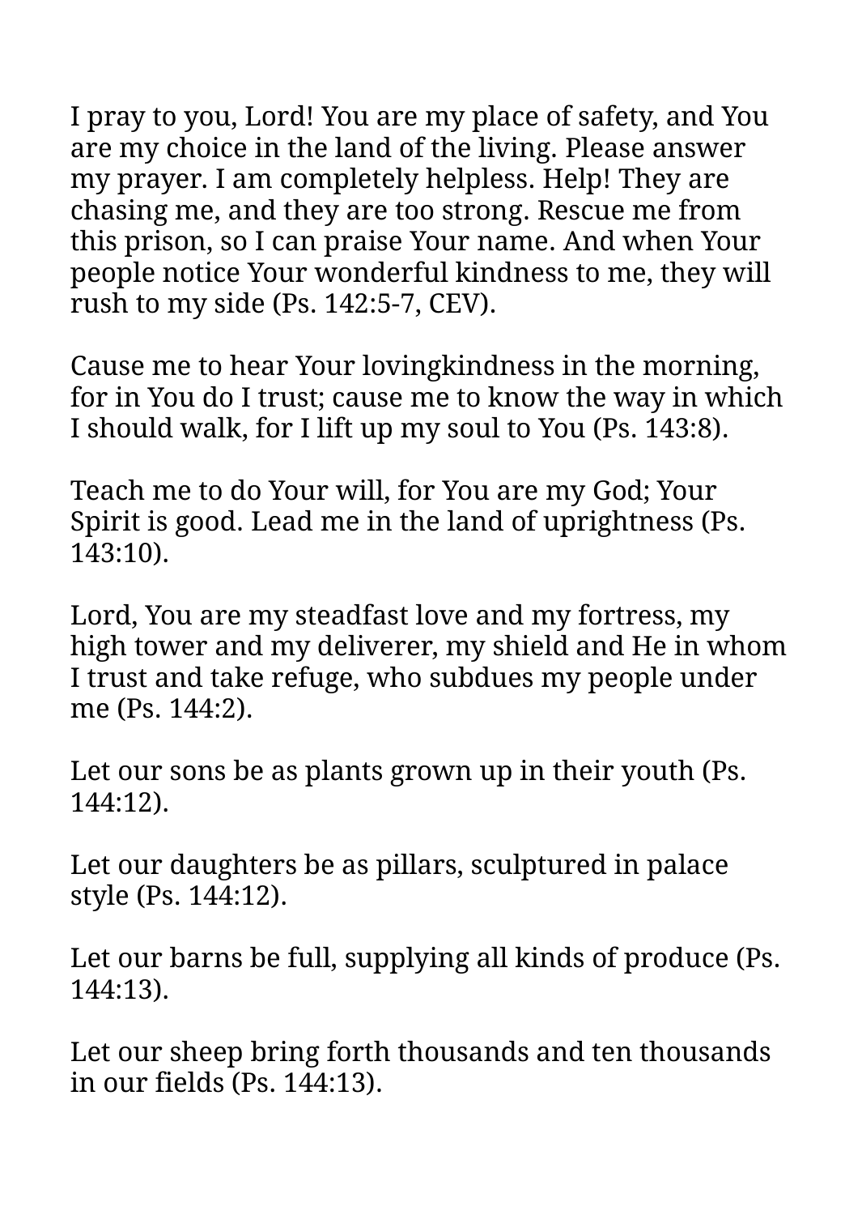I pray to you, Lord! You are my place of safety, and You are my choice in the land of the living. Please answer my prayer. I am completely helpless. Help! They are chasing me, and they are too strong. Rescue me from this prison, so I can praise Your name. And when Your people notice Your wonderful kindness to me, they will rush to my side (Ps. 142:5-7, CEV).

Cause me to hear Your lovingkindness in the morning, for in You do I trust; cause me to know the way in which I should walk, for I lift up my soul to You (Ps. 143:8).

Teach me to do Your will, for You are my God; Your Spirit is good. Lead me in the land of uprightness (Ps. 143:10).

Lord, You are my steadfast love and my fortress, my high tower and my deliverer, my shield and He in whom I trust and take refuge, who subdues my people under me (Ps. 144:2).

Let our sons be as plants grown up in their youth (Ps. 144:12).

Let our daughters be as pillars, sculptured in palace style (Ps. 144:12).

Let our barns be full, supplying all kinds of produce (Ps. 144:13).

Let our sheep bring forth thousands and ten thousands in our fields (Ps. 144:13).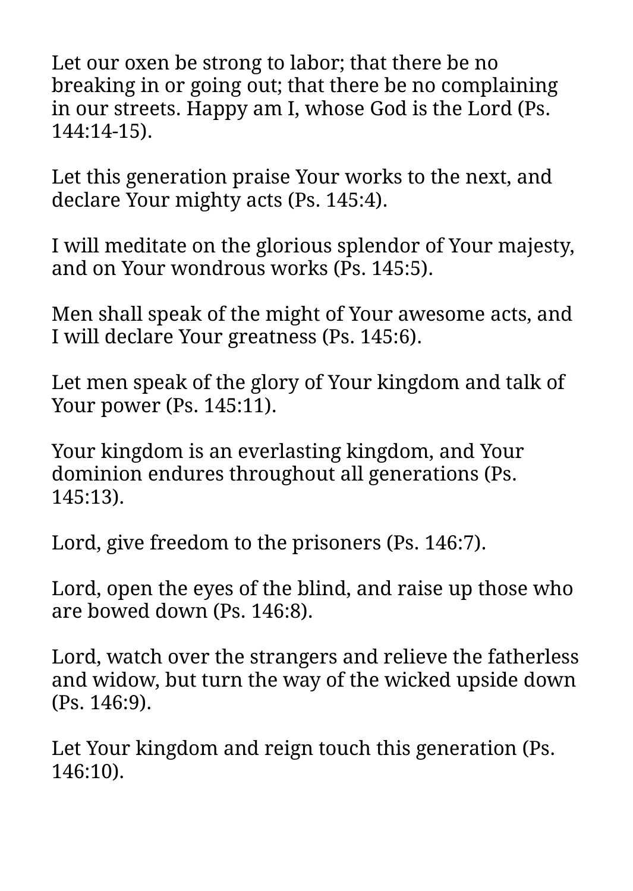Let our oxen be strong to labor; that there be no breaking in or going out; that there be no complaining in our streets. Happy am I, whose God is the Lord (Ps. 144:14-15).

Let this generation praise Your works to the next, and declare Your mighty acts (Ps. 145:4).

I will meditate on the glorious splendor of Your majesty, and on Your wondrous works (Ps. 145:5).

Men shall speak of the might of Your awesome acts, and I will declare Your greatness (Ps. 145:6).

Let men speak of the glory of Your kingdom and talk of Your power (Ps. 145:11).

Your kingdom is an everlasting kingdom, and Your dominion endures throughout all generations (Ps. 145:13).

Lord, give freedom to the prisoners (Ps. 146:7).

Lord, open the eyes of the blind, and raise up those who are bowed down (Ps. 146:8).

Lord, watch over the strangers and relieve the fatherless and widow, but turn the way of the wicked upside down (Ps. 146:9).

Let Your kingdom and reign touch this generation (Ps. 146:10).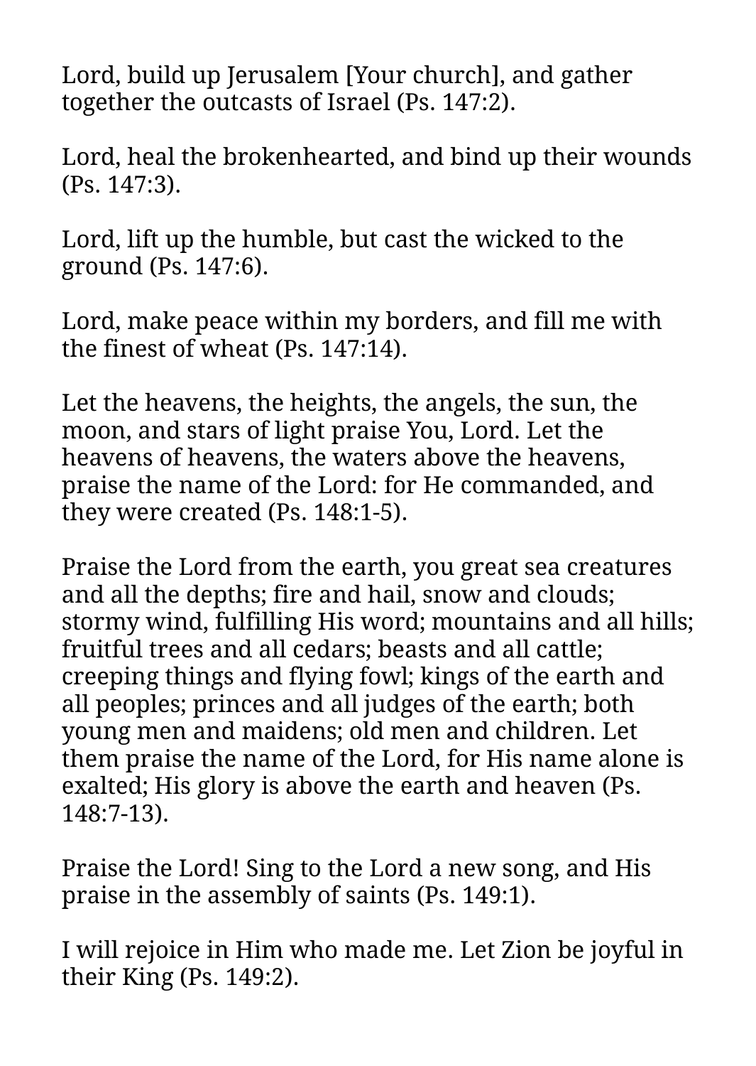Lord, build up Jerusalem [Your church], and gather together the outcasts of Israel (Ps. 147:2).

Lord, heal the brokenhearted, and bind up their wounds (Ps. 147:3).

Lord, lift up the humble, but cast the wicked to the ground (Ps. 147:6).

Lord, make peace within my borders, and fill me with the finest of wheat (Ps. 147:14).

Let the heavens, the heights, the angels, the sun, the moon, and stars of light praise You, Lord. Let the heavens of heavens, the waters above the heavens, praise the name of the Lord: for He commanded, and they were created (Ps. 148:1-5).

Praise the Lord from the earth, you great sea creatures and all the depths; fire and hail, snow and clouds; stormy wind, fulfilling His word; mountains and all hills; fruitful trees and all cedars; beasts and all cattle; creeping things and flying fowl; kings of the earth and all peoples; princes and all judges of the earth; both young men and maidens; old men and children. Let them praise the name of the Lord, for His name alone is exalted; His glory is above the earth and heaven (Ps. 148:7-13).

Praise the Lord! Sing to the Lord a new song, and His praise in the assembly of saints (Ps. 149:1).

I will rejoice in Him who made me. Let Zion be joyful in their King (Ps. 149:2).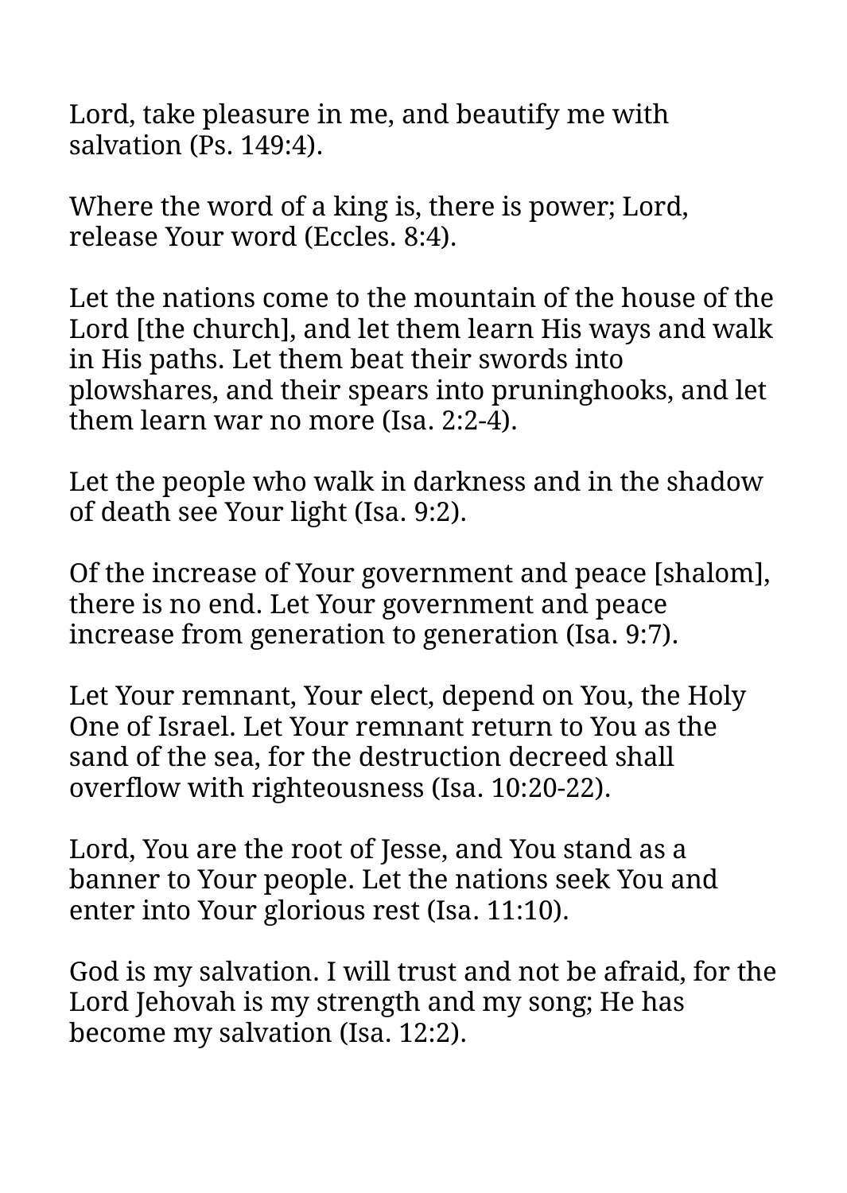Lord, take pleasure in me, and beautify me with salvation (Ps. 149:4).

Where the word of a king is, there is power; Lord, release Your word (Eccles. 8:4).

Let the nations come to the mountain of the house of the Lord [the church], and let them learn His ways and walk in His paths. Let them beat their swords into plowshares, and their spears into pruninghooks, and let them learn war no more (Isa. 2:2-4).

Let the people who walk in darkness and in the shadow of death see Your light (Isa. 9:2).

Of the increase of Your government and peace [shalom], there is no end. Let Your government and peace increase from generation to generation (Isa. 9:7).

Let Your remnant, Your elect, depend on You, the Holy One of Israel. Let Your remnant return to You as the sand of the sea, for the destruction decreed shall overflow with righteousness (Isa. 10:20-22).

Lord, You are the root of Jesse, and You stand as a banner to Your people. Let the nations seek You and enter into Your glorious rest (Isa. 11:10).

God is my salvation. I will trust and not be afraid, for the Lord Jehovah is my strength and my song; He has become my salvation (Isa. 12:2).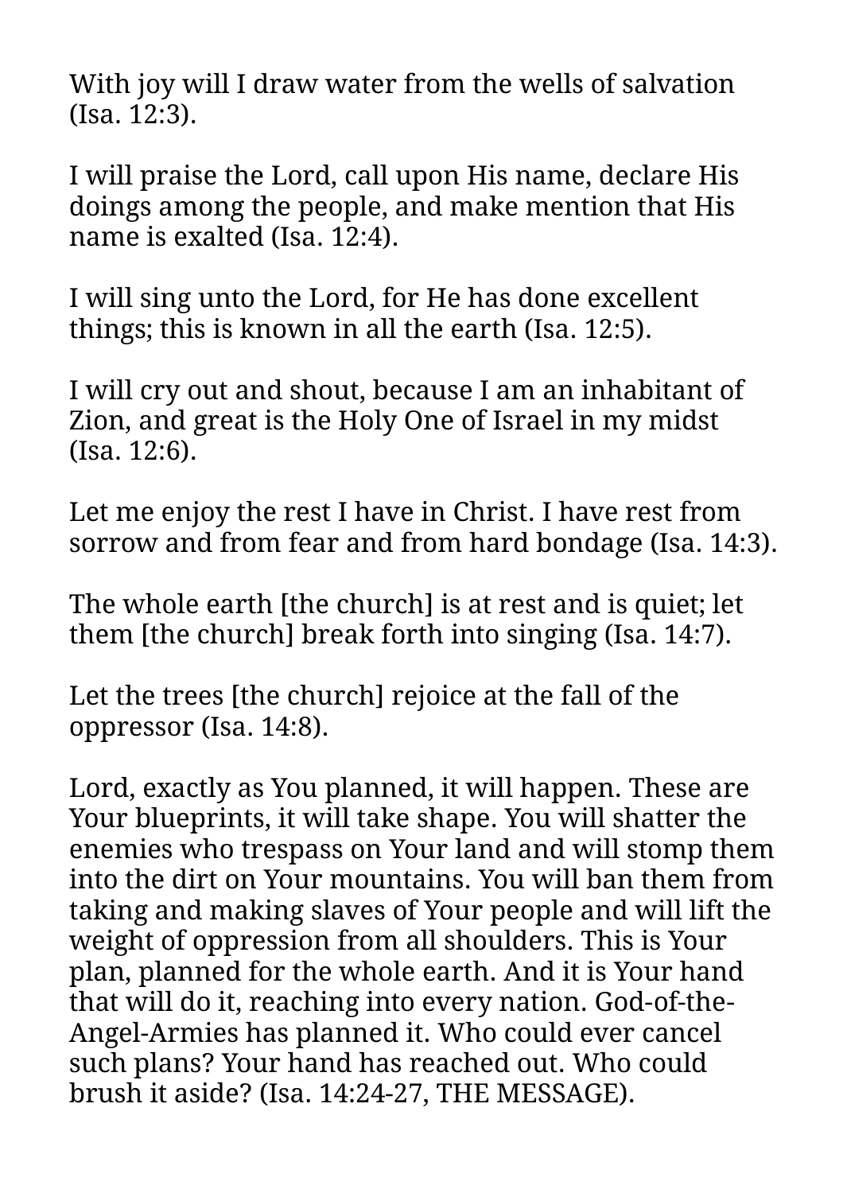With joy will I draw water from the wells of salvation (Isa. 12:3).

I will praise the Lord, call upon His name, declare His doings among the people, and make mention that His name is exalted (Isa. 12:4).

I will sing unto the Lord, for He has done excellent things; this is known in all the earth (Isa. 12:5).

I will cry out and shout, because I am an inhabitant of Zion, and great is the Holy One of Israel in my midst (Isa. 12:6).

Let me enjoy the rest I have in Christ. I have rest from sorrow and from fear and from hard bondage (Isa. 14:3).

The whole earth [the church] is at rest and is quiet; let them [the church] break forth into singing (Isa. 14:7).

Let the trees [the church] rejoice at the fall of the oppressor (Isa. 14:8).

Lord, exactly as You planned, it will happen. These are Your blueprints, it will take shape. You will shatter the enemies who trespass on Your land and will stomp them into the dirt on Your mountains. You will ban them from taking and making slaves of Your people and will lift the weight of oppression from all shoulders. This is Your plan, planned for the whole earth. And it is Your hand that will do it, reaching into every nation. God-of-the-Angel-Armies has planned it. Who could ever cancel such plans? Your hand has reached out. Who could brush it aside? (Isa. 14:24-27, THE MESSAGE).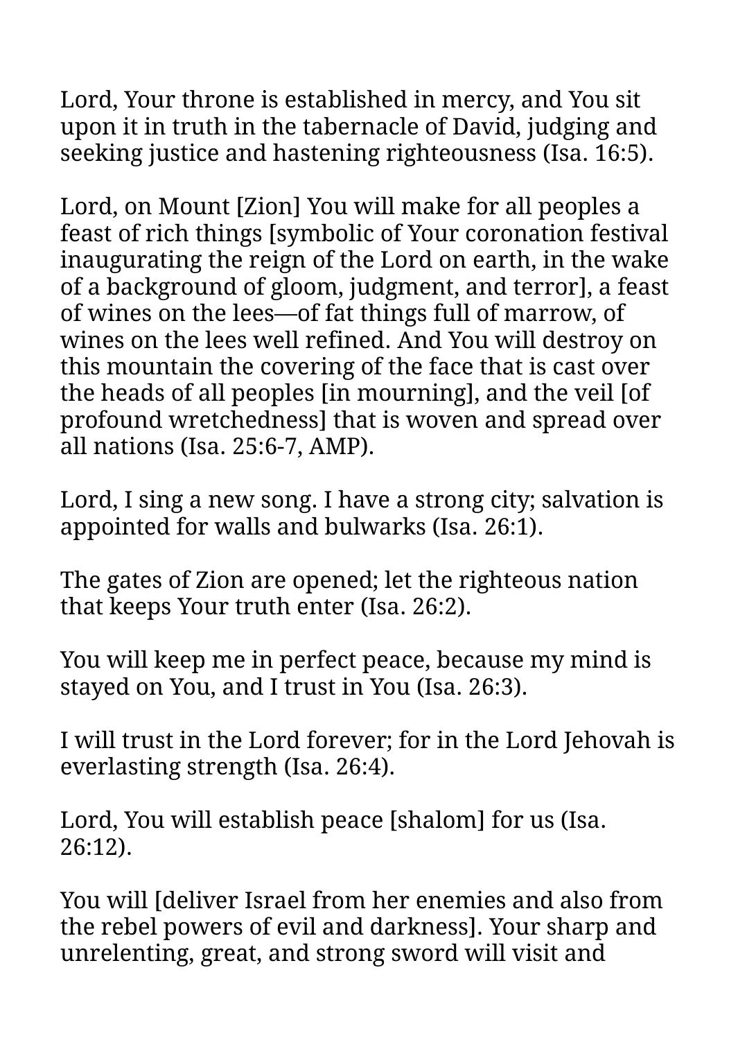Lord, Your throne is established in mercy, and You sit upon it in truth in the tabernacle of David, judging and seeking justice and hastening righteousness (Isa. 16:5).

Lord, on Mount [Zion] You will make for all peoples a feast of rich things [symbolic of Your coronation festival inaugurating the reign of the Lord on earth, in the wake of a background of gloom, judgment, and terror], a feast of wines on the lees—of fat things full of marrow, of wines on the lees well refined. And You will destroy on this mountain the covering of the face that is cast over the heads of all peoples [in mourning], and the veil [of profound wretchedness] that is woven and spread over all nations (Isa. 25:6-7, AMP).

Lord, I sing a new song. I have a strong city; salvation is appointed for walls and bulwarks (Isa. 26:1).

The gates of Zion are opened; let the righteous nation that keeps Your truth enter (Isa. 26:2).

You will keep me in perfect peace, because my mind is stayed on You, and I trust in You (Isa. 26:3).

I will trust in the Lord forever; for in the Lord Jehovah is everlasting strength (Isa. 26:4).

Lord, You will establish peace [shalom] for us (Isa. 26:12).

You will [deliver Israel from her enemies and also from the rebel powers of evil and darkness]. Your sharp and unrelenting, great, and strong sword will visit and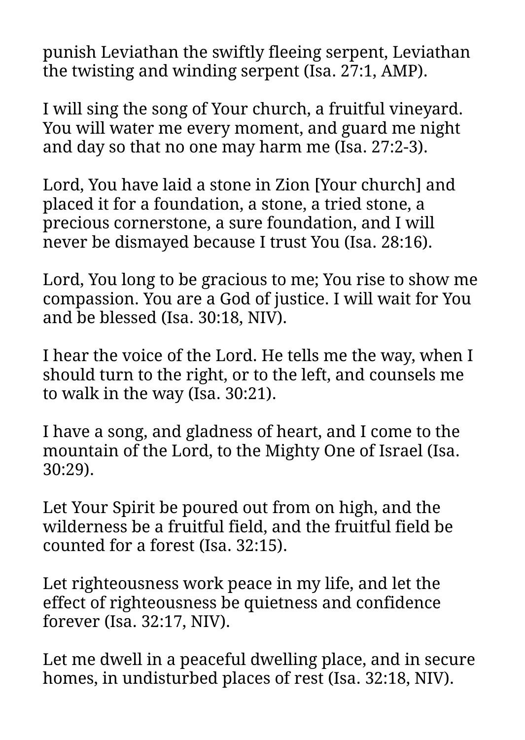punish Leviathan the swiftly fleeing serpent, Leviathan the twisting and winding serpent (Isa. 27:1, AMP).

I will sing the song of Your church, a fruitful vineyard. You will water me every moment, and guard me night and day so that no one may harm me (Isa. 27:2-3).

Lord, You have laid a stone in Zion [Your church] and placed it for a foundation, a stone, a tried stone, a precious cornerstone, a sure foundation, and I will never be dismayed because I trust You (Isa. 28:16).

Lord, You long to be gracious to me; You rise to show me compassion. You are a God of justice. I will wait for You and be blessed (Isa. 30:18, NIV).

I hear the voice of the Lord. He tells me the way, when I should turn to the right, or to the left, and counsels me to walk in the way (Isa. 30:21).

I have a song, and gladness of heart, and I come to the mountain of the Lord, to the Mighty One of Israel (Isa. 30:29).

Let Your Spirit be poured out from on high, and the wilderness be a fruitful field, and the fruitful field be counted for a forest (Isa. 32:15).

Let righteousness work peace in my life, and let the effect of righteousness be quietness and confidence forever (Isa. 32:17, NIV).

Let me dwell in a peaceful dwelling place, and in secure homes, in undisturbed places of rest (Isa. 32:18, NIV).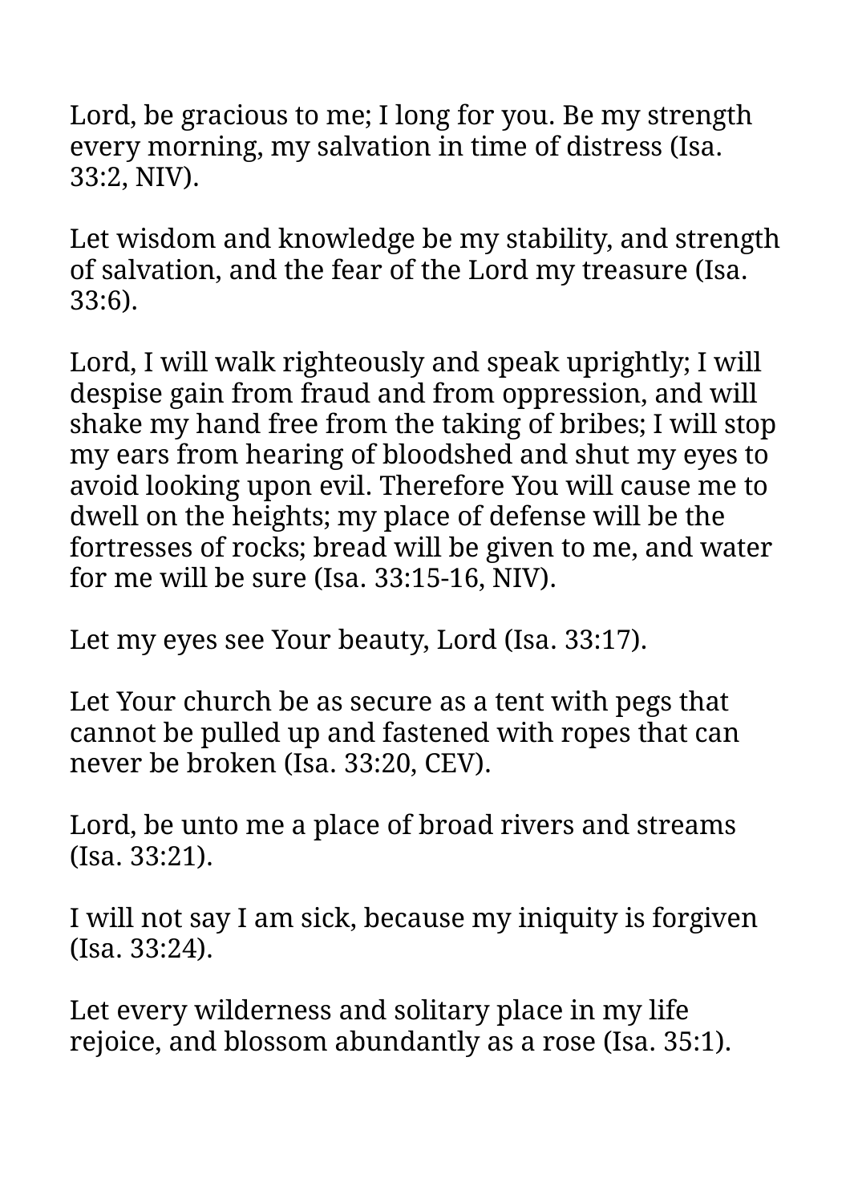Lord, be gracious to me; I long for you. Be my strength every morning, my salvation in time of distress (Isa. 33:2, NIV).

Let wisdom and knowledge be my stability, and strength of salvation, and the fear of the Lord my treasure (Isa. 33:6).

Lord, I will walk righteously and speak uprightly; I will despise gain from fraud and from oppression, and will shake my hand free from the taking of bribes; I will stop my ears from hearing of bloodshed and shut my eyes to avoid looking upon evil. Therefore You will cause me to dwell on the heights; my place of defense will be the fortresses of rocks; bread will be given to me, and water for me will be sure (Isa. 33:15-16, NIV).

Let my eyes see Your beauty, Lord (Isa. 33:17).

Let Your church be as secure as a tent with pegs that cannot be pulled up and fastened with ropes that can never be broken (Isa. 33:20, CEV).

Lord, be unto me a place of broad rivers and streams (Isa. 33:21).

I will not say I am sick, because my iniquity is forgiven (Isa. 33:24).

Let every wilderness and solitary place in my life rejoice, and blossom abundantly as a rose (Isa. 35:1).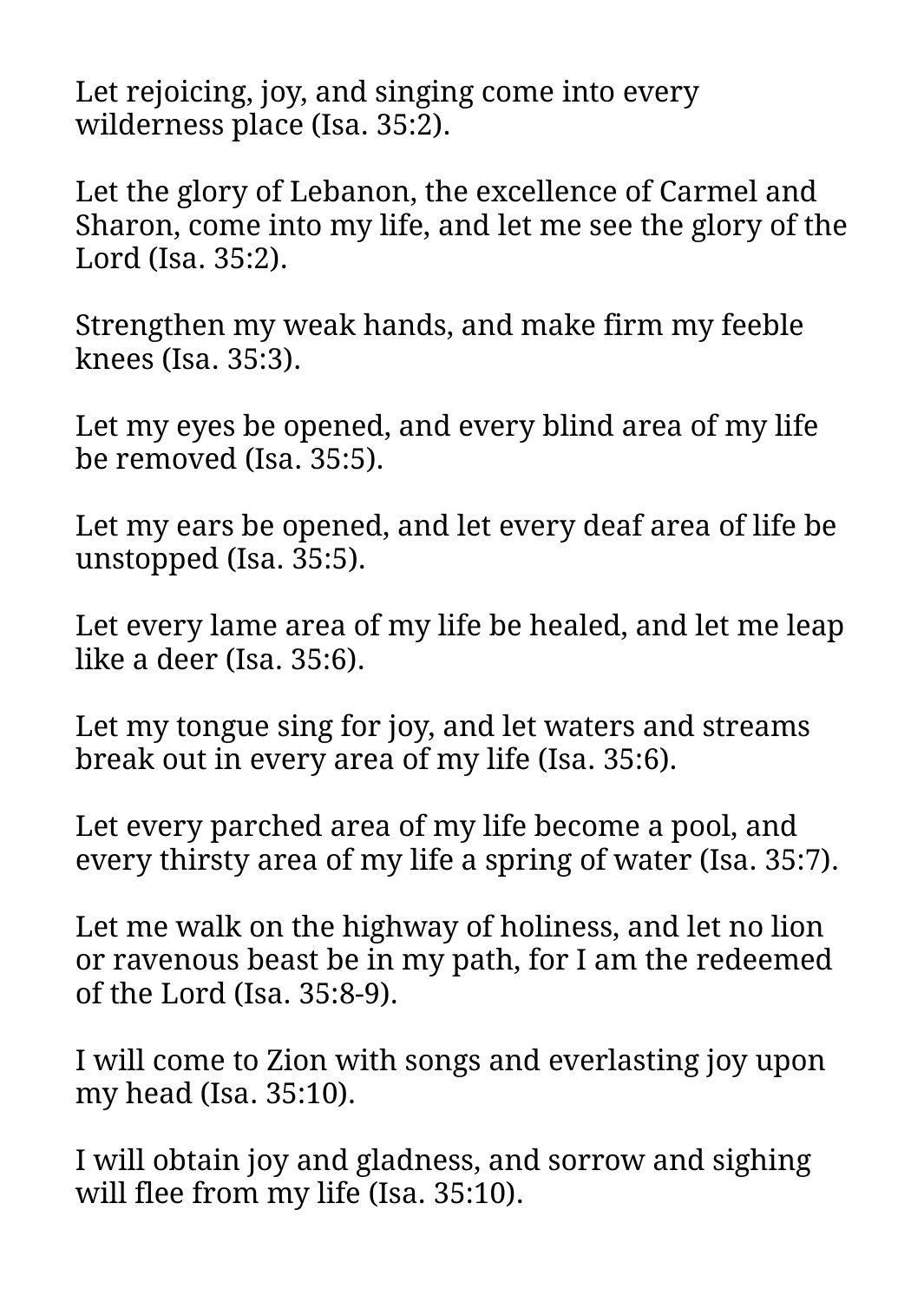Let rejoicing, joy, and singing come into every wilderness place (Isa. 35:2).

Let the glory of Lebanon, the excellence of Carmel and Sharon, come into my life, and let me see the glory of the Lord (Isa. 35:2).

Strengthen my weak hands, and make firm my feeble knees (Isa. 35:3).

Let my eyes be opened, and every blind area of my life be removed (Isa. 35:5).

Let my ears be opened, and let every deaf area of life be unstopped (Isa. 35:5).

Let every lame area of my life be healed, and let me leap like a deer (Isa. 35:6).

Let my tongue sing for joy, and let waters and streams break out in every area of my life (Isa. 35:6).

Let every parched area of my life become a pool, and every thirsty area of my life a spring of water (Isa. 35:7).

Let me walk on the highway of holiness, and let no lion or ravenous beast be in my path, for I am the redeemed of the Lord (Isa. 35:8-9).

I will come to Zion with songs and everlasting joy upon my head (Isa. 35:10).

I will obtain joy and gladness, and sorrow and sighing will flee from my life (Isa. 35:10).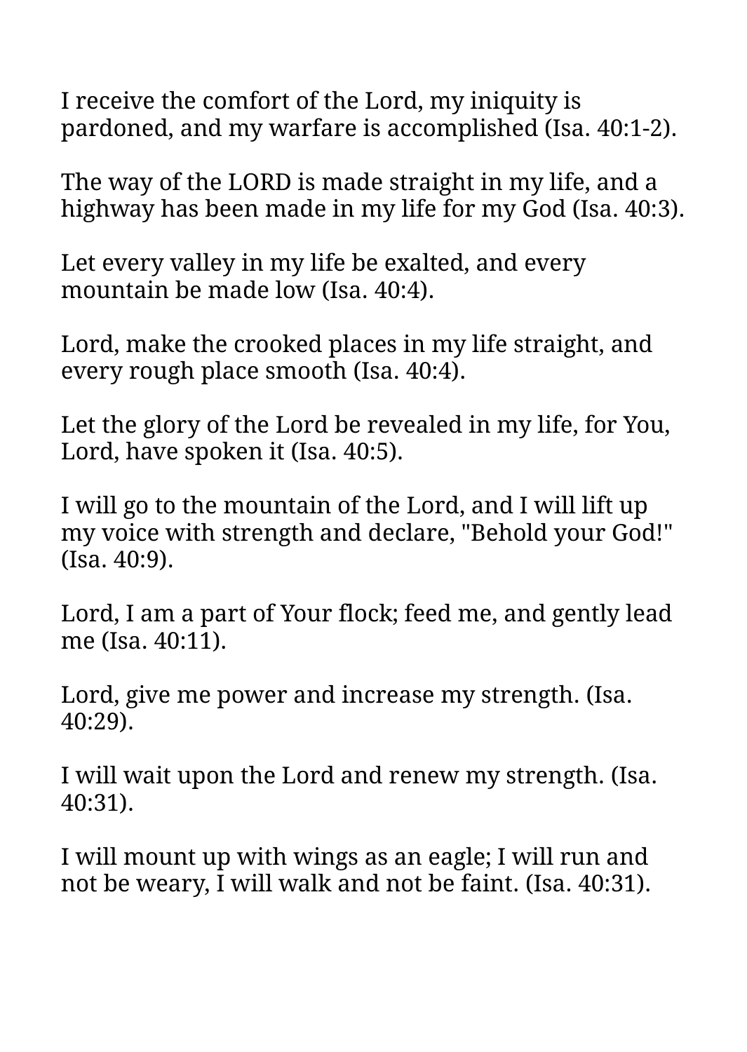I receive the comfort of the Lord, my iniquity is pardoned, and my warfare is accomplished (Isa. 40:1-2).

The way of the LORD is made straight in my life, and a highway has been made in my life for my God (Isa. 40:3).

Let every valley in my life be exalted, and every mountain be made low (Isa. 40:4).

Lord, make the crooked places in my life straight, and every rough place smooth (Isa. 40:4).

Let the glory of the Lord be revealed in my life, for You, Lord, have spoken it (Isa. 40:5).

I will go to the mountain of the Lord, and I will lift up my voice with strength and declare, "Behold your God!" (Isa. 40:9).

Lord, I am a part of Your flock; feed me, and gently lead me (Isa. 40:11).

Lord, give me power and increase my strength. (Isa. 40:29).

I will wait upon the Lord and renew my strength. (Isa. 40:31).

I will mount up with wings as an eagle; I will run and not be weary, I will walk and not be faint. (Isa. 40:31).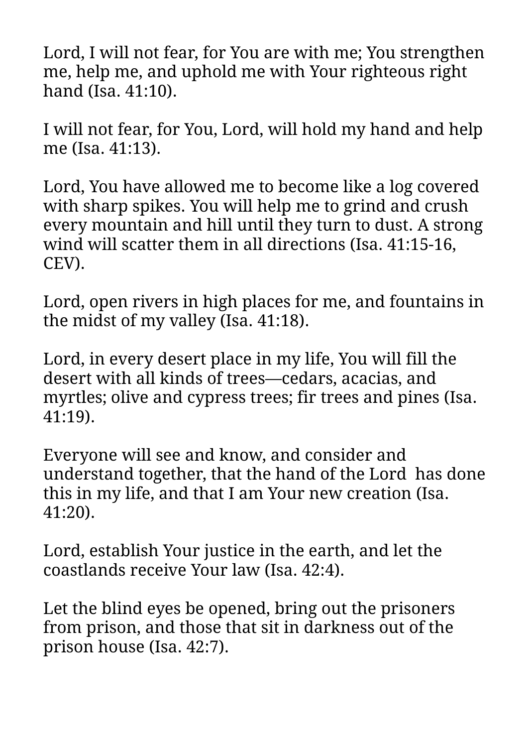Lord, I will not fear, for You are with me; You strengthen me, help me, and uphold me with Your righteous right hand (Isa. 41:10).

I will not fear, for You, Lord, will hold my hand and help me (Isa. 41:13).

Lord, You have allowed me to become like a log covered with sharp spikes. You will help me to grind and crush every mountain and hill until they turn to dust. A strong wind will scatter them in all directions (Isa. 41:15-16, CEV).

Lord, open rivers in high places for me, and fountains in the midst of my valley (Isa. 41:18).

Lord, in every desert place in my life, You will fill the desert with all kinds of trees—cedars, acacias, and myrtles; olive and cypress trees; fir trees and pines (Isa. 41:19).

Everyone will see and know, and consider and understand together, that the hand of the Lord has done this in my life, and that I am Your new creation (Isa. 41:20).

Lord, establish Your justice in the earth, and let the coastlands receive Your law (Isa. 42:4).

Let the blind eyes be opened, bring out the prisoners from prison, and those that sit in darkness out of the prison house (Isa. 42:7).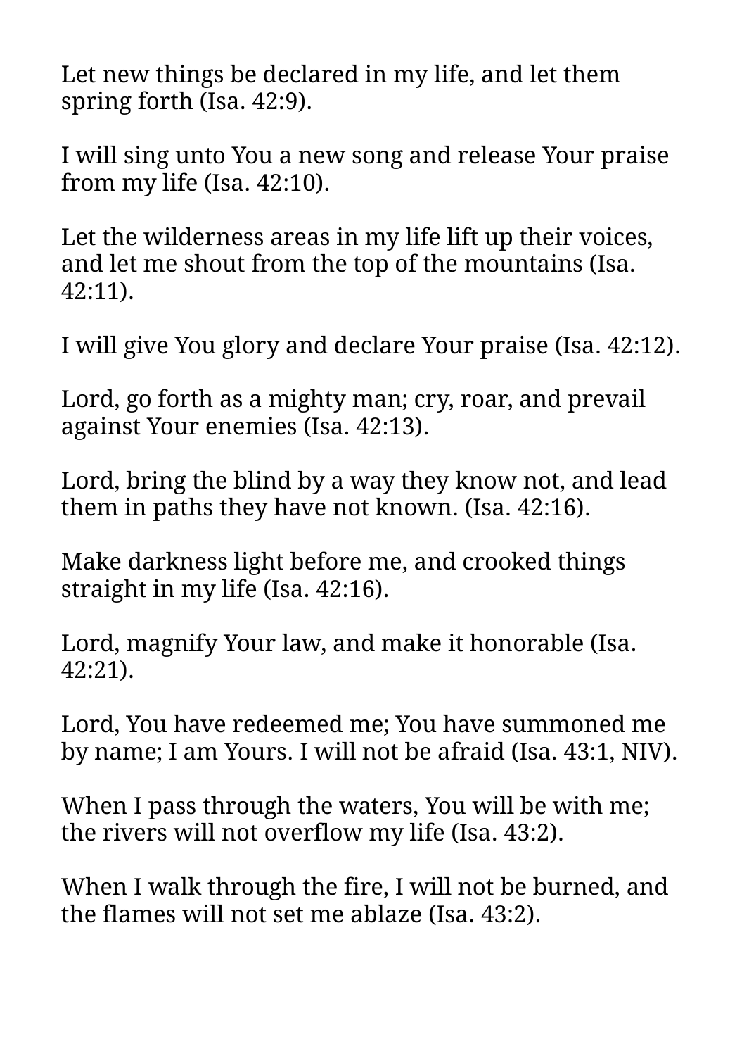Let new things be declared in my life, and let them spring forth (Isa. 42:9).

I will sing unto You a new song and release Your praise from my life (Isa. 42:10).

Let the wilderness areas in my life lift up their voices, and let me shout from the top of the mountains (Isa. 42:11).

I will give You glory and declare Your praise (Isa. 42:12).

Lord, go forth as a mighty man; cry, roar, and prevail against Your enemies (Isa. 42:13).

Lord, bring the blind by a way they know not, and lead them in paths they have not known. (Isa. 42:16).

Make darkness light before me, and crooked things straight in my life (Isa. 42:16).

Lord, magnify Your law, and make it honorable (Isa. 42:21).

Lord, You have redeemed me; You have summoned me by name; I am Yours. I will not be afraid (Isa. 43:1, NIV).

When I pass through the waters, You will be with me; the rivers will not overflow my life (Isa. 43:2).

When I walk through the fire, I will not be burned, and the flames will not set me ablaze (Isa. 43:2).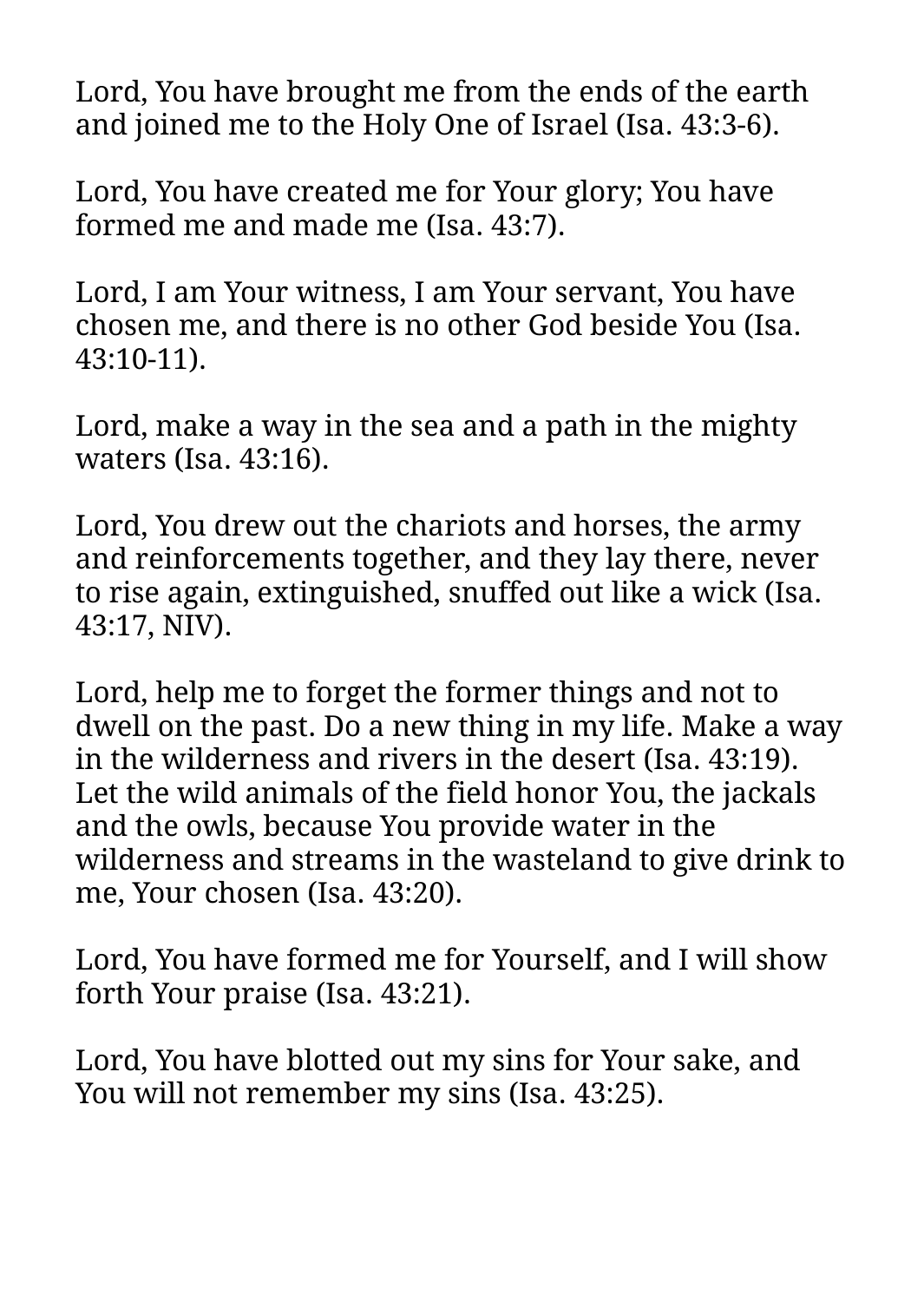Lord, You have brought me from the ends of the earth and joined me to the Holy One of Israel (Isa. 43:3-6).

Lord, You have created me for Your glory; You have formed me and made me (Isa. 43:7).

Lord, I am Your witness, I am Your servant, You have chosen me, and there is no other God beside You (Isa. 43:10-11).

Lord, make a way in the sea and a path in the mighty waters (Isa. 43:16).

Lord, You drew out the chariots and horses, the army and reinforcements together, and they lay there, never to rise again, extinguished, snuffed out like a wick (Isa. 43:17, NIV).

Lord, help me to forget the former things and not to dwell on the past. Do a new thing in my life. Make a way in the wilderness and rivers in the desert (Isa. 43:19). Let the wild animals of the field honor You, the jackals and the owls, because You provide water in the wilderness and streams in the wasteland to give drink to me, Your chosen (Isa. 43:20).

Lord, You have formed me for Yourself, and I will show forth Your praise (Isa. 43:21).

Lord, You have blotted out my sins for Your sake, and You will not remember my sins (Isa. 43:25).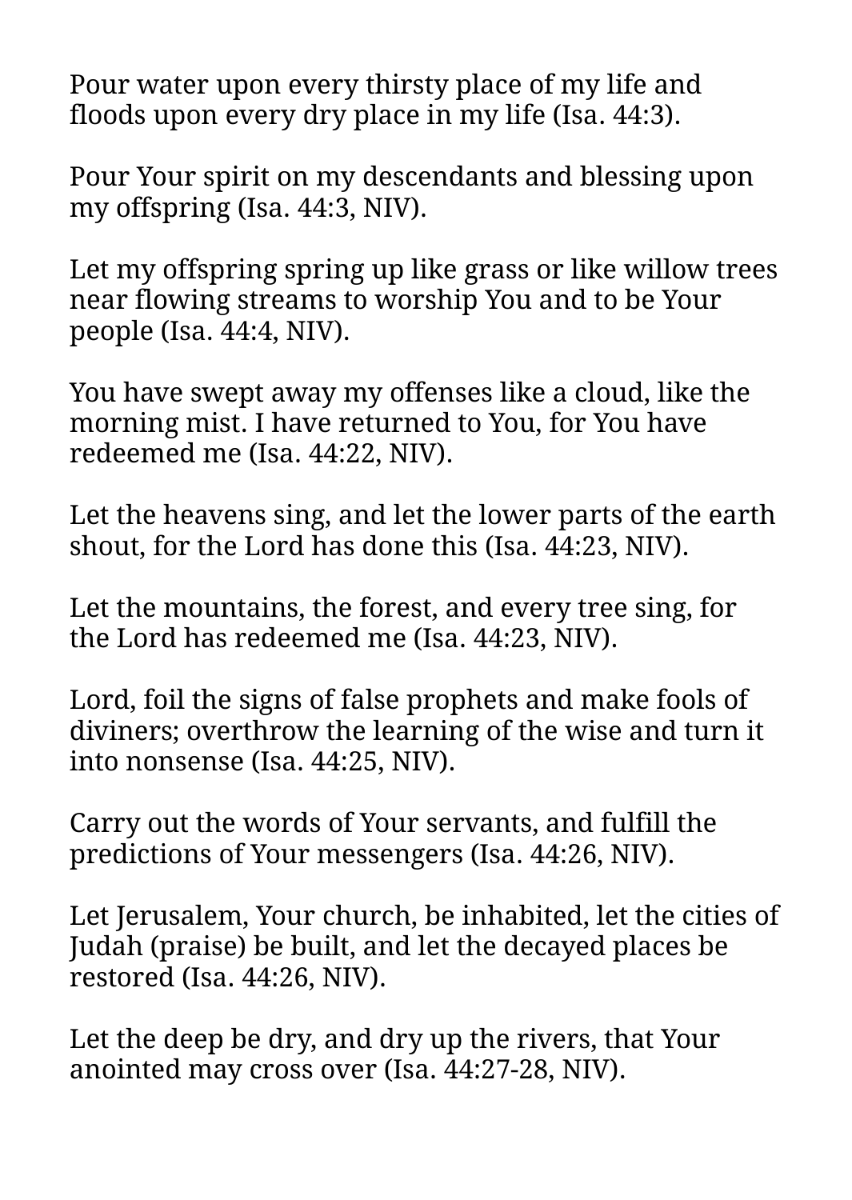Pour water upon every thirsty place of my life and floods upon every dry place in my life (Isa. 44:3).

Pour Your spirit on my descendants and blessing upon my offspring (Isa. 44:3, NIV).

Let my offspring spring up like grass or like willow trees near flowing streams to worship You and to be Your people (Isa. 44:4, NIV).

You have swept away my offenses like a cloud, like the morning mist. I have returned to You, for You have redeemed me (Isa. 44:22, NIV).

Let the heavens sing, and let the lower parts of the earth shout, for the Lord has done this (Isa. 44:23, NIV).

Let the mountains, the forest, and every tree sing, for the Lord has redeemed me (Isa. 44:23, NIV).

Lord, foil the signs of false prophets and make fools of diviners; overthrow the learning of the wise and turn it into nonsense (Isa. 44:25, NIV).

Carry out the words of Your servants, and fulfill the predictions of Your messengers (Isa. 44:26, NIV).

Let Jerusalem, Your church, be inhabited, let the cities of Judah (praise) be built, and let the decayed places be restored (Isa. 44:26, NIV).

Let the deep be dry, and dry up the rivers, that Your anointed may cross over (Isa. 44:27-28, NIV).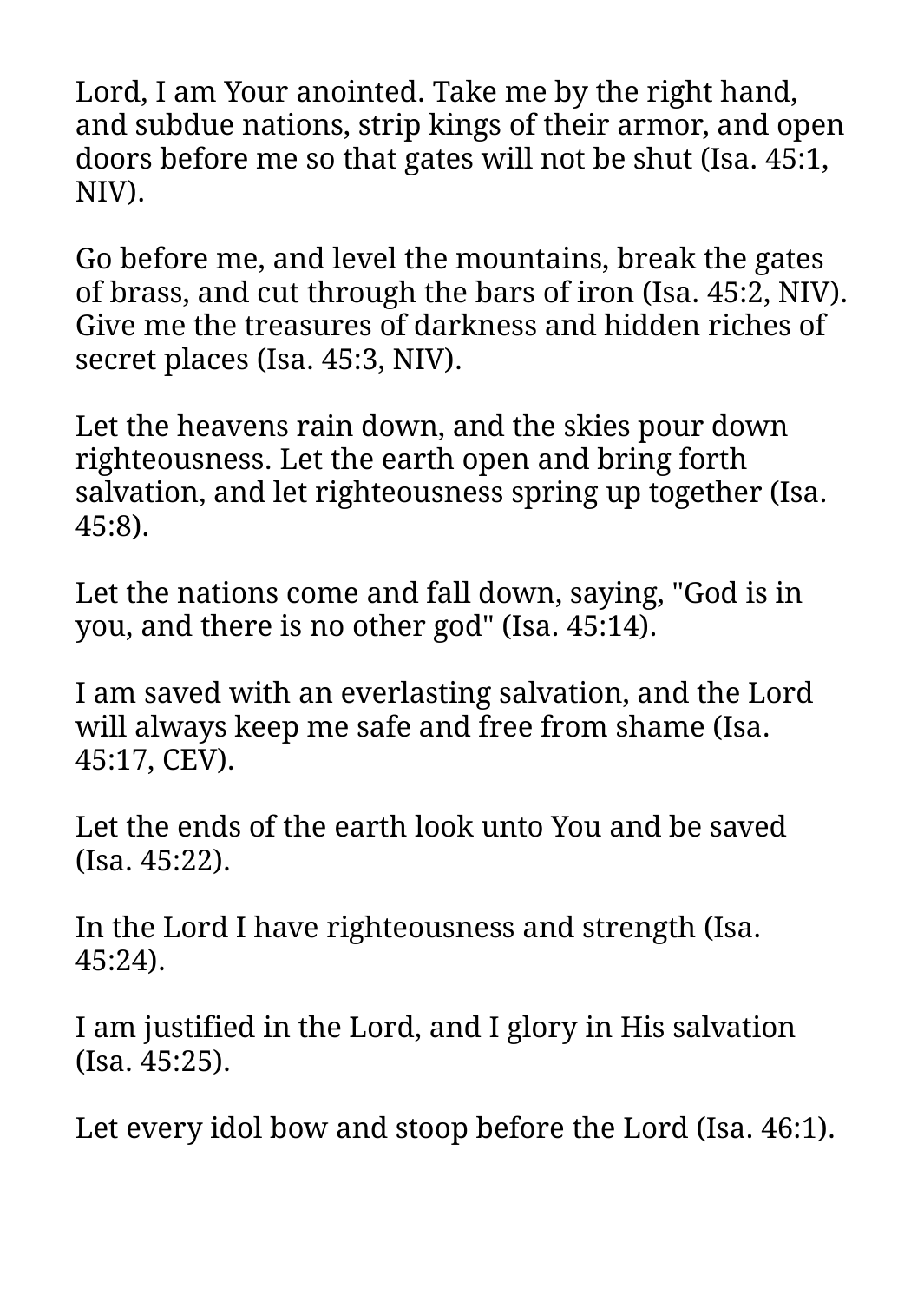Lord, I am Your anointed. Take me by the right hand, and subdue nations, strip kings of their armor, and open doors before me so that gates will not be shut (Isa. 45:1, NIV).

Go before me, and level the mountains, break the gates of brass, and cut through the bars of iron (Isa. 45:2, NIV). Give me the treasures of darkness and hidden riches of secret places (Isa. 45:3, NIV).

Let the heavens rain down, and the skies pour down righteousness. Let the earth open and bring forth salvation, and let righteousness spring up together (Isa. 45:8).

Let the nations come and fall down, saying, "God is in you, and there is no other god" (Isa. 45:14).

I am saved with an everlasting salvation, and the Lord will always keep me safe and free from shame (Isa. 45:17, CEV).

Let the ends of the earth look unto You and be saved (Isa. 45:22).

In the Lord I have righteousness and strength (Isa. 45:24).

I am justified in the Lord, and I glory in His salvation (Isa. 45:25).

Let every idol bow and stoop before the Lord (Isa. 46:1).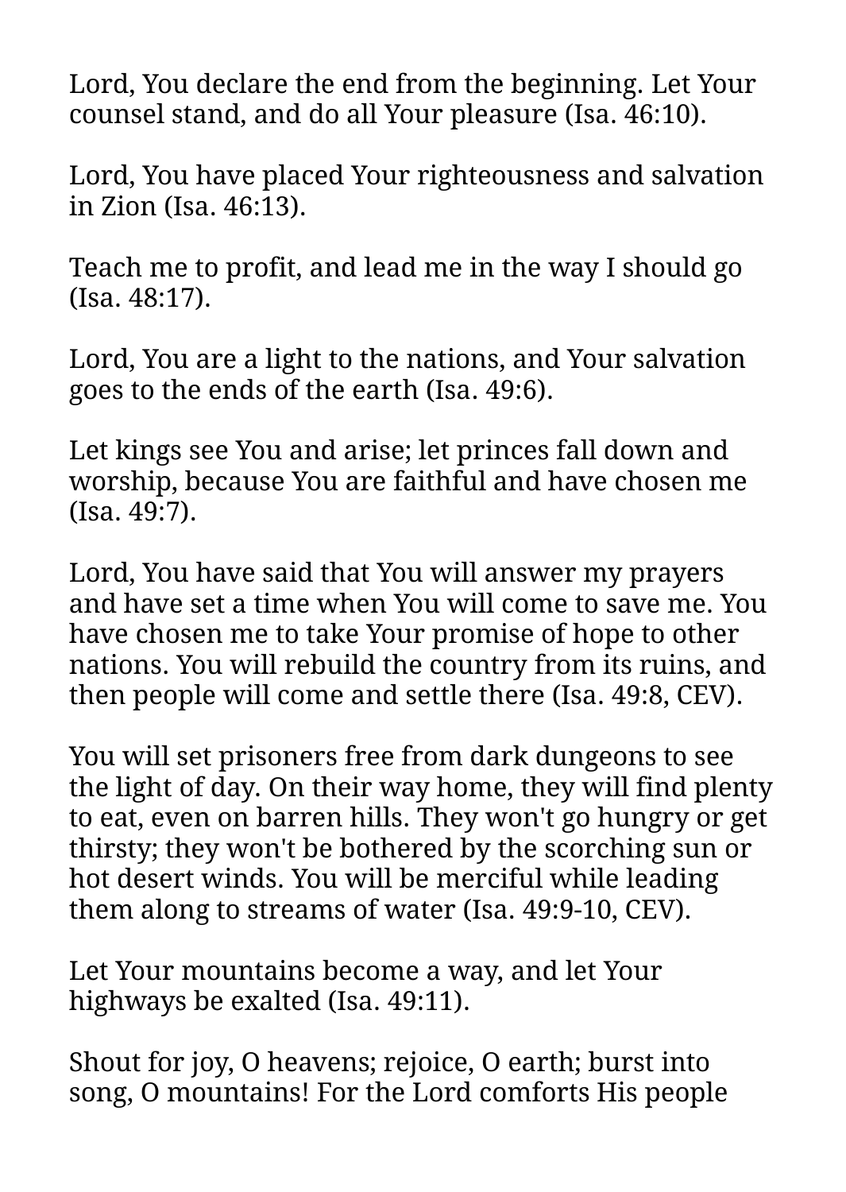Lord, You declare the end from the beginning. Let Your counsel stand, and do all Your pleasure (Isa. 46:10).

Lord, You have placed Your righteousness and salvation in Zion (Isa. 46:13).

Teach me to profit, and lead me in the way I should go (Isa. 48:17).

Lord, You are a light to the nations, and Your salvation goes to the ends of the earth (Isa. 49:6).

Let kings see You and arise; let princes fall down and worship, because You are faithful and have chosen me (Isa. 49:7).

Lord, You have said that You will answer my prayers and have set a time when You will come to save me. You have chosen me to take Your promise of hope to other nations. You will rebuild the country from its ruins, and then people will come and settle there (Isa. 49:8, CEV).

You will set prisoners free from dark dungeons to see the light of day. On their way home, they will find plenty to eat, even on barren hills. They won't go hungry or get thirsty; they won't be bothered by the scorching sun or hot desert winds. You will be merciful while leading them along to streams of water (Isa. 49:9-10, CEV).

Let Your mountains become a way, and let Your highways be exalted (Isa. 49:11).

Shout for joy, O heavens; rejoice, O earth; burst into song, O mountains! For the Lord comforts His people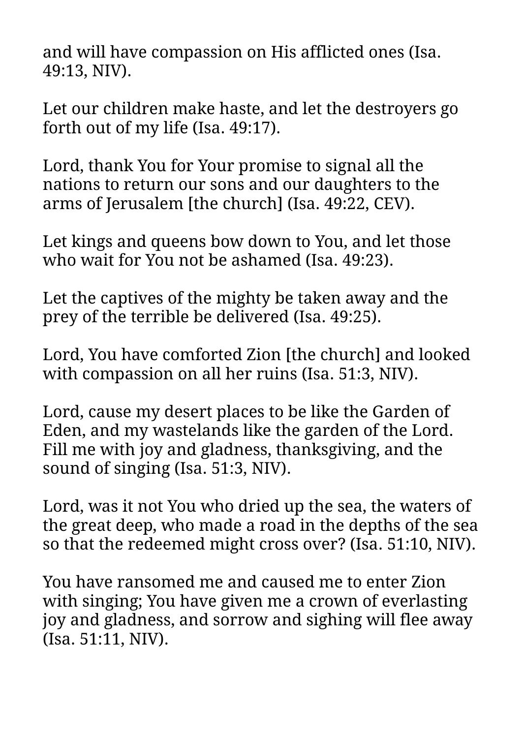and will have compassion on His afflicted ones (Isa. 49:13, NIV).

Let our children make haste, and let the destroyers go forth out of my life (Isa. 49:17).

Lord, thank You for Your promise to signal all the nations to return our sons and our daughters to the arms of Jerusalem [the church] (Isa. 49:22, CEV).

Let kings and queens bow down to You, and let those who wait for You not be ashamed (Isa. 49:23).

Let the captives of the mighty be taken away and the prey of the terrible be delivered (Isa. 49:25).

Lord, You have comforted Zion [the church] and looked with compassion on all her ruins (Isa. 51:3, NIV).

Lord, cause my desert places to be like the Garden of Eden, and my wastelands like the garden of the Lord. Fill me with joy and gladness, thanksgiving, and the sound of singing (Isa. 51:3, NIV).

Lord, was it not You who dried up the sea, the waters of the great deep, who made a road in the depths of the sea so that the redeemed might cross over? (Isa. 51:10, NIV).

You have ransomed me and caused me to enter Zion with singing; You have given me a crown of everlasting joy and gladness, and sorrow and sighing will flee away (Isa. 51:11, NIV).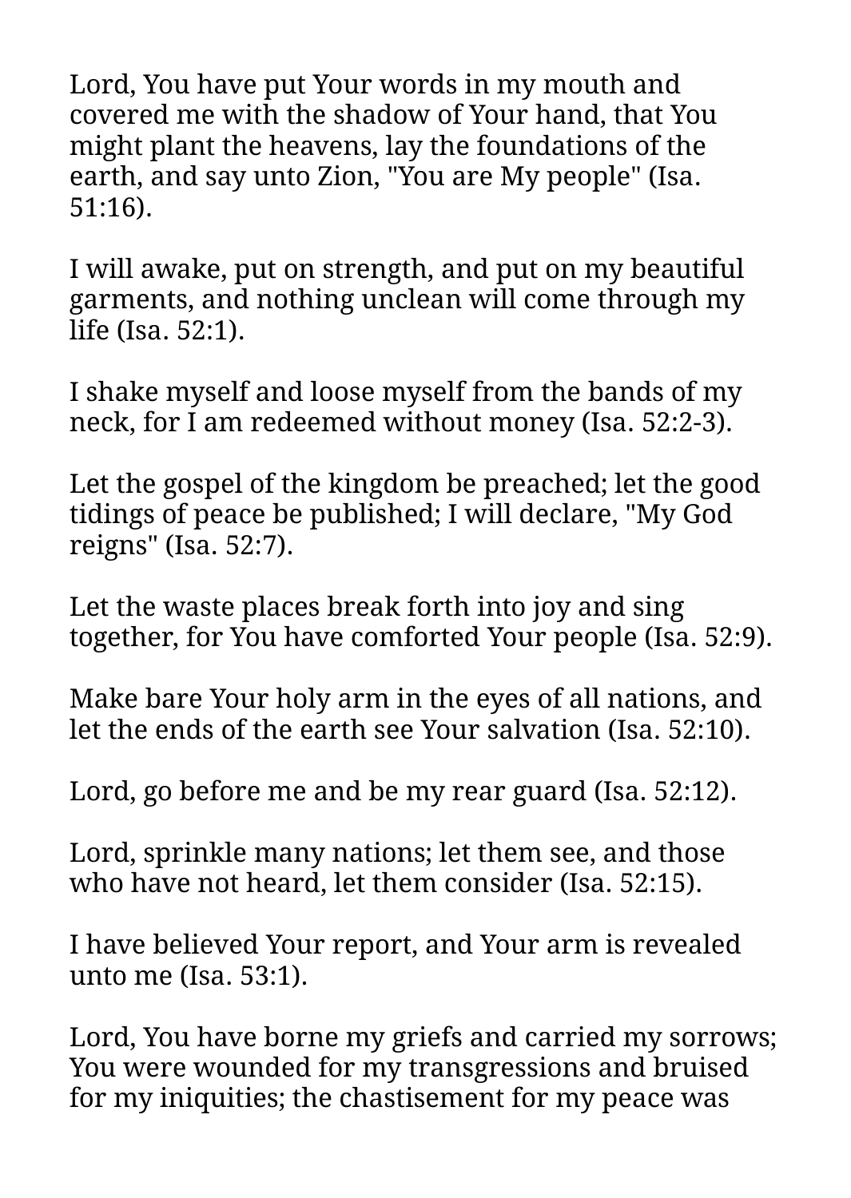Lord, You have put Your words in my mouth and covered me with the shadow of Your hand, that You might plant the heavens, lay the foundations of the earth, and say unto Zion, "You are My people" (Isa. 51:16).

I will awake, put on strength, and put on my beautiful garments, and nothing unclean will come through my life (Isa. 52:1).

I shake myself and loose myself from the bands of my neck, for I am redeemed without money (Isa. 52:2-3).

Let the gospel of the kingdom be preached; let the good tidings of peace be published; I will declare, "My God reigns" (Isa. 52:7).

Let the waste places break forth into joy and sing together, for You have comforted Your people (Isa. 52:9).

Make bare Your holy arm in the eyes of all nations, and let the ends of the earth see Your salvation (Isa. 52:10).

Lord, go before me and be my rear guard (Isa. 52:12).

Lord, sprinkle many nations; let them see, and those who have not heard, let them consider (Isa. 52:15).

I have believed Your report, and Your arm is revealed unto me (Isa. 53:1).

Lord, You have borne my griefs and carried my sorrows; You were wounded for my transgressions and bruised for my iniquities; the chastisement for my peace was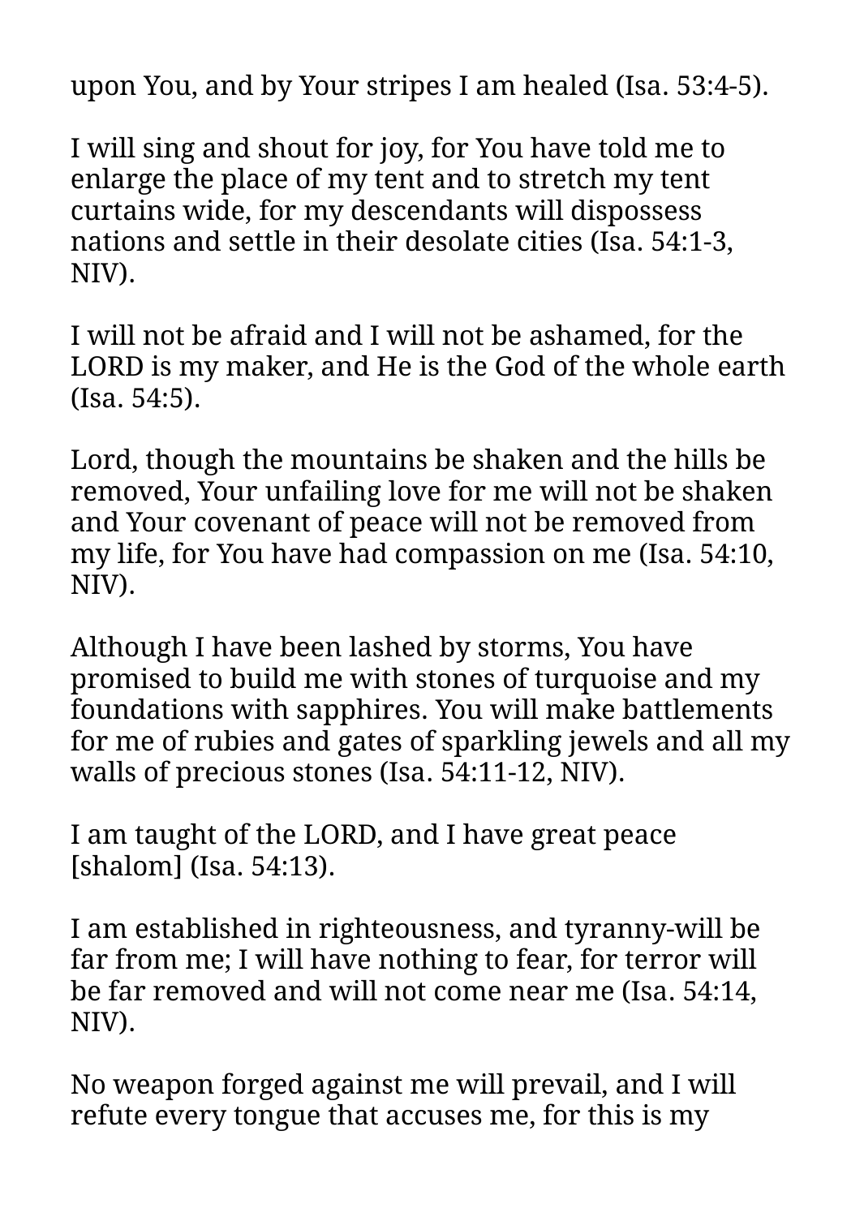upon You, and by Your stripes I am healed (Isa. 53:4-5).

I will sing and shout for joy, for You have told me to enlarge the place of my tent and to stretch my tent curtains wide, for my descendants will dispossess nations and settle in their desolate cities (Isa. 54:1-3, NIV).

I will not be afraid and I will not be ashamed, for the LORD is my maker, and He is the God of the whole earth (Isa. 54:5).

Lord, though the mountains be shaken and the hills be removed, Your unfailing love for me will not be shaken and Your covenant of peace will not be removed from my life, for You have had compassion on me (Isa. 54:10, NIV).

Although I have been lashed by storms, You have promised to build me with stones of turquoise and my foundations with sapphires. You will make battlements for me of rubies and gates of sparkling jewels and all my walls of precious stones (Isa. 54:11-12, NIV).

I am taught of the LORD, and I have great peace [shalom] (Isa. 54:13).

I am established in righteousness, and tyranny-will be far from me; I will have nothing to fear, for terror will be far removed and will not come near me (Isa. 54:14, NIV).

No weapon forged against me will prevail, and I will refute every tongue that accuses me, for this is my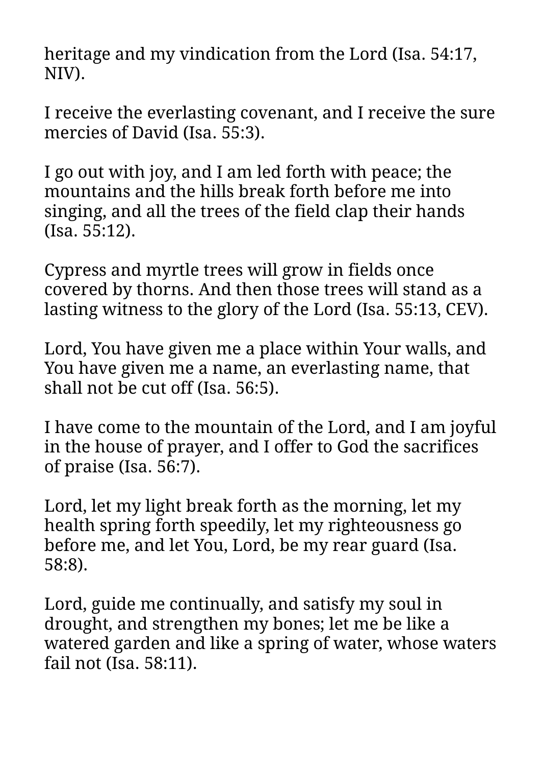heritage and my vindication from the Lord (Isa. 54:17, NIV).

I receive the everlasting covenant, and I receive the sure mercies of David (Isa. 55:3).

I go out with joy, and I am led forth with peace; the mountains and the hills break forth before me into singing, and all the trees of the field clap their hands (Isa. 55:12).

Cypress and myrtle trees will grow in fields once covered by thorns. And then those trees will stand as a lasting witness to the glory of the Lord (Isa. 55:13, CEV).

Lord, You have given me a place within Your walls, and You have given me a name, an everlasting name, that shall not be cut off (Isa. 56:5).

I have come to the mountain of the Lord, and I am joyful in the house of prayer, and I offer to God the sacrifices of praise (Isa. 56:7).

Lord, let my light break forth as the morning, let my health spring forth speedily, let my righteousness go before me, and let You, Lord, be my rear guard (Isa. 58:8).

Lord, guide me continually, and satisfy my soul in drought, and strengthen my bones; let me be like a watered garden and like a spring of water, whose waters fail not (Isa. 58:11).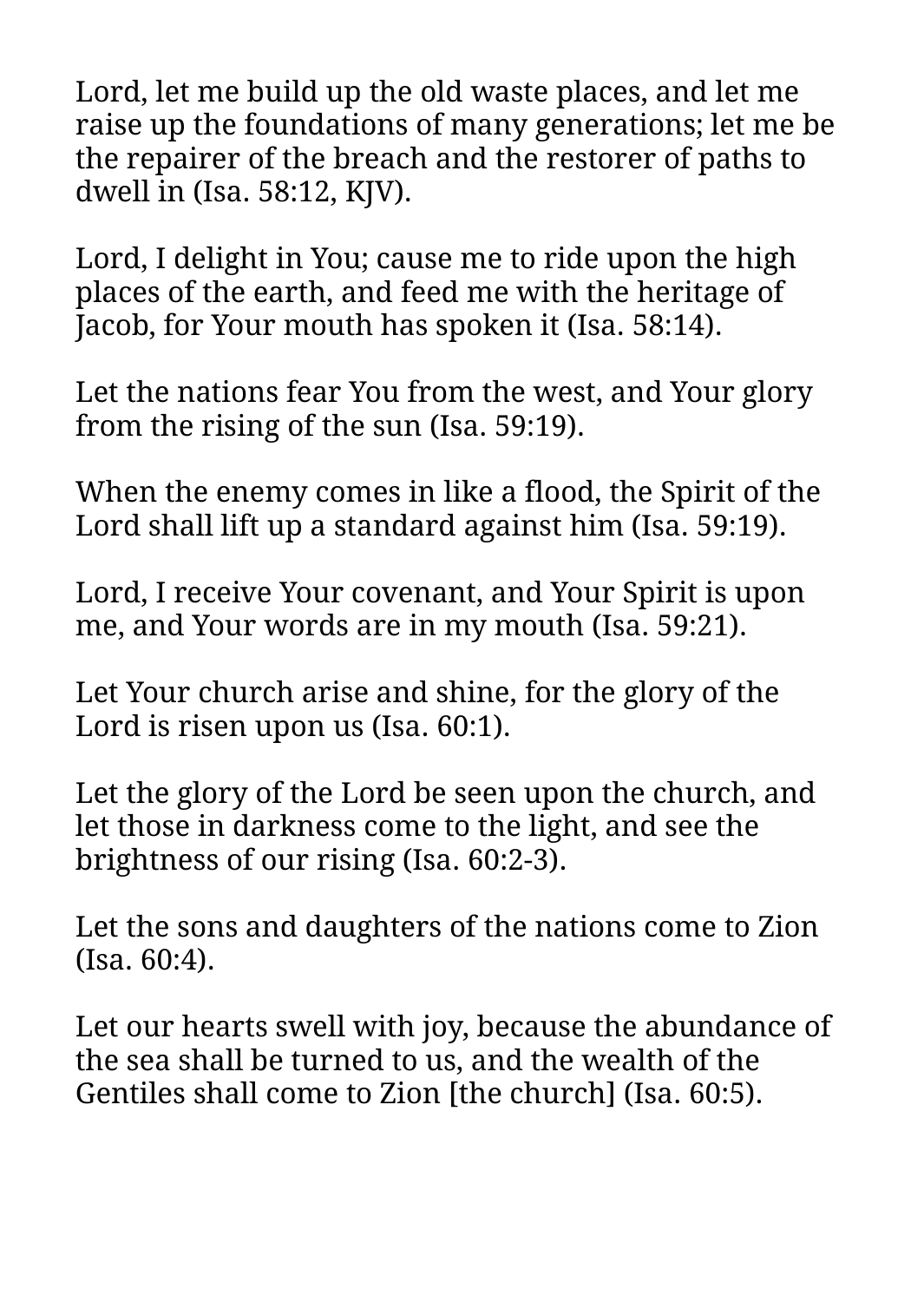Lord, let me build up the old waste places, and let me raise up the foundations of many generations; let me be the repairer of the breach and the restorer of paths to dwell in (Isa. 58:12, KJV).

Lord, I delight in You; cause me to ride upon the high places of the earth, and feed me with the heritage of Jacob, for Your mouth has spoken it (Isa. 58:14).

Let the nations fear You from the west, and Your glory from the rising of the sun (Isa. 59:19).

When the enemy comes in like a flood, the Spirit of the Lord shall lift up a standard against him (Isa. 59:19).

Lord, I receive Your covenant, and Your Spirit is upon me, and Your words are in my mouth (Isa. 59:21).

Let Your church arise and shine, for the glory of the Lord is risen upon us (Isa. 60:1).

Let the glory of the Lord be seen upon the church, and let those in darkness come to the light, and see the brightness of our rising (Isa. 60:2-3).

Let the sons and daughters of the nations come to Zion (Isa. 60:4).

Let our hearts swell with joy, because the abundance of the sea shall be turned to us, and the wealth of the Gentiles shall come to Zion [the church] (Isa. 60:5).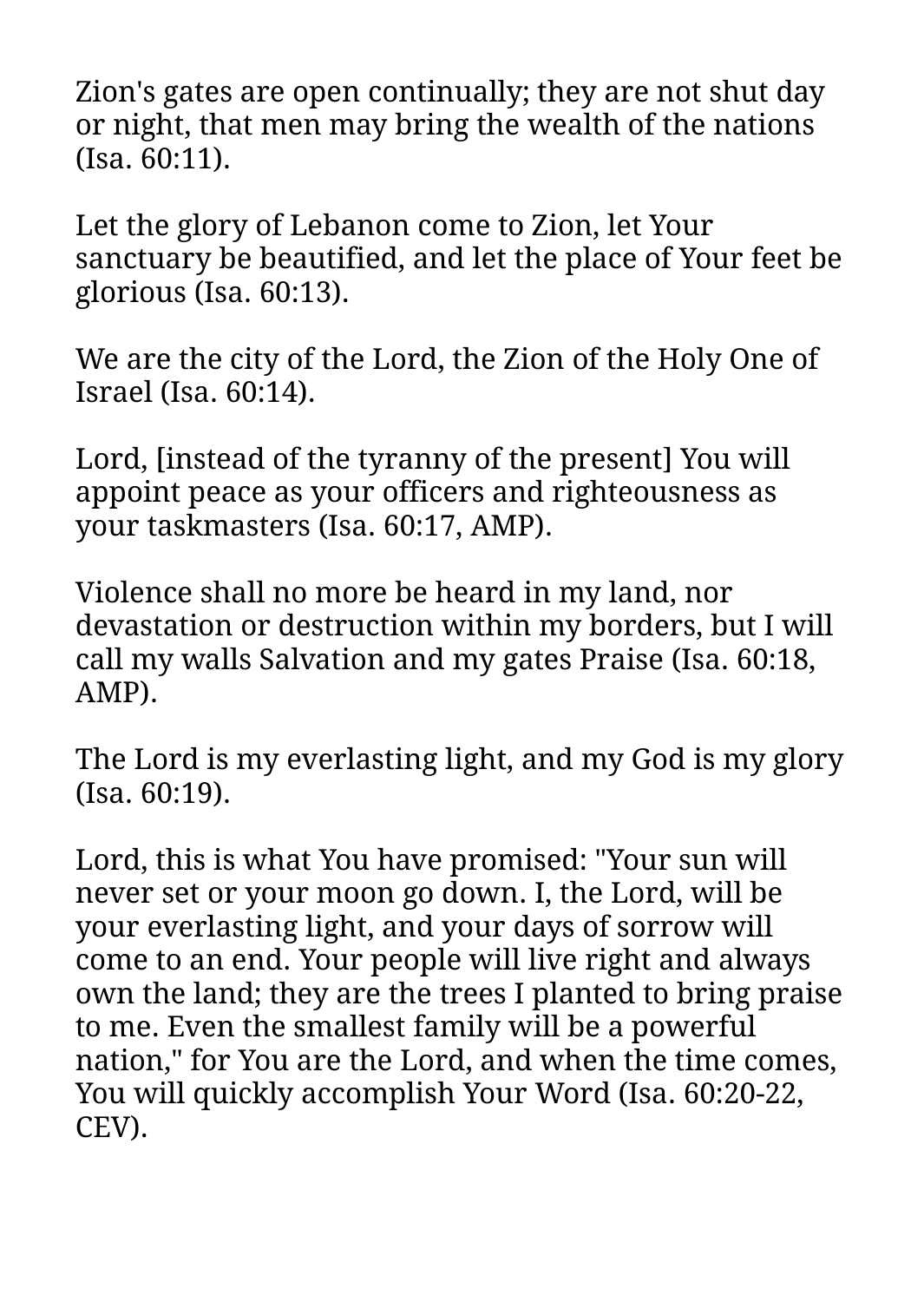Zion's gates are open continually; they are not shut day or night, that men may bring the wealth of the nations (Isa. 60:11).

Let the glory of Lebanon come to Zion, let Your sanctuary be beautified, and let the place of Your feet be glorious (Isa. 60:13).

We are the city of the Lord, the Zion of the Holy One of Israel (Isa. 60:14).

Lord, [instead of the tyranny of the present] You will appoint peace as your officers and righteousness as your taskmasters (Isa. 60:17, AMP).

Violence shall no more be heard in my land, nor devastation or destruction within my borders, but I will call my walls Salvation and my gates Praise (Isa. 60:18, AMP).

The Lord is my everlasting light, and my God is my glory (Isa. 60:19).

Lord, this is what You have promised: "Your sun will never set or your moon go down. I, the Lord, will be your everlasting light, and your days of sorrow will come to an end. Your people will live right and always own the land; they are the trees I planted to bring praise to me. Even the smallest family will be a powerful nation," for You are the Lord, and when the time comes, You will quickly accomplish Your Word (Isa. 60:20-22, CEV).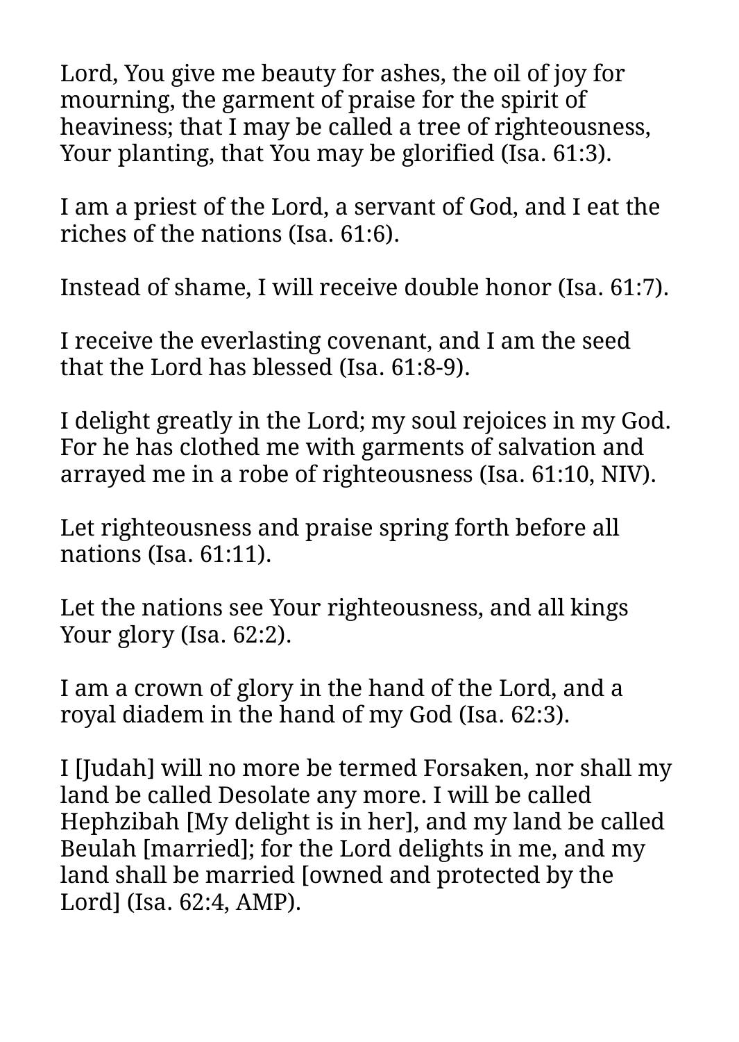Lord, You give me beauty for ashes, the oil of joy for mourning, the garment of praise for the spirit of heaviness; that I may be called a tree of righteousness, Your planting, that You may be glorified (Isa. 61:3).

I am a priest of the Lord, a servant of God, and I eat the riches of the nations (Isa. 61:6).

Instead of shame, I will receive double honor (Isa. 61:7).

I receive the everlasting covenant, and I am the seed that the Lord has blessed (Isa. 61:8-9).

I delight greatly in the Lord; my soul rejoices in my God. For he has clothed me with garments of salvation and arrayed me in a robe of righteousness (Isa. 61:10, NIV).

Let righteousness and praise spring forth before all nations (Isa. 61:11).

Let the nations see Your righteousness, and all kings Your glory (Isa. 62:2).

I am a crown of glory in the hand of the Lord, and a royal diadem in the hand of my God (Isa. 62:3).

I [Judah] will no more be termed Forsaken, nor shall my land be called Desolate any more. I will be called Hephzibah [My delight is in her], and my land be called Beulah [married]; for the Lord delights in me, and my land shall be married [owned and protected by the Lord] (Isa. 62:4, AMP).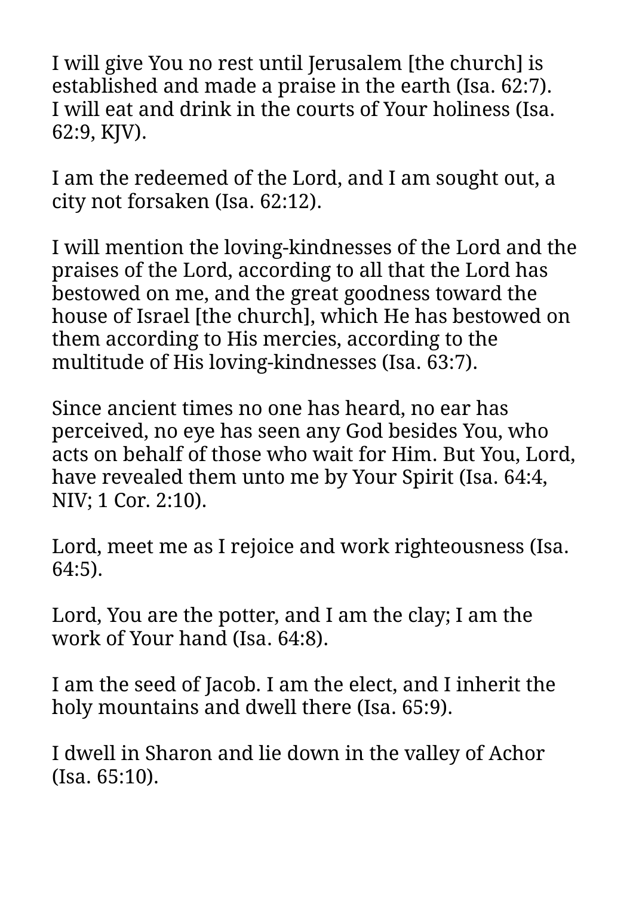I will give You no rest until Jerusalem [the church] is established and made a praise in the earth (Isa. 62:7).
I will eat and drink in the courts of Your holiness (Isa. 62:9, KJV).

I am the redeemed of the Lord, and I am sought out, a city not forsaken (Isa. 62:12).

I will mention the loving-kindnesses of the Lord and the praises of the Lord, according to all that the Lord has bestowed on me, and the great goodness toward the house of Israel [the church], which He has bestowed on them according to His mercies, according to the multitude of His loving-kindnesses (Isa. 63:7).

Since ancient times no one has heard, no ear has perceived, no eye has seen any God besides You, who acts on behalf of those who wait for Him. But You, Lord, have revealed them unto me by Your Spirit (Isa. 64:4, NIV; 1 Cor. 2:10).

Lord, meet me as I rejoice and work righteousness (Isa. 64:5).

Lord, You are the potter, and I am the clay; I am the work of Your hand (Isa. 64:8).

I am the seed of Jacob. I am the elect, and I inherit the holy mountains and dwell there (Isa. 65:9).

I dwell in Sharon and lie down in the valley of Achor (Isa. 65:10).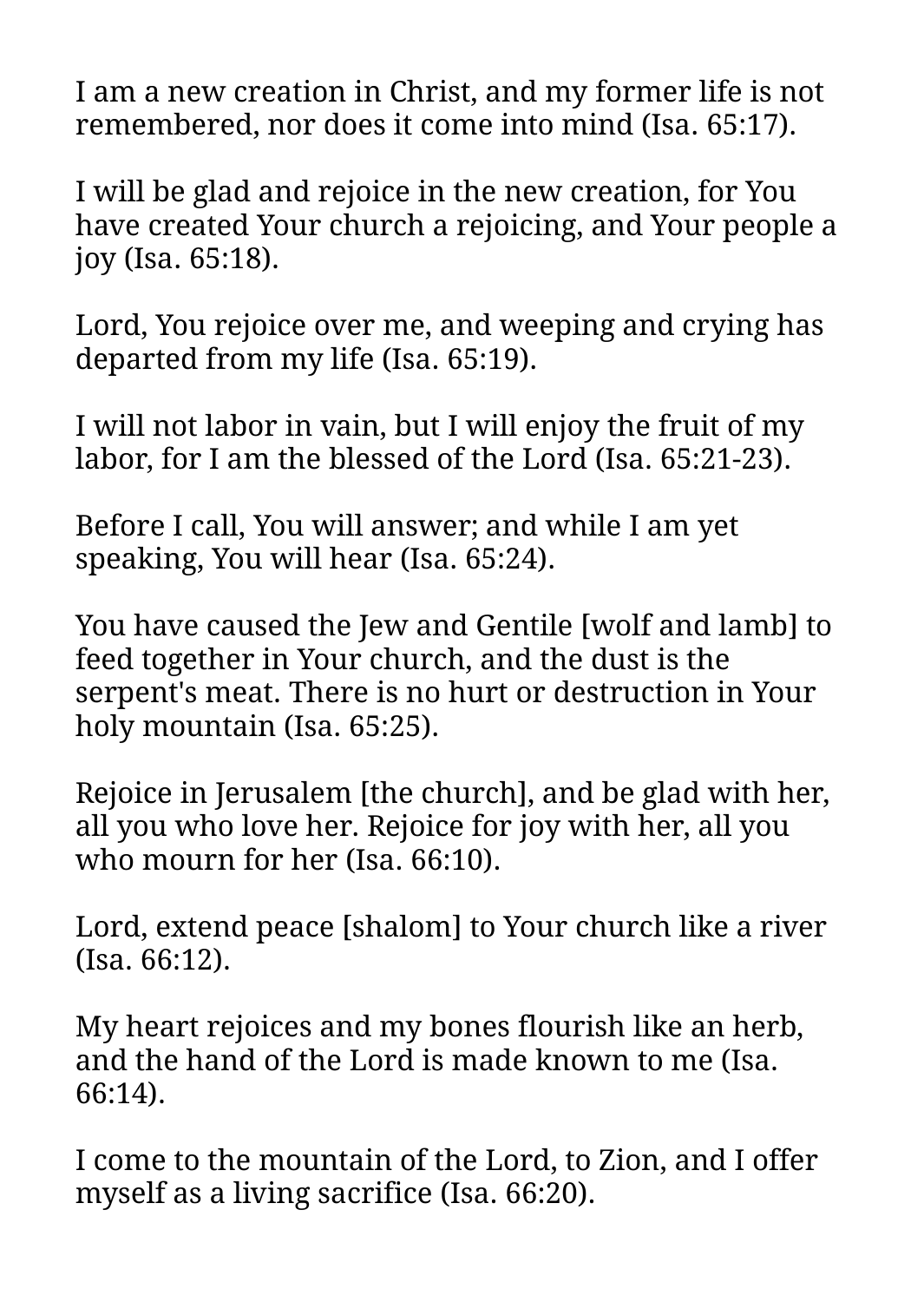I am a new creation in Christ, and my former life is not remembered, nor does it come into mind (Isa. 65:17).

I will be glad and rejoice in the new creation, for You have created Your church a rejoicing, and Your people a joy (Isa. 65:18).

Lord, You rejoice over me, and weeping and crying has departed from my life (Isa. 65:19).

I will not labor in vain, but I will enjoy the fruit of my labor, for I am the blessed of the Lord (Isa. 65:21-23).

Before I call, You will answer; and while I am yet speaking, You will hear (Isa. 65:24).

You have caused the Jew and Gentile [wolf and lamb] to feed together in Your church, and the dust is the serpent's meat. There is no hurt or destruction in Your holy mountain (Isa. 65:25).

Rejoice in Jerusalem [the church], and be glad with her, all you who love her. Rejoice for joy with her, all you who mourn for her (Isa. 66:10).

Lord, extend peace [shalom] to Your church like a river (Isa. 66:12).

My heart rejoices and my bones flourish like an herb, and the hand of the Lord is made known to me (Isa. 66:14).

I come to the mountain of the Lord, to Zion, and I offer myself as a living sacrifice (Isa. 66:20).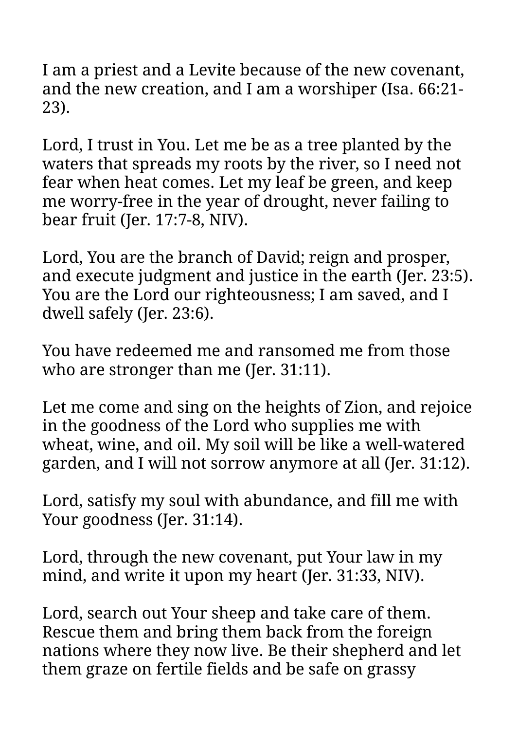I am a priest and a Levite because of the new covenant, and the new creation, and I am a worshiper (Isa. 66:21-23).

Lord, I trust in You. Let me be as a tree planted by the waters that spreads my roots by the river, so I need not fear when heat comes. Let my leaf be green, and keep me worry-free in the year of drought, never failing to bear fruit (Jer. 17:7-8, NIV).

Lord, You are the branch of David; reign and prosper, and execute judgment and justice in the earth (Jer. 23:5). You are the Lord our righteousness; I am saved, and I dwell safely (Jer. 23:6).

You have redeemed me and ransomed me from those who are stronger than me (Jer. 31:11).

Let me come and sing on the heights of Zion, and rejoice in the goodness of the Lord who supplies me with wheat, wine, and oil. My soil will be like a well-watered garden, and I will not sorrow anymore at all (Jer. 31:12).

Lord, satisfy my soul with abundance, and fill me with Your goodness (Jer. 31:14).

Lord, through the new covenant, put Your law in my mind, and write it upon my heart (Jer. 31:33, NIV).

Lord, search out Your sheep and take care of them. Rescue them and bring them back from the foreign nations where they now live. Be their shepherd and let them graze on fertile fields and be safe on grassy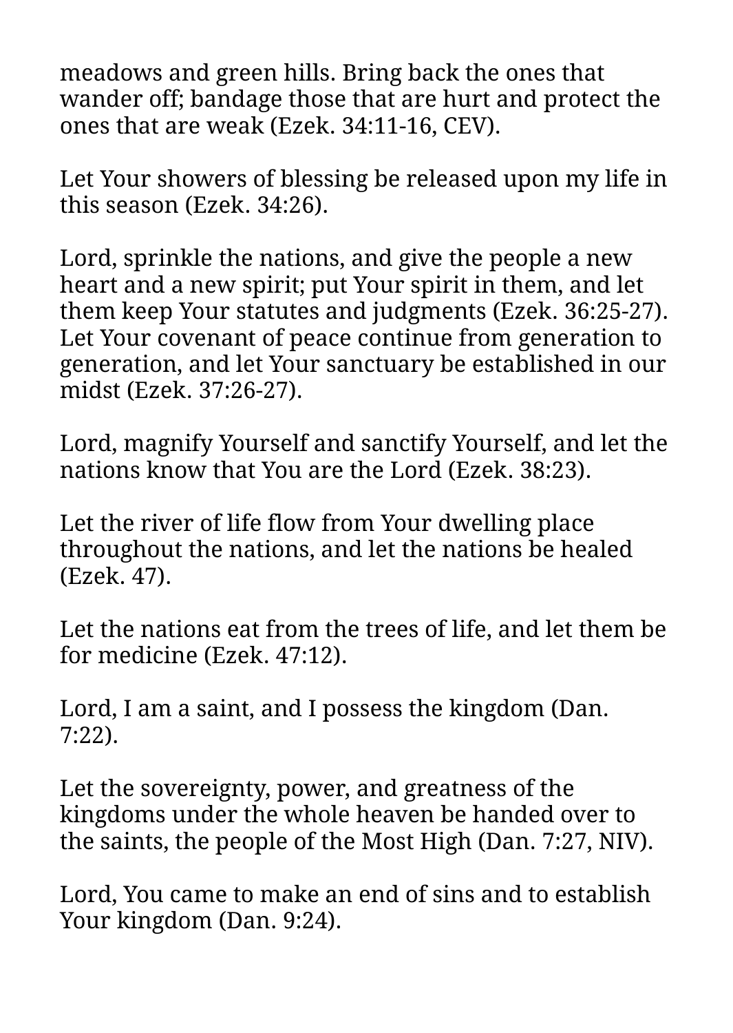meadows and green hills. Bring back the ones that wander off; bandage those that are hurt and protect the ones that are weak (Ezek. 34:11-16, CEV).

Let Your showers of blessing be released upon my life in this season (Ezek. 34:26).

Lord, sprinkle the nations, and give the people a new heart and a new spirit; put Your spirit in them, and let them keep Your statutes and judgments (Ezek. 36:25-27). Let Your covenant of peace continue from generation to generation, and let Your sanctuary be established in our midst (Ezek. 37:26-27).

Lord, magnify Yourself and sanctify Yourself, and let the nations know that You are the Lord (Ezek. 38:23).

Let the river of life flow from Your dwelling place throughout the nations, and let the nations be healed (Ezek. 47).

Let the nations eat from the trees of life, and let them be for medicine (Ezek. 47:12).

Lord, I am a saint, and I possess the kingdom (Dan. 7:22).

Let the sovereignty, power, and greatness of the kingdoms under the whole heaven be handed over to the saints, the people of the Most High (Dan. 7:27, NIV).

Lord, You came to make an end of sins and to establish Your kingdom (Dan. 9:24).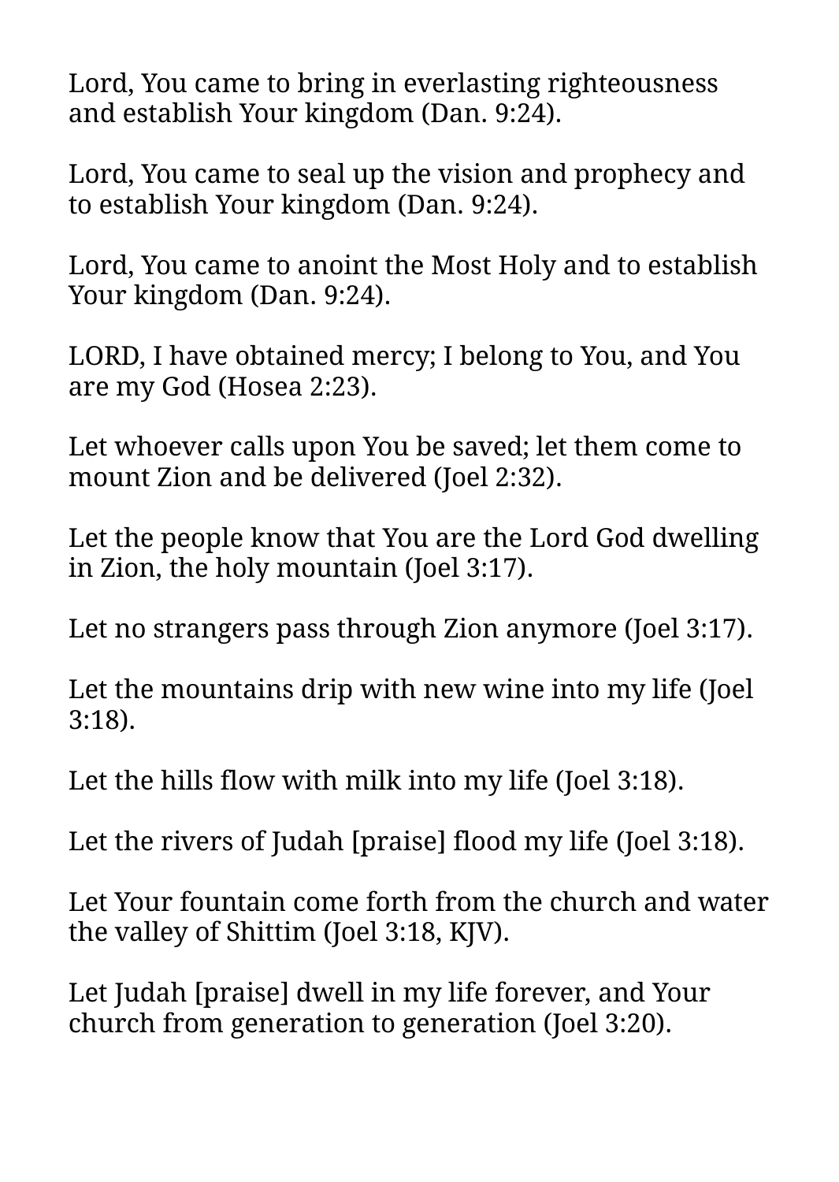Lord, You came to bring in everlasting righteousness and establish Your kingdom (Dan. 9:24).

Lord, You came to seal up the vision and prophecy and to establish Your kingdom (Dan. 9:24).

Lord, You came to anoint the Most Holy and to establish Your kingdom (Dan. 9:24).

LORD, I have obtained mercy; I belong to You, and You are my God (Hosea 2:23).

Let whoever calls upon You be saved; let them come to mount Zion and be delivered (Joel 2:32).

Let the people know that You are the Lord God dwelling in Zion, the holy mountain (Joel 3:17).

Let no strangers pass through Zion anymore (Joel 3:17).

Let the mountains drip with new wine into my life (Joel 3:18).

Let the hills flow with milk into my life (Joel 3:18).

Let the rivers of Judah [praise] flood my life (Joel 3:18).

Let Your fountain come forth from the church and water the valley of Shittim (Joel 3:18, KJV).

Let Judah [praise] dwell in my life forever, and Your church from generation to generation (Joel 3:20).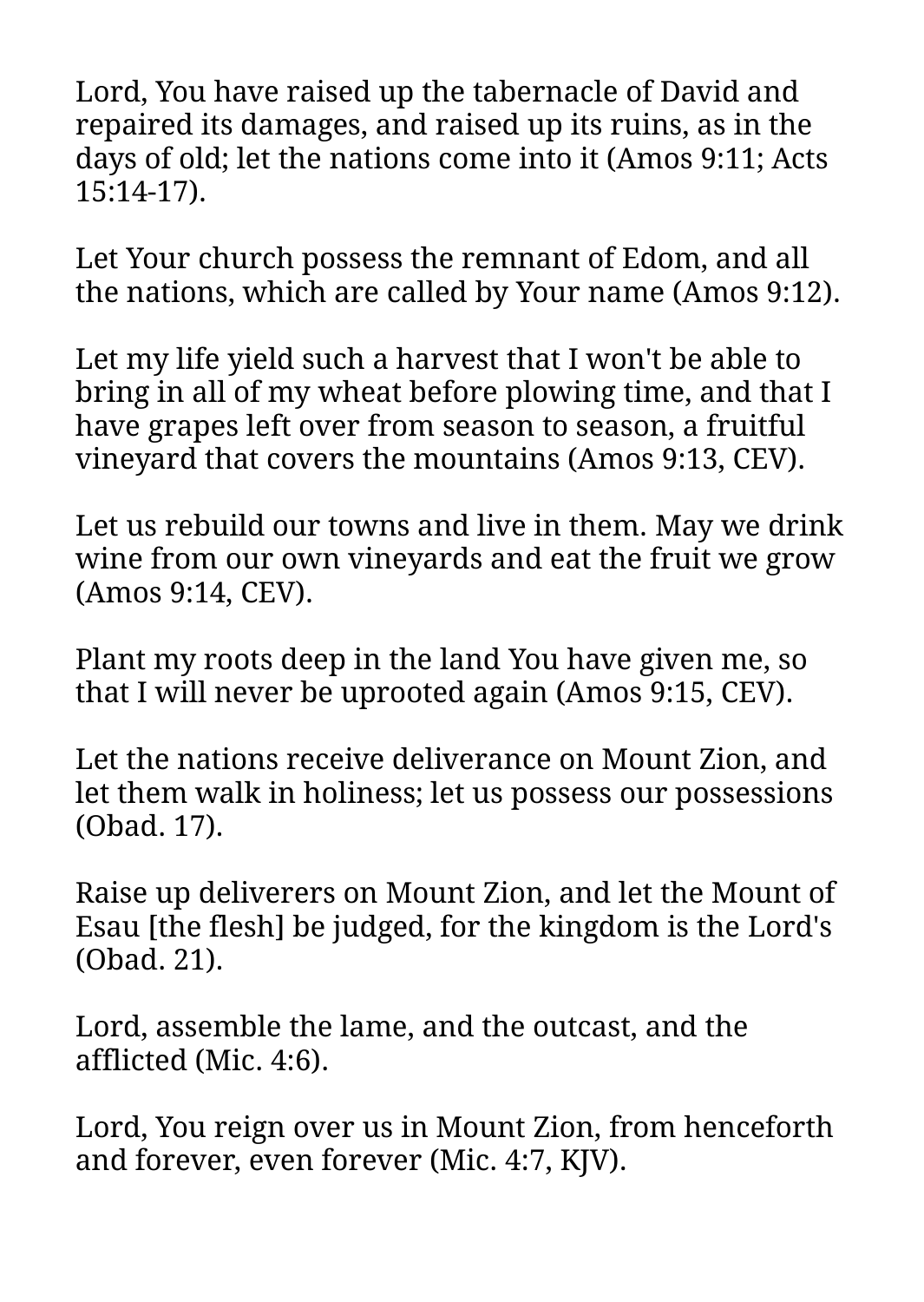Lord, You have raised up the tabernacle of David and repaired its damages, and raised up its ruins, as in the days of old; let the nations come into it (Amos 9:11; Acts 15:14-17).

Let Your church possess the remnant of Edom, and all the nations, which are called by Your name (Amos 9:12).

Let my life yield such a harvest that I won't be able to bring in all of my wheat before plowing time, and that I have grapes left over from season to season, a fruitful vineyard that covers the mountains (Amos 9:13, CEV).

Let us rebuild our towns and live in them. May we drink wine from our own vineyards and eat the fruit we grow (Amos 9:14, CEV).

Plant my roots deep in the land You have given me, so that I will never be uprooted again (Amos 9:15, CEV).

Let the nations receive deliverance on Mount Zion, and let them walk in holiness; let us possess our possessions (Obad. 17).

Raise up deliverers on Mount Zion, and let the Mount of Esau [the flesh] be judged, for the kingdom is the Lord's (Obad. 21).

Lord, assemble the lame, and the outcast, and the afflicted (Mic. 4:6).

Lord, You reign over us in Mount Zion, from henceforth and forever, even forever (Mic. 4:7, KJV).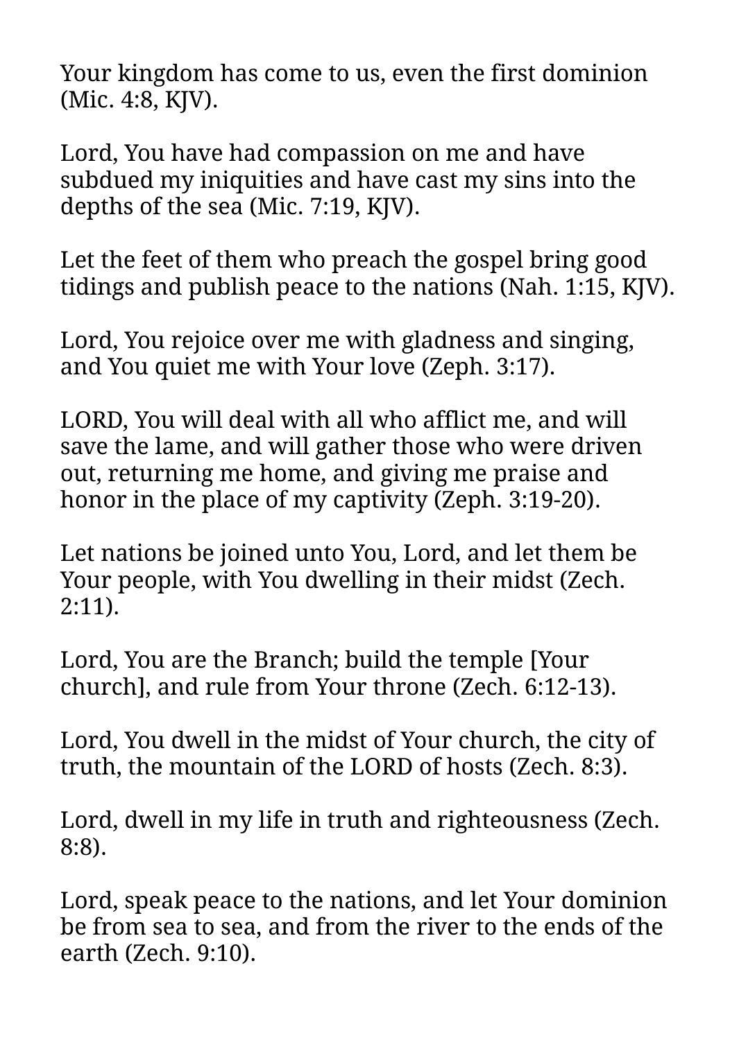Your kingdom has come to us, even the first dominion (Mic. 4:8, KJV).

Lord, You have had compassion on me and have subdued my iniquities and have cast my sins into the depths of the sea (Mic. 7:19, KJV).

Let the feet of them who preach the gospel bring good tidings and publish peace to the nations (Nah. 1:15, KJV).

Lord, You rejoice over me with gladness and singing, and You quiet me with Your love (Zeph. 3:17).

LORD, You will deal with all who afflict me, and will save the lame, and will gather those who were driven out, returning me home, and giving me praise and honor in the place of my captivity (Zeph. 3:19-20).

Let nations be joined unto You, Lord, and let them be Your people, with You dwelling in their midst (Zech. 2:11).

Lord, You are the Branch; build the temple [Your church], and rule from Your throne (Zech. 6:12-13).

Lord, You dwell in the midst of Your church, the city of truth, the mountain of the LORD of hosts (Zech. 8:3).

Lord, dwell in my life in truth and righteousness (Zech. 8:8).

Lord, speak peace to the nations, and let Your dominion be from sea to sea, and from the river to the ends of the earth (Zech. 9:10).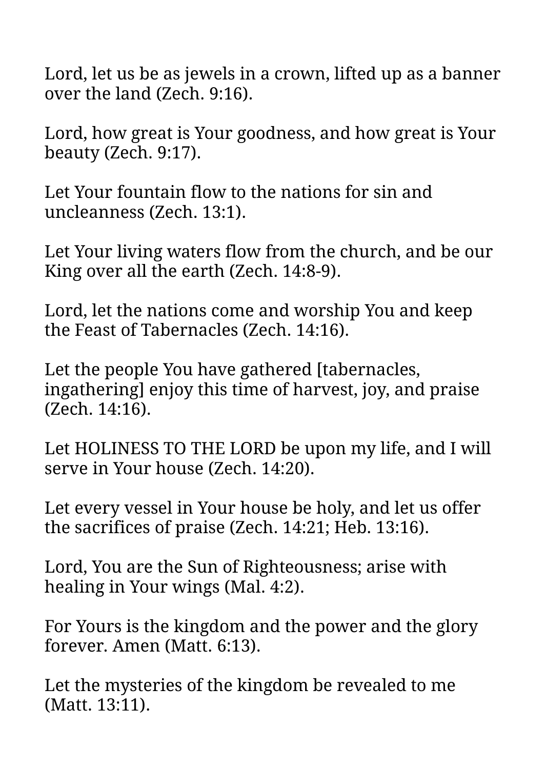Lord, let us be as jewels in a crown, lifted up as a banner over the land (Zech. 9:16).

Lord, how great is Your goodness, and how great is Your beauty (Zech. 9:17).

Let Your fountain flow to the nations for sin and uncleanness (Zech. 13:1).

Let Your living waters flow from the church, and be our King over all the earth (Zech. 14:8-9).

Lord, let the nations come and worship You and keep the Feast of Tabernacles (Zech. 14:16).

Let the people You have gathered [tabernacles, ingathering] enjoy this time of harvest, joy, and praise (Zech. 14:16).

Let HOLINESS TO THE LORD be upon my life, and I will serve in Your house (Zech. 14:20).

Let every vessel in Your house be holy, and let us offer the sacrifices of praise (Zech. 14:21; Heb. 13:16).

Lord, You are the Sun of Righteousness; arise with healing in Your wings (Mal. 4:2).

For Yours is the kingdom and the power and the glory forever. Amen (Matt. 6:13).

Let the mysteries of the kingdom be revealed to me (Matt. 13:11).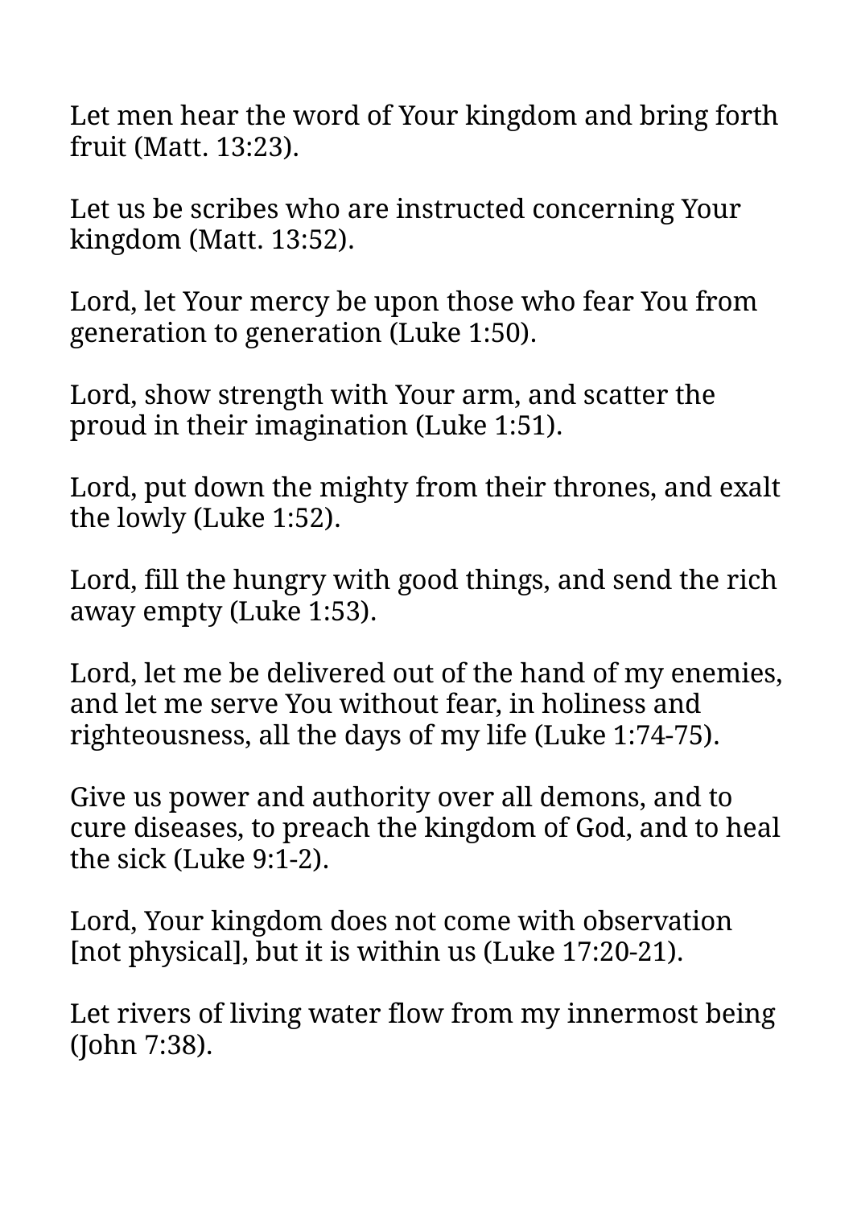Let men hear the word of Your kingdom and bring forth fruit (Matt. 13:23).

Let us be scribes who are instructed concerning Your kingdom (Matt. 13:52).

Lord, let Your mercy be upon those who fear You from generation to generation (Luke 1:50).

Lord, show strength with Your arm, and scatter the proud in their imagination (Luke 1:51).

Lord, put down the mighty from their thrones, and exalt the lowly (Luke 1:52).

Lord, fill the hungry with good things, and send the rich away empty (Luke 1:53).

Lord, let me be delivered out of the hand of my enemies, and let me serve You without fear, in holiness and righteousness, all the days of my life (Luke 1:74-75).

Give us power and authority over all demons, and to cure diseases, to preach the kingdom of God, and to heal the sick (Luke 9:1-2).

Lord, Your kingdom does not come with observation [not physical], but it is within us (Luke 17:20-21).

Let rivers of living water flow from my innermost being (John 7:38).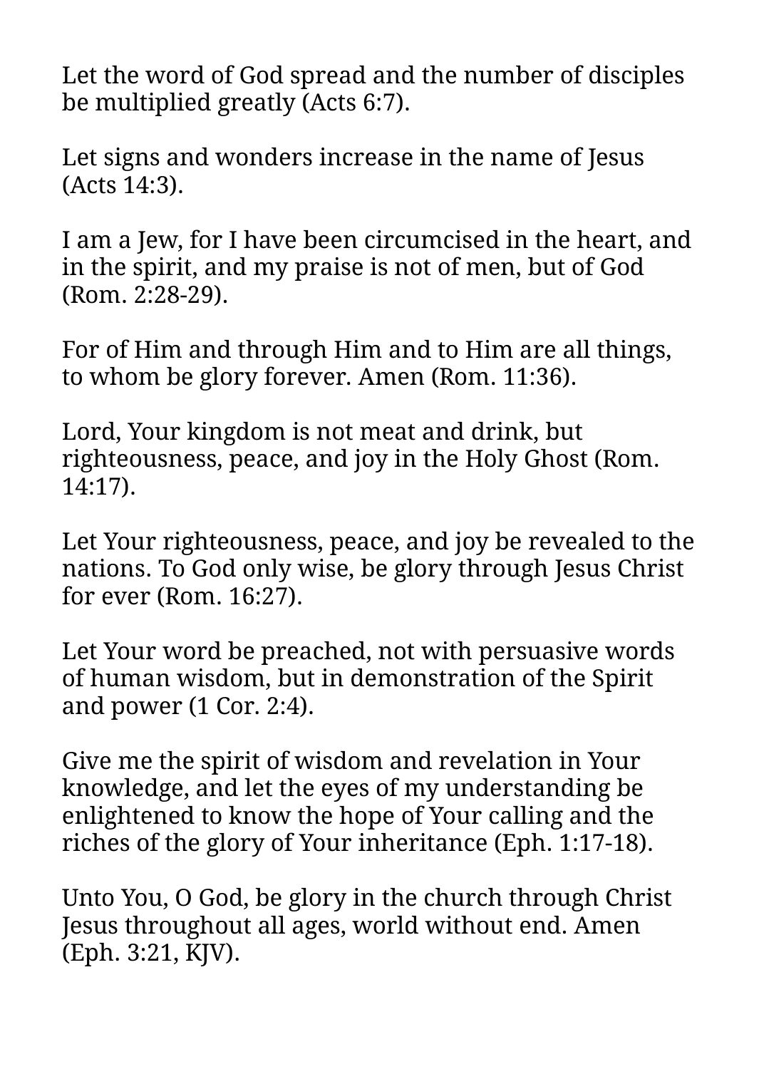Let the word of God spread and the number of disciples be multiplied greatly (Acts 6:7).

Let signs and wonders increase in the name of Jesus (Acts 14:3).

I am a Jew, for I have been circumcised in the heart, and in the spirit, and my praise is not of men, but of God (Rom. 2:28-29).

For of Him and through Him and to Him are all things, to whom be glory forever. Amen (Rom. 11:36).

Lord, Your kingdom is not meat and drink, but righteousness, peace, and joy in the Holy Ghost (Rom. 14:17).

Let Your righteousness, peace, and joy be revealed to the nations. To God only wise, be glory through Jesus Christ for ever (Rom. 16:27).

Let Your word be preached, not with persuasive words of human wisdom, but in demonstration of the Spirit and power (1 Cor. 2:4).

Give me the spirit of wisdom and revelation in Your knowledge, and let the eyes of my understanding be enlightened to know the hope of Your calling and the riches of the glory of Your inheritance (Eph. 1:17-18).

Unto You, O God, be glory in the church through Christ Jesus throughout all ages, world without end. Amen (Eph. 3:21, KJV).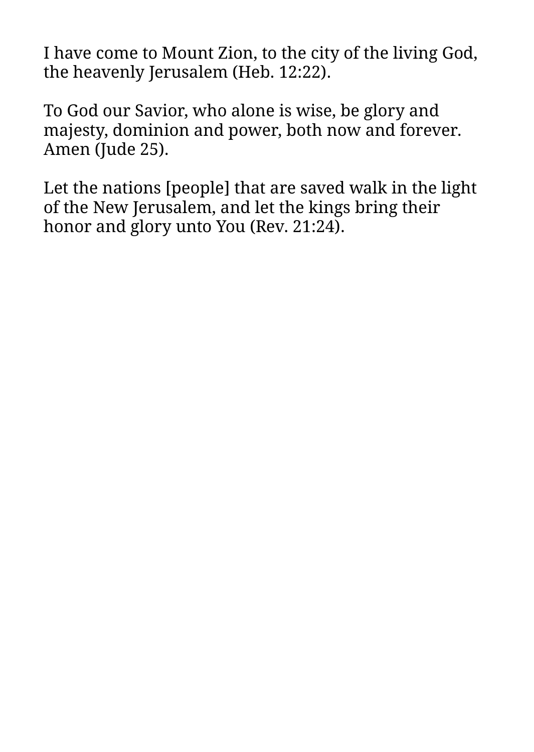I have come to Mount Zion, to the city of the living God, the heavenly Jerusalem (Heb. 12:22).

To God our Savior, who alone is wise, be glory and majesty, dominion and power, both now and forever. Amen (Jude 25).

Let the nations [people] that are saved walk in the light of the New Jerusalem, and let the kings bring their honor and glory unto You (Rev. 21:24).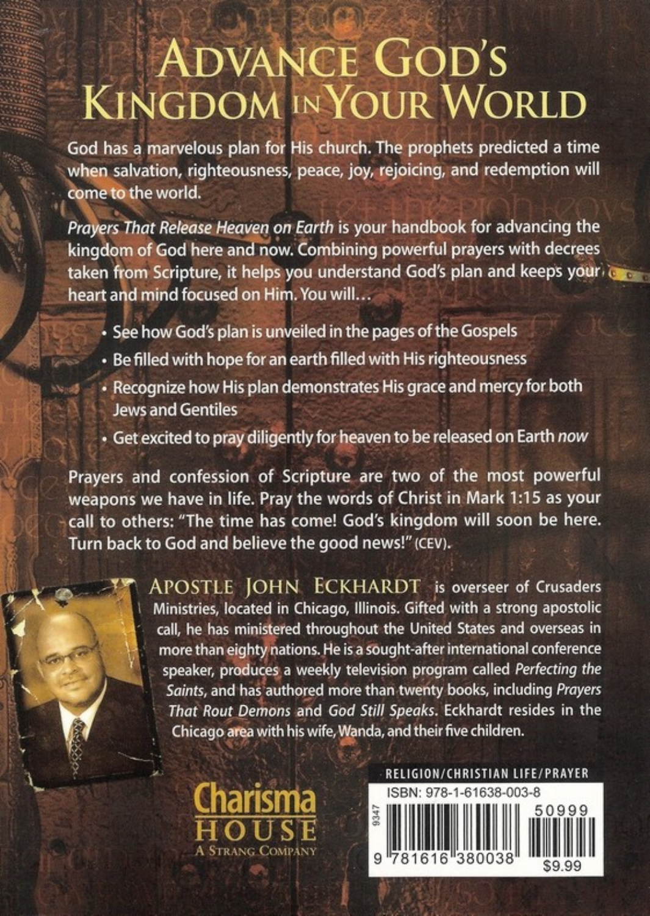# Advance God's Kingdom in Your World

God has a marvelous plan for His church. The prophets predicted a time when salvation, righteousness, peace, joy, rejoicing, and redemption will come to the world.

*Prayers That Release Heaven on Earth* is your handbook for advancing the kingdom of God here and now. Combining powerful prayers with decrees taken from Scripture, it helps you understand God's plan and keeps your heart and mind focused on Him. You will...

- See how God's plan is unveiled in the pages of the Gospels
- Be filled with hope for an earth filled with His righteousness
- Recognize how His plan demonstrates His grace and mercy for both Jews and Gentiles
- Get excited to pray diligently for heaven to be released on Earth *now*

Prayers and confession of Scripture are two of the most powerful weapons we have in life. Pray the words of Christ in Mark 1:15 as your call to others: "The time has come! God's kingdom will soon be here. Turn back to God and believe the good news!" (CEV).

APOSTLE JOHN ECKHARDT is overseer of Crusaders Ministries, located in Chicago, Illinois. Gifted with a strong apostolic call, he has ministered throughout the United States and overseas in more than eighty nations. He is a sought-after international conference speaker, produces a weekly television program called *Perfecting the Saints*, and has authored more than twenty books, including *Prayers That Rout Demons* and *God Still Speaks*. Eckhardt resides in the Chicago area with his wife, Wanda, and their five children.

Charisma House
A Strang Company

RELIGION/CHRISTIAN LIFE/PRAYER

ISBN: 978-1-61638-003-8

9347

50999

9 781616 380038

$9.99